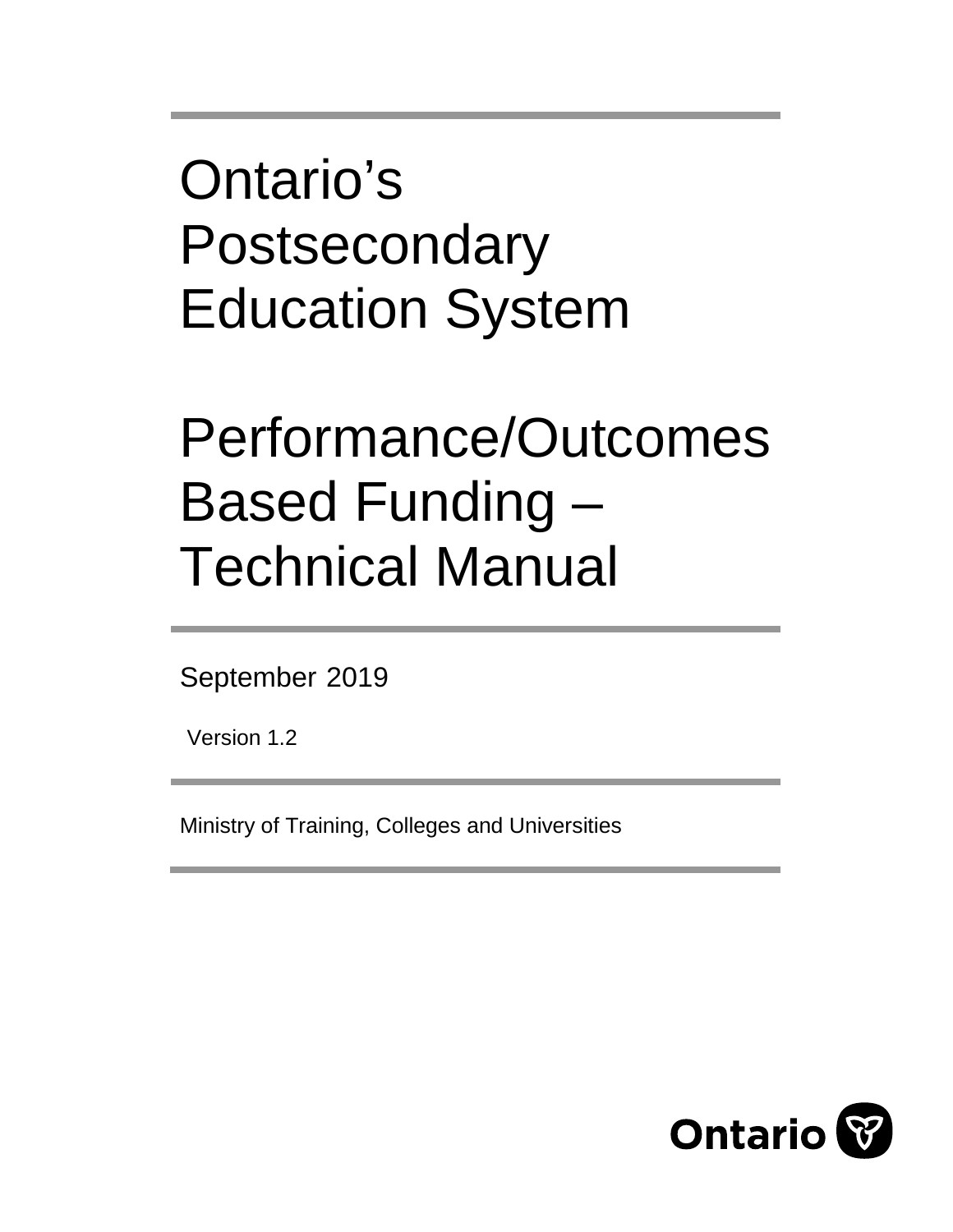# Ontario's Postsecondary Education System

# Performance/Outcomes Based Funding – Technical Manual

September 2019

Version 1.2

Ministry of Training, Colleges and Universities

Ontario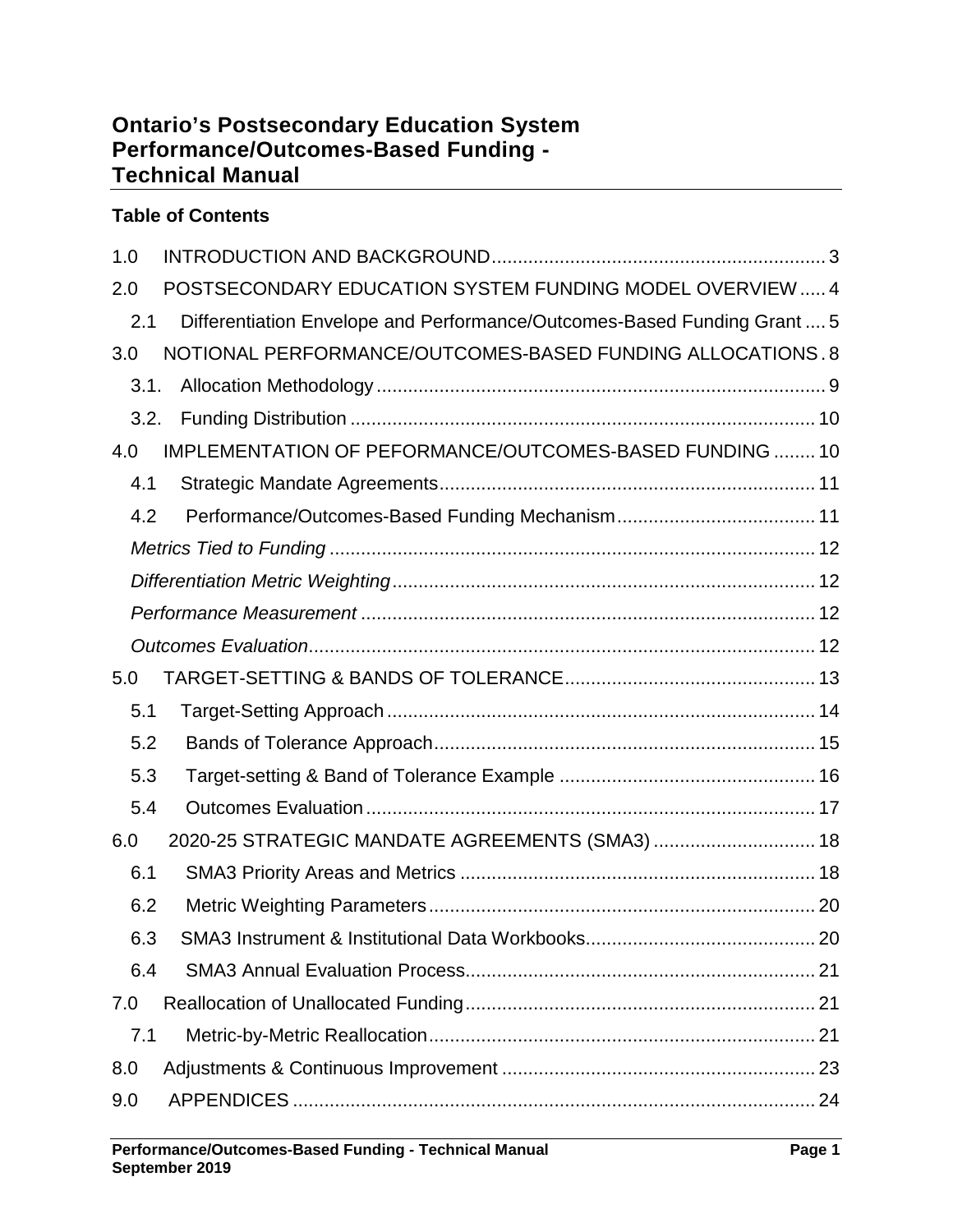# Ontario's Postsecondary Education System Performance/Outcomes-Based Funding - Technical Manual

**Table of Contents**

1.0 INTRODUCTION AND BACKGROUND ........ 3
2.0 POSTSECONDARY EDUCATION SYSTEM FUNDING MODEL OVERVIEW ........ 4
  2.1 Differentiation Envelope and Performance/Outcomes-Based Funding Grant ........ 5
3.0 NOTIONAL PERFORMANCE/OUTCOMES-BASED FUNDING ALLOCATIONS ........ 8
  3.1. Allocation Methodology ........ 9
  3.2. Funding Distribution ........ 10
4.0 IMPLEMENTATION OF PEFORMANCE/OUTCOMES-BASED FUNDING ........ 10
  4.1 Strategic Mandate Agreements ........ 11
  4.2 Performance/Outcomes-Based Funding Mechanism ........ 11
  *Metrics Tied to Funding* ........ 12
  *Differentiation Metric Weighting* ........ 12
  *Performance Measurement* ........ 12
  *Outcomes Evaluation* ........ 12
5.0 TARGET-SETTING & BANDS OF TOLERANCE ........ 13
  5.1 Target-Setting Approach ........ 14
  5.2 Bands of Tolerance Approach ........ 15
  5.3 Target-setting & Band of Tolerance Example ........ 16
  5.4 Outcomes Evaluation ........ 17
6.0 2020-25 STRATEGIC MANDATE AGREEMENTS (SMA3) ........ 18
  6.1 SMA3 Priority Areas and Metrics ........ 18
  6.2 Metric Weighting Parameters ........ 20
  6.3 SMA3 Instrument & Institutional Data Workbooks ........ 20
  6.4 SMA3 Annual Evaluation Process ........ 21
7.0 Reallocation of Unallocated Funding ........ 21
  7.1 Metric-by-Metric Reallocation ........ 21
8.0 Adjustments & Continuous Improvement ........ 23
9.0 APPENDICES ........ 24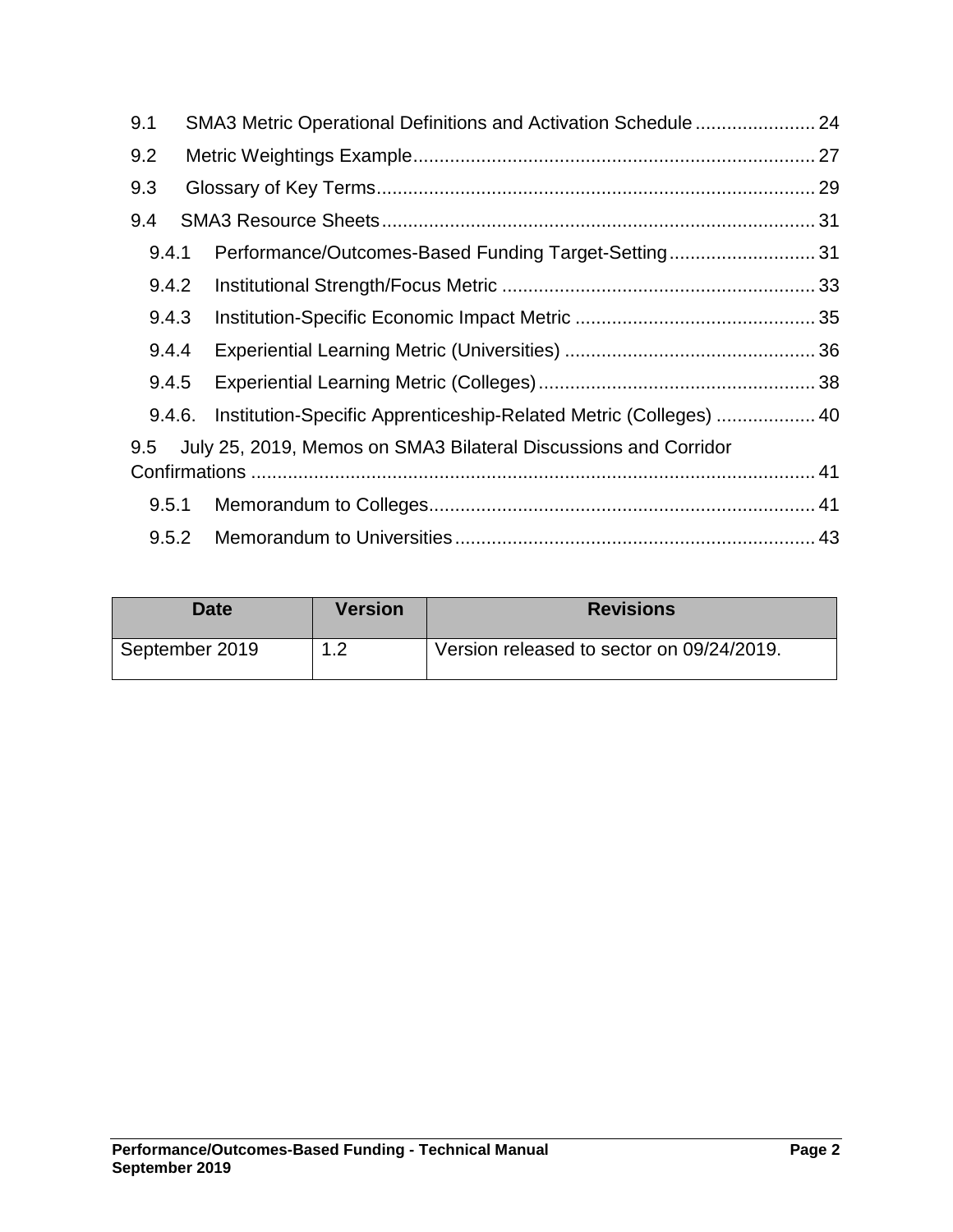9.1 SMA3 Metric Operational Definitions and Activation Schedule ....................... 24

9.2 Metric Weightings Example ............................................................................. 27

9.3 Glossary of Key Terms ..................................................................................... 29

9.4 SMA3 Resource Sheets .................................................................................... 31

- 9.4.1 Performance/Outcomes-Based Funding Target-Setting ............................ 31
- 9.4.2 Institutional Strength/Focus Metric ............................................................ 33
- 9.4.3 Institution-Specific Economic Impact Metric .............................................. 35
- 9.4.4 Experiential Learning Metric (Universities) ................................................ 36
- 9.4.5 Experiential Learning Metric (Colleges) ..................................................... 38
- 9.4.6. Institution-Specific Apprenticeship-Related Metric (Colleges) ................... 40

9.5 July 25, 2019, Memos on SMA3 Bilateral Discussions and Corridor Confirmations ........................................................................................................... 41

- 9.5.1 Memorandum to Colleges .......................................................................... 41
- 9.5.2 Memorandum to Universities ..................................................................... 43

| Date | Version | Revisions |
|---|---|---|
| September 2019 | 1.2 | Version released to sector on 09/24/2019. |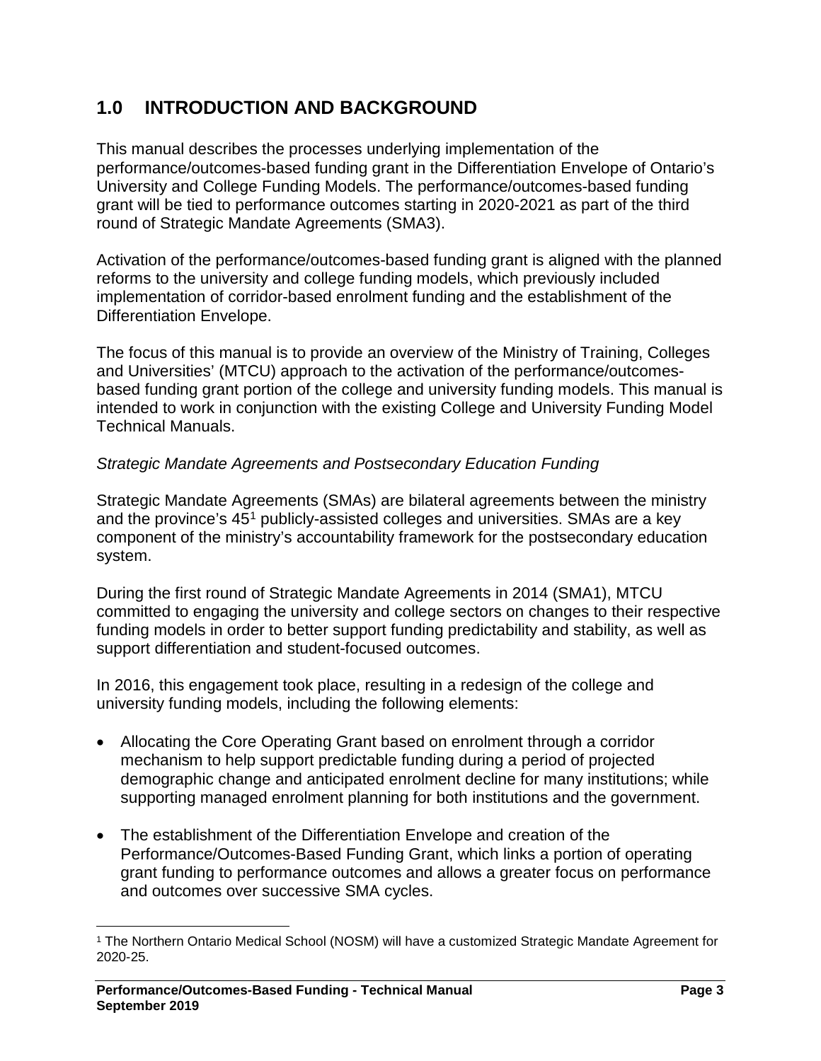# 1.0 INTRODUCTION AND BACKGROUND

This manual describes the processes underlying implementation of the performance/outcomes-based funding grant in the Differentiation Envelope of Ontario's University and College Funding Models. The performance/outcomes-based funding grant will be tied to performance outcomes starting in 2020-2021 as part of the third round of Strategic Mandate Agreements (SMA3).

Activation of the performance/outcomes-based funding grant is aligned with the planned reforms to the university and college funding models, which previously included implementation of corridor-based enrolment funding and the establishment of the Differentiation Envelope.

The focus of this manual is to provide an overview of the Ministry of Training, Colleges and Universities' (MTCU) approach to the activation of the performance/outcomes-based funding grant portion of the college and university funding models. This manual is intended to work in conjunction with the existing College and University Funding Model Technical Manuals.

*Strategic Mandate Agreements and Postsecondary Education Funding*

Strategic Mandate Agreements (SMAs) are bilateral agreements between the ministry and the province's 45[1] publicly-assisted colleges and universities. SMAs are a key component of the ministry's accountability framework for the postsecondary education system.

During the first round of Strategic Mandate Agreements in 2014 (SMA1), MTCU committed to engaging the university and college sectors on changes to their respective funding models in order to better support funding predictability and stability, as well as support differentiation and student-focused outcomes.

In 2016, this engagement took place, resulting in a redesign of the college and university funding models, including the following elements:

- Allocating the Core Operating Grant based on enrolment through a corridor mechanism to help support predictable funding during a period of projected demographic change and anticipated enrolment decline for many institutions; while supporting managed enrolment planning for both institutions and the government.
- The establishment of the Differentiation Envelope and creation of the Performance/Outcomes-Based Funding Grant, which links a portion of operating grant funding to performance outcomes and allows a greater focus on performance and outcomes over successive SMA cycles.

[1] The Northern Ontario Medical School (NOSM) will have a customized Strategic Mandate Agreement for 2020-25.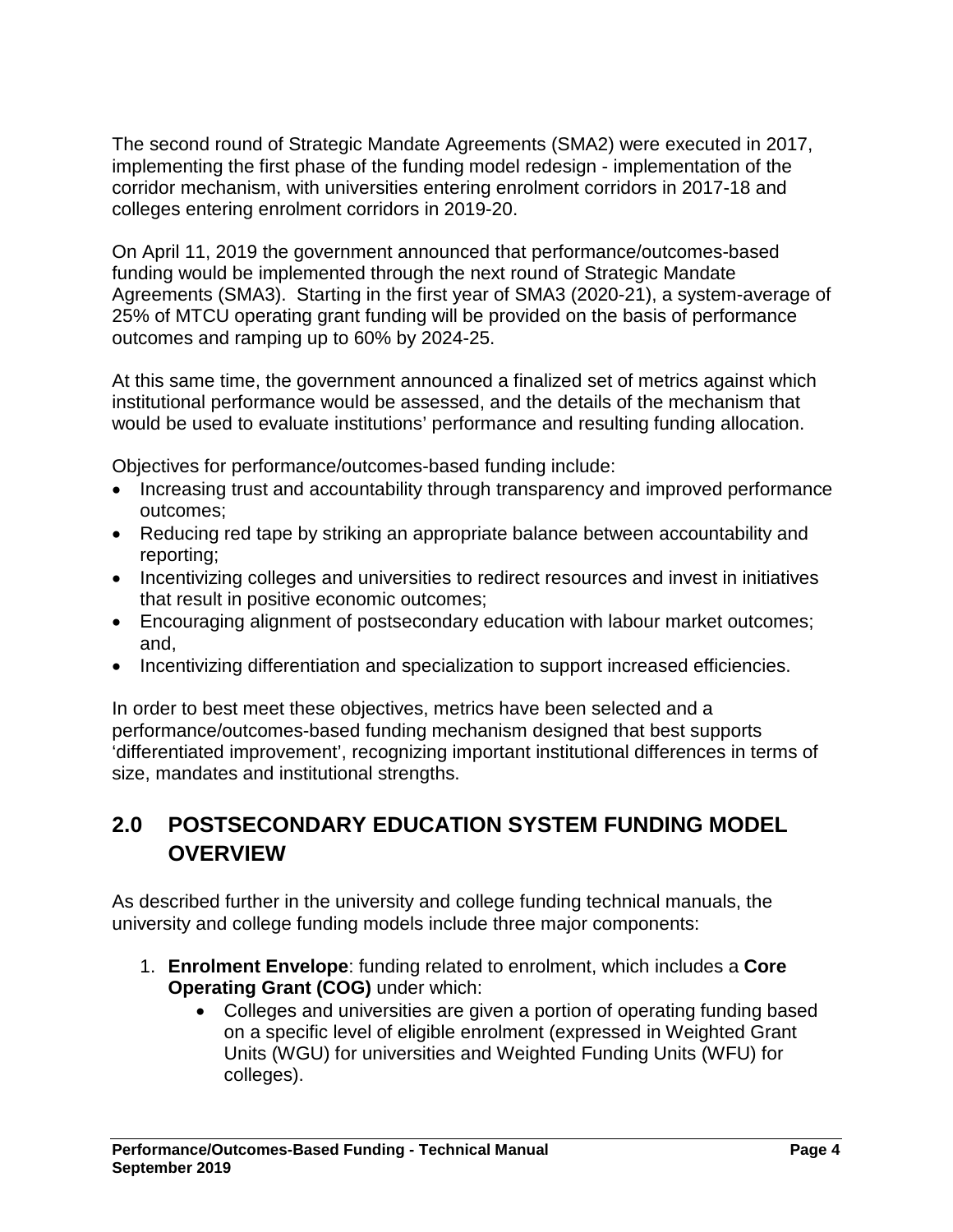The second round of Strategic Mandate Agreements (SMA2) were executed in 2017, implementing the first phase of the funding model redesign - implementation of the corridor mechanism, with universities entering enrolment corridors in 2017-18 and colleges entering enrolment corridors in 2019-20.

On April 11, 2019 the government announced that performance/outcomes-based funding would be implemented through the next round of Strategic Mandate Agreements (SMA3). Starting in the first year of SMA3 (2020-21), a system-average of 25% of MTCU operating grant funding will be provided on the basis of performance outcomes and ramping up to 60% by 2024-25.

At this same time, the government announced a finalized set of metrics against which institutional performance would be assessed, and the details of the mechanism that would be used to evaluate institutions' performance and resulting funding allocation.

Objectives for performance/outcomes-based funding include:

- Increasing trust and accountability through transparency and improved performance outcomes;
- Reducing red tape by striking an appropriate balance between accountability and reporting;
- Incentivizing colleges and universities to redirect resources and invest in initiatives that result in positive economic outcomes;
- Encouraging alignment of postsecondary education with labour market outcomes; and,
- Incentivizing differentiation and specialization to support increased efficiencies.

In order to best meet these objectives, metrics have been selected and a performance/outcomes-based funding mechanism designed that best supports 'differentiated improvement', recognizing important institutional differences in terms of size, mandates and institutional strengths.

## 2.0 POSTSECONDARY EDUCATION SYSTEM FUNDING MODEL OVERVIEW

As described further in the university and college funding technical manuals, the university and college funding models include three major components:

1. **Enrolment Envelope**: funding related to enrolment, which includes a **Core Operating Grant (COG)** under which:
    - Colleges and universities are given a portion of operating funding based on a specific level of eligible enrolment (expressed in Weighted Grant Units (WGU) for universities and Weighted Funding Units (WFU) for colleges).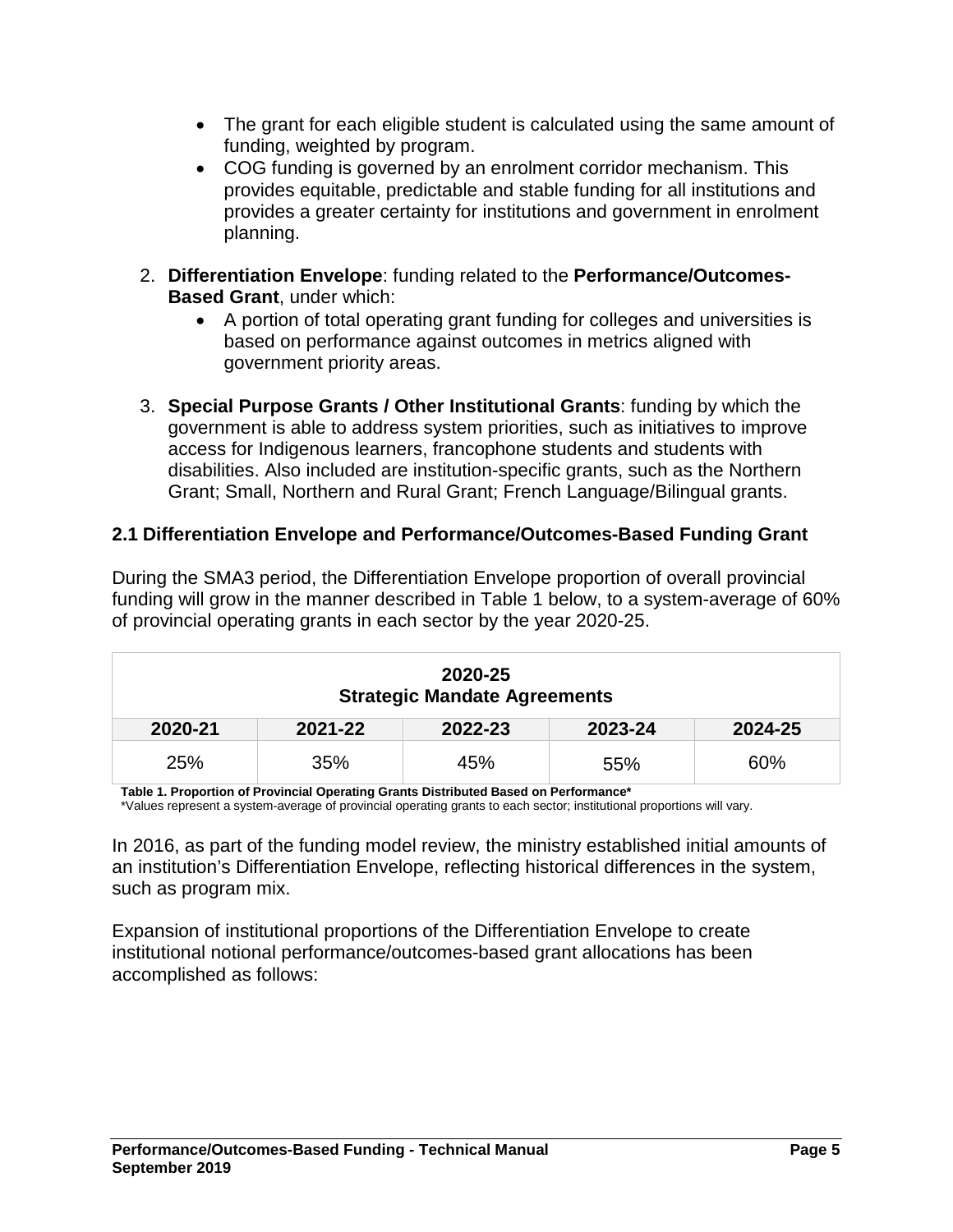- The grant for each eligible student is calculated using the same amount of funding, weighted by program.
- COG funding is governed by an enrolment corridor mechanism. This provides equitable, predictable and stable funding for all institutions and provides a greater certainty for institutions and government in enrolment planning.

2. **Differentiation Envelope**: funding related to the **Performance/Outcomes-Based Grant**, under which:
   - A portion of total operating grant funding for colleges and universities is based on performance against outcomes in metrics aligned with government priority areas.

3. **Special Purpose Grants / Other Institutional Grants**: funding by which the government is able to address system priorities, such as initiatives to improve access for Indigenous learners, francophone students and students with disabilities. Also included are institution-specific grants, such as the Northern Grant; Small, Northern and Rural Grant; French Language/Bilingual grants.

## 2.1 Differentiation Envelope and Performance/Outcomes-Based Funding Grant

During the SMA3 period, the Differentiation Envelope proportion of overall provincial funding will grow in the manner described in Table 1 below, to a system-average of 60% of provincial operating grants in each sector by the year 2020-25.

| 2020-25 Strategic Mandate Agreements | | | | |
|---|---|---|---|---|
| 2020-21 | 2021-22 | 2022-23 | 2023-24 | 2024-25 |
| 25% | 35% | 45% | 55% | 60% |

**Table 1. Proportion of Provincial Operating Grants Distributed Based on Performance***

*Values represent a system-average of provincial operating grants to each sector; institutional proportions will vary.

In 2016, as part of the funding model review, the ministry established initial amounts of an institution's Differentiation Envelope, reflecting historical differences in the system, such as program mix.

Expansion of institutional proportions of the Differentiation Envelope to create institutional notional performance/outcomes-based grant allocations has been accomplished as follows: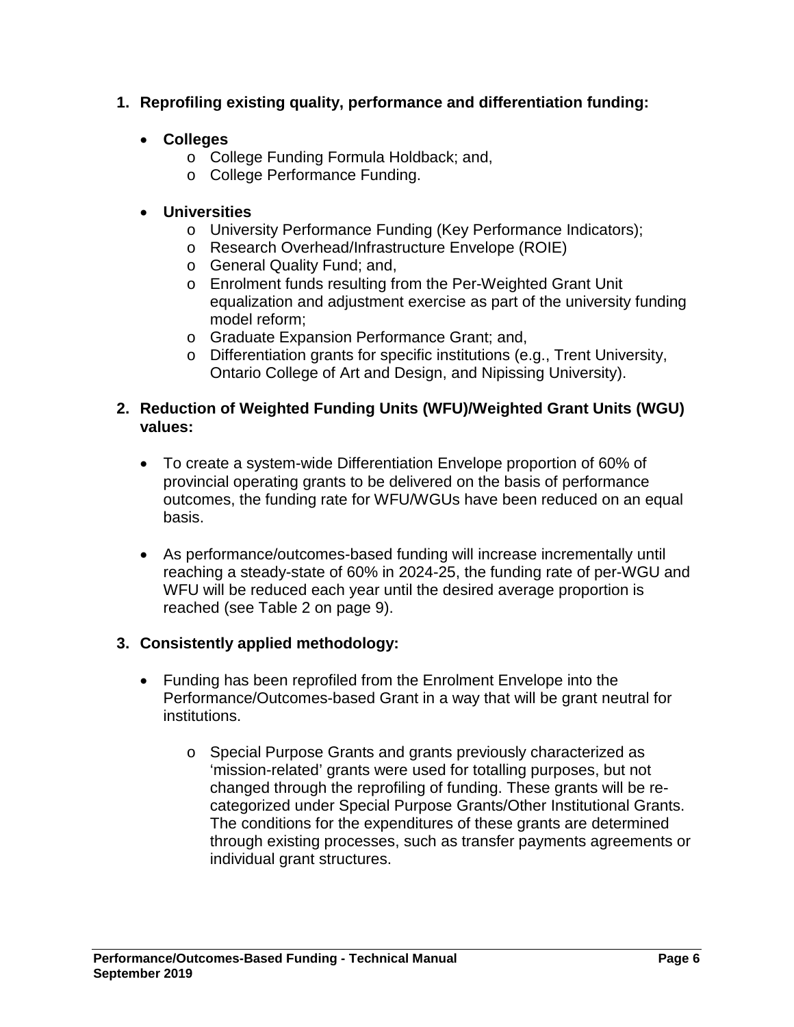1. **Reprofiling existing quality, performance and differentiation funding:**

   - **Colleges**
     - College Funding Formula Holdback; and,
     - College Performance Funding.

   - **Universities**
     - University Performance Funding (Key Performance Indicators);
     - Research Overhead/Infrastructure Envelope (ROIE)
     - General Quality Fund; and,
     - Enrolment funds resulting from the Per-Weighted Grant Unit equalization and adjustment exercise as part of the university funding model reform;
     - Graduate Expansion Performance Grant; and,
     - Differentiation grants for specific institutions (e.g., Trent University, Ontario College of Art and Design, and Nipissing University).

2. **Reduction of Weighted Funding Units (WFU)/Weighted Grant Units (WGU) values:**

   - To create a system-wide Differentiation Envelope proportion of 60% of provincial operating grants to be delivered on the basis of performance outcomes, the funding rate for WFU/WGUs have been reduced on an equal basis.

   - As performance/outcomes-based funding will increase incrementally until reaching a steady-state of 60% in 2024-25, the funding rate of per-WGU and WFU will be reduced each year until the desired average proportion is reached (see Table 2 on page 9).

3. **Consistently applied methodology:**

   - Funding has been reprofiled from the Enrolment Envelope into the Performance/Outcomes-based Grant in a way that will be grant neutral for institutions.

     - Special Purpose Grants and grants previously characterized as 'mission-related' grants were used for totalling purposes, but not changed through the reprofiling of funding. These grants will be re-categorized under Special Purpose Grants/Other Institutional Grants. The conditions for the expenditures of these grants are determined through existing processes, such as transfer payments agreements or individual grant structures.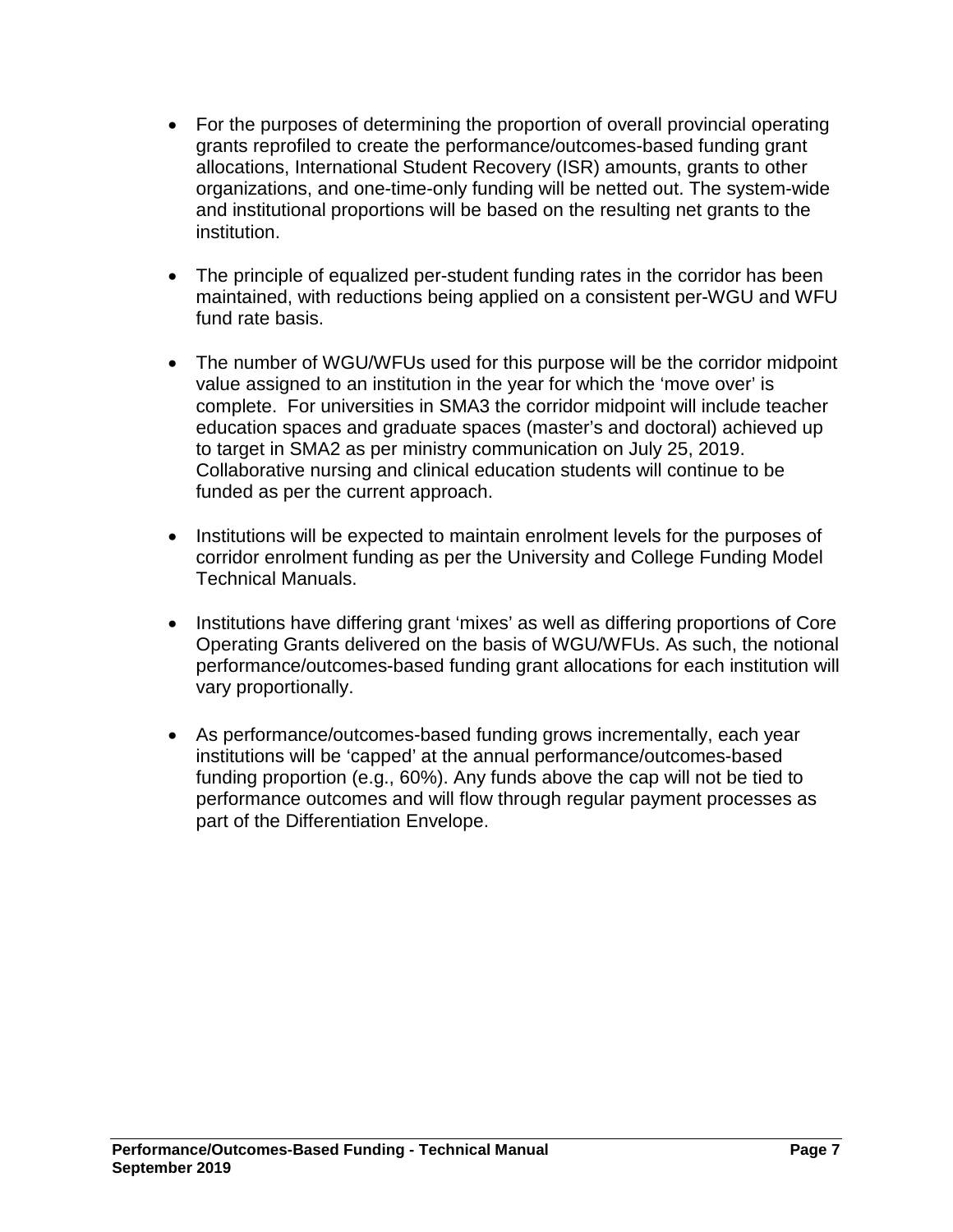- For the purposes of determining the proportion of overall provincial operating grants reprofiled to create the performance/outcomes-based funding grant allocations, International Student Recovery (ISR) amounts, grants to other organizations, and one-time-only funding will be netted out. The system-wide and institutional proportions will be based on the resulting net grants to the institution.

- The principle of equalized per-student funding rates in the corridor has been maintained, with reductions being applied on a consistent per-WGU and WFU fund rate basis.

- The number of WGU/WFUs used for this purpose will be the corridor midpoint value assigned to an institution in the year for which the 'move over' is complete. For universities in SMA3 the corridor midpoint will include teacher education spaces and graduate spaces (master's and doctoral) achieved up to target in SMA2 as per ministry communication on July 25, 2019. Collaborative nursing and clinical education students will continue to be funded as per the current approach.

- Institutions will be expected to maintain enrolment levels for the purposes of corridor enrolment funding as per the University and College Funding Model Technical Manuals.

- Institutions have differing grant 'mixes' as well as differing proportions of Core Operating Grants delivered on the basis of WGU/WFUs. As such, the notional performance/outcomes-based funding grant allocations for each institution will vary proportionally.

- As performance/outcomes-based funding grows incrementally, each year institutions will be 'capped' at the annual performance/outcomes-based funding proportion (e.g., 60%). Any funds above the cap will not be tied to performance outcomes and will flow through regular payment processes as part of the Differentiation Envelope.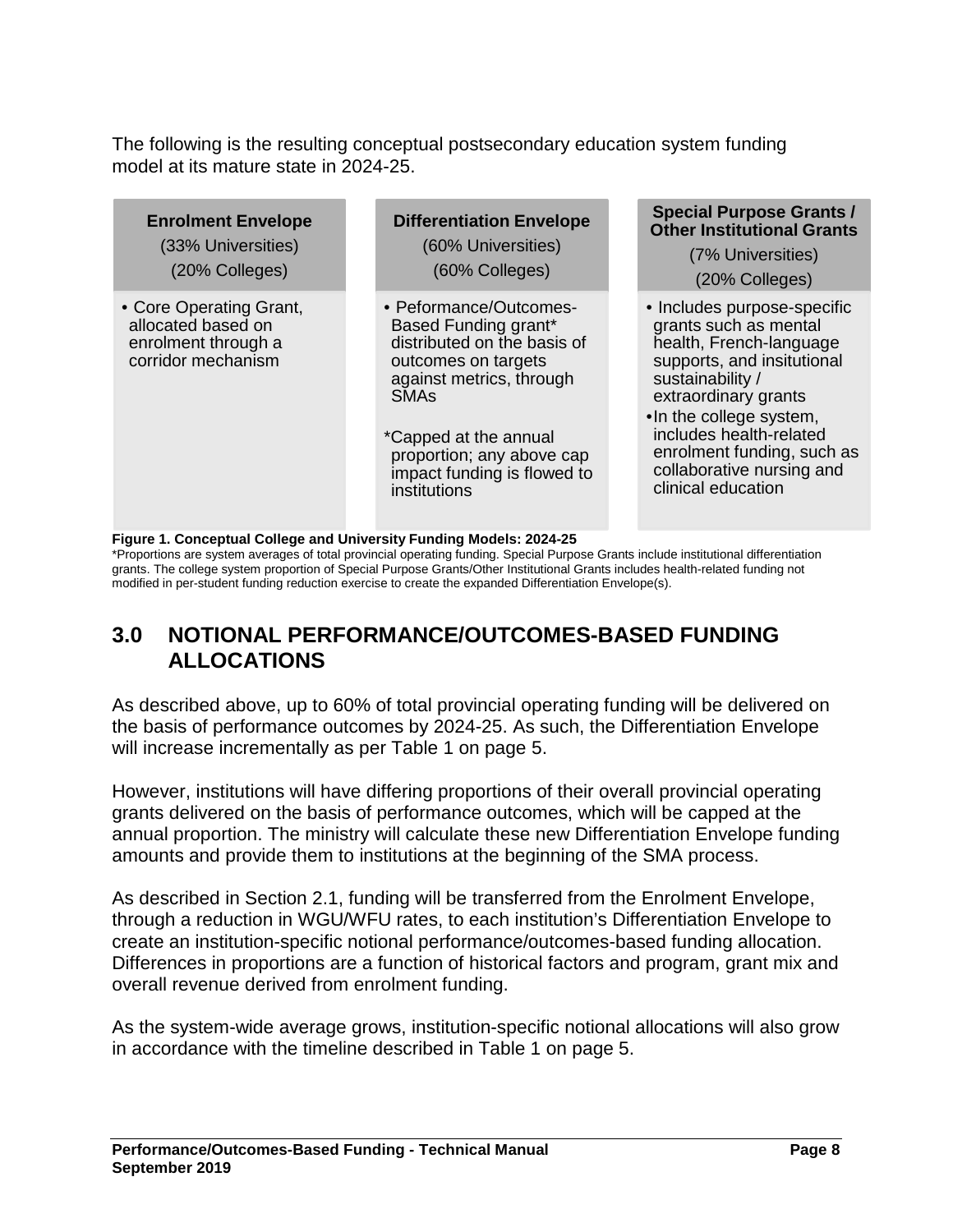The following is the resulting conceptual postsecondary education system funding model at its mature state in 2024-25.

| **Enrolment Envelope** (33% Universities) (20% Colleges) | **Differentiation Envelope** (60% Universities) (60% Colleges) | **Special Purpose Grants / Other Institutional Grants** (7% Universities) (20% Colleges) |
|---|---|---|
| • Core Operating Grant, allocated based on enrolment through a corridor mechanism | • Peformance/Outcomes-Based Funding grant* distributed on the basis of outcomes on targets against metrics, through SMAs<br><br>*Capped at the annual proportion; any above cap impact funding is flowed to institutions | • Includes purpose-specific grants such as mental health, French-language supports, and insitutional sustainability / extraordinary grants<br>• In the college system, includes health-related enrolment funding, such as collaborative nursing and clinical education |

**Figure 1. Conceptual College and University Funding Models: 2024-25**

*Proportions are system averages of total provincial operating funding. Special Purpose Grants include institutional differentiation grants. The college system proportion of Special Purpose Grants/Other Institutional Grants includes health-related funding not modified in per-student funding reduction exercise to create the expanded Differentiation Envelope(s).

## 3.0 NOTIONAL PERFORMANCE/OUTCOMES-BASED FUNDING ALLOCATIONS

As described above, up to 60% of total provincial operating funding will be delivered on the basis of performance outcomes by 2024-25. As such, the Differentiation Envelope will increase incrementally as per Table 1 on page 5.

However, institutions will have differing proportions of their overall provincial operating grants delivered on the basis of performance outcomes, which will be capped at the annual proportion. The ministry will calculate these new Differentiation Envelope funding amounts and provide them to institutions at the beginning of the SMA process.

As described in Section 2.1, funding will be transferred from the Enrolment Envelope, through a reduction in WGU/WFU rates, to each institution's Differentiation Envelope to create an institution-specific notional performance/outcomes-based funding allocation. Differences in proportions are a function of historical factors and program, grant mix and overall revenue derived from enrolment funding.

As the system-wide average grows, institution-specific notional allocations will also grow in accordance with the timeline described in Table 1 on page 5.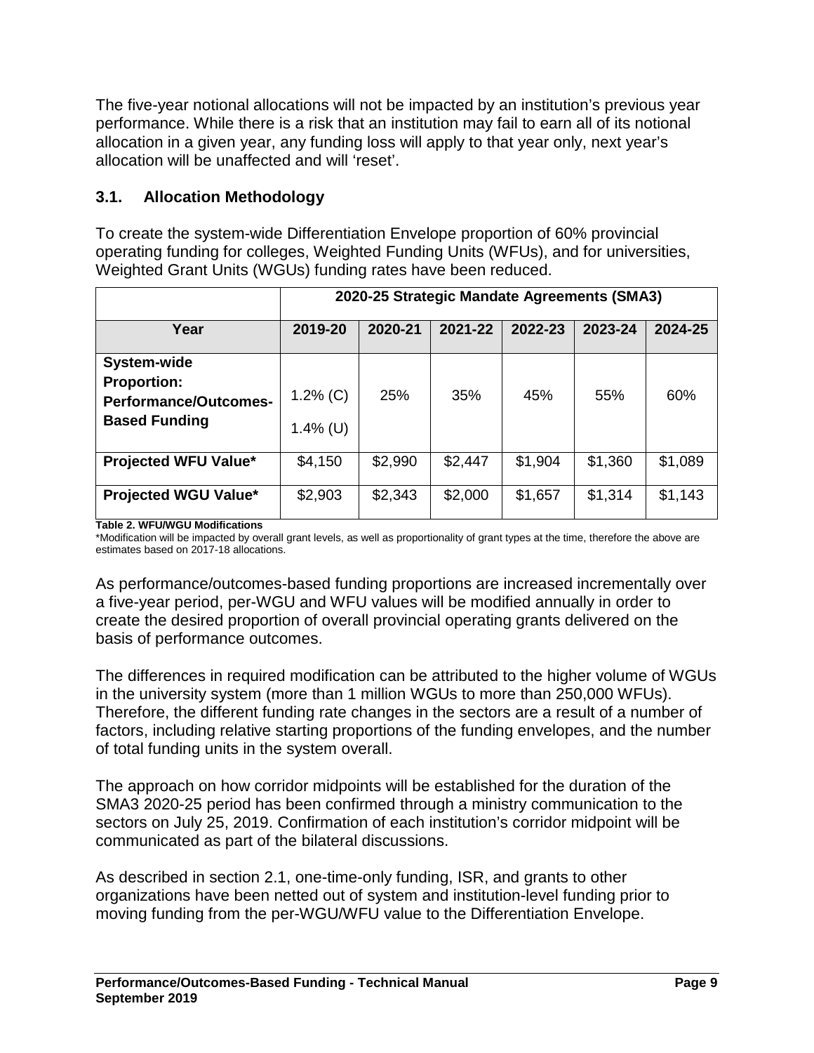The five-year notional allocations will not be impacted by an institution's previous year performance. While there is a risk that an institution may fail to earn all of its notional allocation in a given year, any funding loss will apply to that year only, next year's allocation will be unaffected and will 'reset'.

## 3.1. Allocation Methodology

To create the system-wide Differentiation Envelope proportion of 60% provincial operating funding for colleges, Weighted Funding Units (WFUs), and for universities, Weighted Grant Units (WGUs) funding rates have been reduced.

| | 2020-25 Strategic Mandate Agreements (SMA3) | | | | | |
|---|---|---|---|---|---|---|
| **Year** | **2019-20** | **2020-21** | **2021-22** | **2022-23** | **2023-24** | **2024-25** |
| **System-wide Proportion: Performance/Outcomes-Based Funding** | 1.2% (C) 1.4% (U) | 25% | 35% | 45% | 55% | 60% |
| **Projected WFU Value*** | $4,150 | $2,990 | $2,447 | $1,904 | $1,360 | $1,089 |
| **Projected WGU Value*** | $2,903 | $2,343 | $2,000 | $1,657 | $1,314 | $1,143 |

**Table 2. WFU/WGU Modifications**

*Modification will be impacted by overall grant levels, as well as proportionality of grant types at the time, therefore the above are estimates based on 2017-18 allocations.

As performance/outcomes-based funding proportions are increased incrementally over a five-year period, per-WGU and WFU values will be modified annually in order to create the desired proportion of overall provincial operating grants delivered on the basis of performance outcomes.

The differences in required modification can be attributed to the higher volume of WGUs in the university system (more than 1 million WGUs to more than 250,000 WFUs). Therefore, the different funding rate changes in the sectors are a result of a number of factors, including relative starting proportions of the funding envelopes, and the number of total funding units in the system overall.

The approach on how corridor midpoints will be established for the duration of the SMA3 2020-25 period has been confirmed through a ministry communication to the sectors on July 25, 2019. Confirmation of each institution's corridor midpoint will be communicated as part of the bilateral discussions.

As described in section 2.1, one-time-only funding, ISR, and grants to other organizations have been netted out of system and institution-level funding prior to moving funding from the per-WGU/WFU value to the Differentiation Envelope.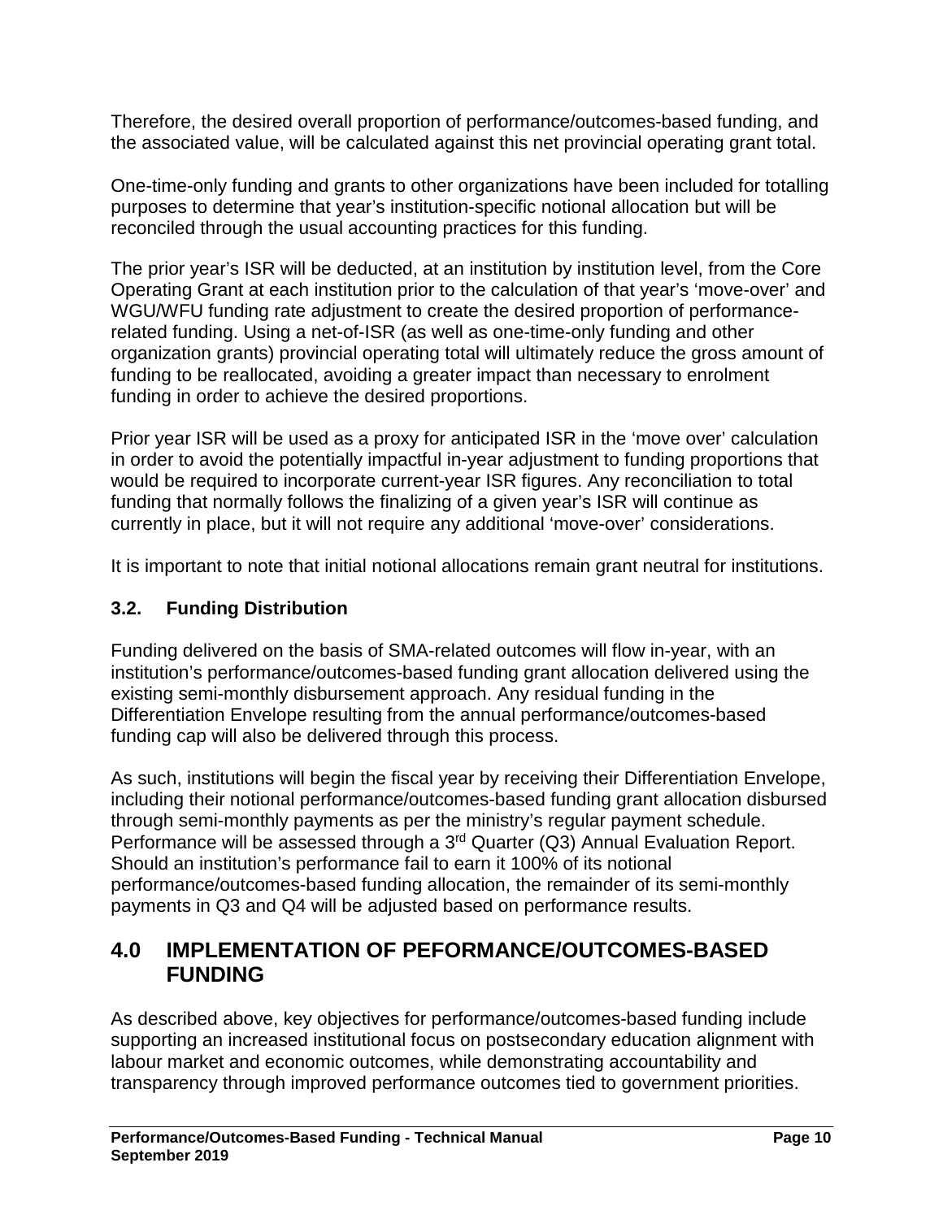Therefore, the desired overall proportion of performance/outcomes-based funding, and the associated value, will be calculated against this net provincial operating grant total.

One-time-only funding and grants to other organizations have been included for totalling purposes to determine that year's institution-specific notional allocation but will be reconciled through the usual accounting practices for this funding.

The prior year's ISR will be deducted, at an institution by institution level, from the Core Operating Grant at each institution prior to the calculation of that year's 'move-over' and WGU/WFU funding rate adjustment to create the desired proportion of performance-related funding. Using a net-of-ISR (as well as one-time-only funding and other organization grants) provincial operating total will ultimately reduce the gross amount of funding to be reallocated, avoiding a greater impact than necessary to enrolment funding in order to achieve the desired proportions.

Prior year ISR will be used as a proxy for anticipated ISR in the 'move over' calculation in order to avoid the potentially impactful in-year adjustment to funding proportions that would be required to incorporate current-year ISR figures. Any reconciliation to total funding that normally follows the finalizing of a given year's ISR will continue as currently in place, but it will not require any additional 'move-over' considerations.

It is important to note that initial notional allocations remain grant neutral for institutions.

### 3.2. Funding Distribution

Funding delivered on the basis of SMA-related outcomes will flow in-year, with an institution's performance/outcomes-based funding grant allocation delivered using the existing semi-monthly disbursement approach. Any residual funding in the Differentiation Envelope resulting from the annual performance/outcomes-based funding cap will also be delivered through this process.

As such, institutions will begin the fiscal year by receiving their Differentiation Envelope, including their notional performance/outcomes-based funding grant allocation disbursed through semi-monthly payments as per the ministry's regular payment schedule. Performance will be assessed through a 3rd Quarter (Q3) Annual Evaluation Report. Should an institution's performance fail to earn it 100% of its notional performance/outcomes-based funding allocation, the remainder of its semi-monthly payments in Q3 and Q4 will be adjusted based on performance results.

## 4.0 IMPLEMENTATION OF PEFORMANCE/OUTCOMES-BASED FUNDING

As described above, key objectives for performance/outcomes-based funding include supporting an increased institutional focus on postsecondary education alignment with labour market and economic outcomes, while demonstrating accountability and transparency through improved performance outcomes tied to government priorities.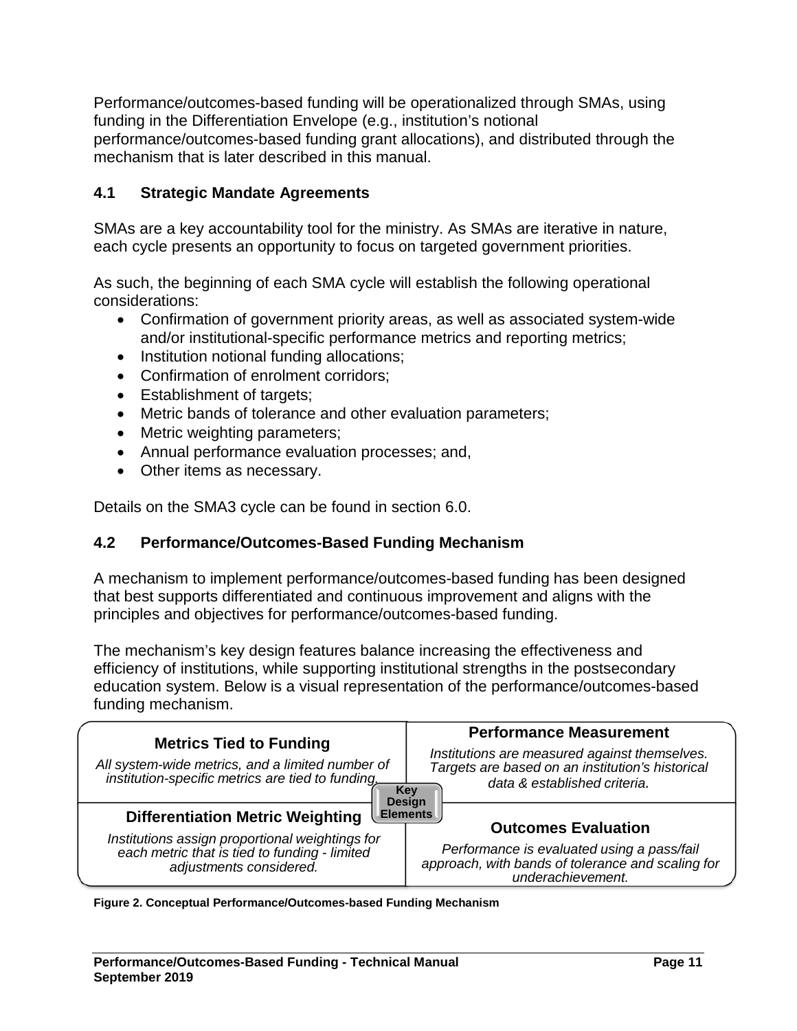Performance/outcomes-based funding will be operationalized through SMAs, using funding in the Differentiation Envelope (e.g., institution's notional performance/outcomes-based funding grant allocations), and distributed through the mechanism that is later described in this manual.

### 4.1 Strategic Mandate Agreements

SMAs are a key accountability tool for the ministry. As SMAs are iterative in nature, each cycle presents an opportunity to focus on targeted government priorities.

As such, the beginning of each SMA cycle will establish the following operational considerations:

- Confirmation of government priority areas, as well as associated system-wide and/or institutional-specific performance metrics and reporting metrics;
- Institution notional funding allocations;
- Confirmation of enrolment corridors;
- Establishment of targets;
- Metric bands of tolerance and other evaluation parameters;
- Metric weighting parameters;
- Annual performance evaluation processes; and,
- Other items as necessary.

Details on the SMA3 cycle can be found in section 6.0.

### 4.2 Performance/Outcomes-Based Funding Mechanism

A mechanism to implement performance/outcomes-based funding has been designed that best supports differentiated and continuous improvement and aligns with the principles and objectives for performance/outcomes-based funding.

The mechanism's key design features balance increasing the effectiveness and efficiency of institutions, while supporting institutional strengths in the postsecondary education system. Below is a visual representation of the performance/outcomes-based funding mechanism.

| **Metrics Tied to Funding**<br>*All system-wide metrics, and a limited number of institution-specific metrics are tied to funding.* | **Performance Measurement**<br>*Institutions are measured against themselves. Targets are based on an institution's historical data & established criteria.* |
|---|---|
| **Differentiation Metric Weighting**<br>*Institutions assign proportional weightings for each metric that is tied to funding - limited adjustments considered.* | **Outcomes Evaluation**<br>*Performance is evaluated using a pass/fail approach, with bands of tolerance and scaling for underachievement.* |

Key Design Elements

**Figure 2. Conceptual Performance/Outcomes-based Funding Mechanism**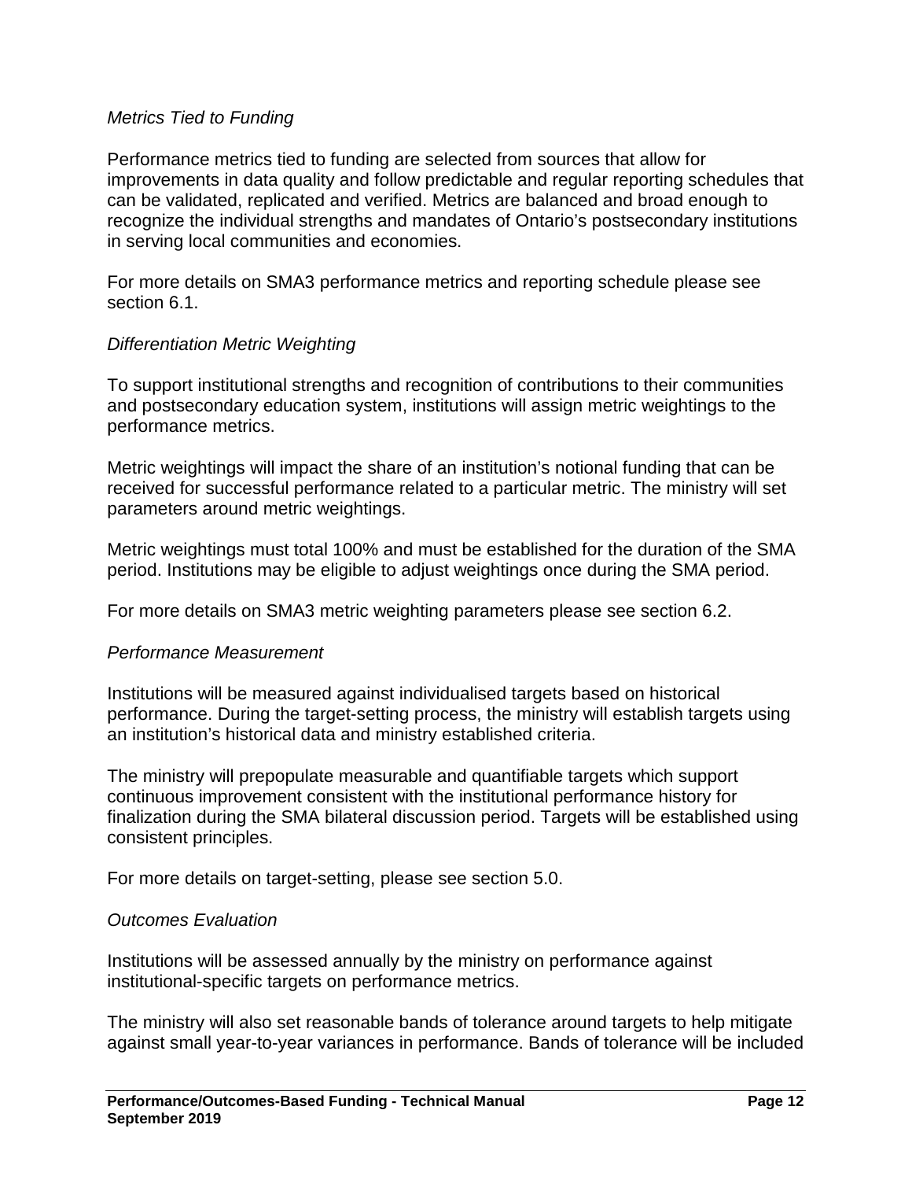*Metrics Tied to Funding*

Performance metrics tied to funding are selected from sources that allow for improvements in data quality and follow predictable and regular reporting schedules that can be validated, replicated and verified. Metrics are balanced and broad enough to recognize the individual strengths and mandates of Ontario's postsecondary institutions in serving local communities and economies.

For more details on SMA3 performance metrics and reporting schedule please see section 6.1.

*Differentiation Metric Weighting*

To support institutional strengths and recognition of contributions to their communities and postsecondary education system, institutions will assign metric weightings to the performance metrics.

Metric weightings will impact the share of an institution's notional funding that can be received for successful performance related to a particular metric. The ministry will set parameters around metric weightings.

Metric weightings must total 100% and must be established for the duration of the SMA period. Institutions may be eligible to adjust weightings once during the SMA period.

For more details on SMA3 metric weighting parameters please see section 6.2.

*Performance Measurement*

Institutions will be measured against individualised targets based on historical performance. During the target-setting process, the ministry will establish targets using an institution's historical data and ministry established criteria.

The ministry will prepopulate measurable and quantifiable targets which support continuous improvement consistent with the institutional performance history for finalization during the SMA bilateral discussion period. Targets will be established using consistent principles.

For more details on target-setting, please see section 5.0.

*Outcomes Evaluation*

Institutions will be assessed annually by the ministry on performance against institutional-specific targets on performance metrics.

The ministry will also set reasonable bands of tolerance around targets to help mitigate against small year-to-year variances in performance. Bands of tolerance will be included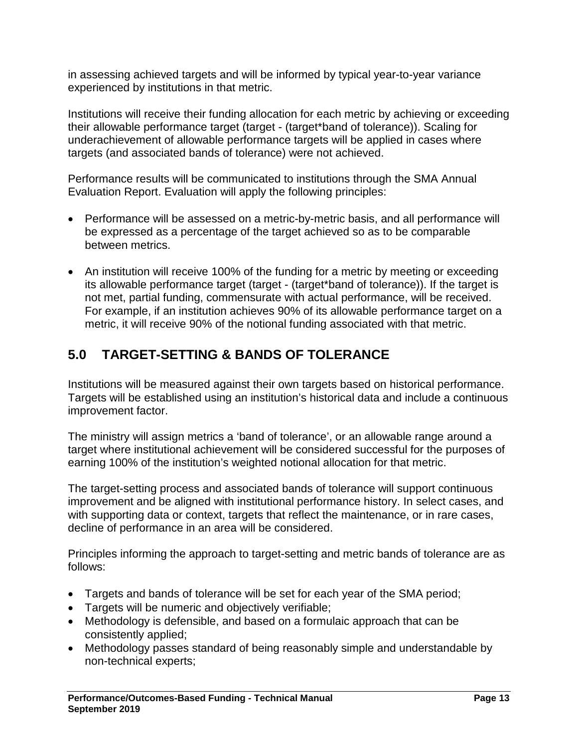in assessing achieved targets and will be informed by typical year-to-year variance experienced by institutions in that metric.

Institutions will receive their funding allocation for each metric by achieving or exceeding their allowable performance target (target - (target*band of tolerance)). Scaling for underachievement of allowable performance targets will be applied in cases where targets (and associated bands of tolerance) were not achieved.

Performance results will be communicated to institutions through the SMA Annual Evaluation Report. Evaluation will apply the following principles:

- Performance will be assessed on a metric-by-metric basis, and all performance will be expressed as a percentage of the target achieved so as to be comparable between metrics.
- An institution will receive 100% of the funding for a metric by meeting or exceeding its allowable performance target (target - (target*band of tolerance)). If the target is not met, partial funding, commensurate with actual performance, will be received. For example, if an institution achieves 90% of its allowable performance target on a metric, it will receive 90% of the notional funding associated with that metric.

## 5.0 TARGET-SETTING & BANDS OF TOLERANCE

Institutions will be measured against their own targets based on historical performance. Targets will be established using an institution's historical data and include a continuous improvement factor.

The ministry will assign metrics a 'band of tolerance', or an allowable range around a target where institutional achievement will be considered successful for the purposes of earning 100% of the institution's weighted notional allocation for that metric.

The target-setting process and associated bands of tolerance will support continuous improvement and be aligned with institutional performance history. In select cases, and with supporting data or context, targets that reflect the maintenance, or in rare cases, decline of performance in an area will be considered.

Principles informing the approach to target-setting and metric bands of tolerance are as follows:

- Targets and bands of tolerance will be set for each year of the SMA period;
- Targets will be numeric and objectively verifiable;
- Methodology is defensible, and based on a formulaic approach that can be consistently applied;
- Methodology passes standard of being reasonably simple and understandable by non-technical experts;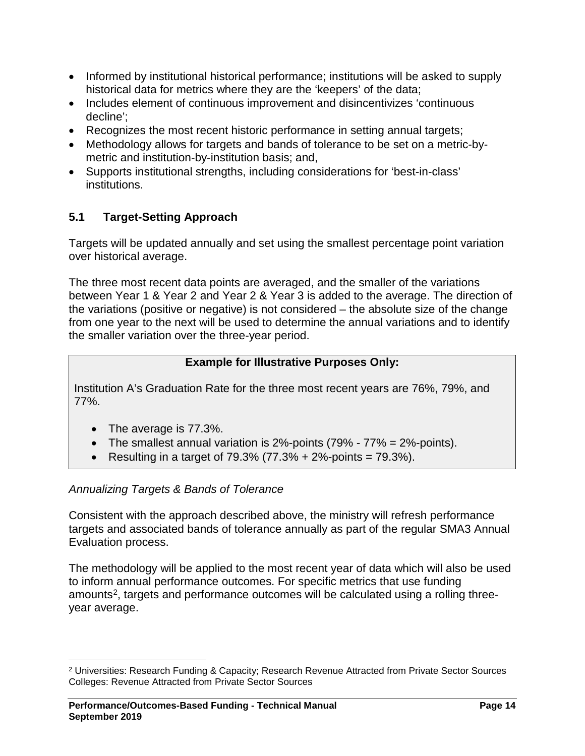- Informed by institutional historical performance; institutions will be asked to supply historical data for metrics where they are the 'keepers' of the data;
- Includes element of continuous improvement and disincentivizes 'continuous decline';
- Recognizes the most recent historic performance in setting annual targets;
- Methodology allows for targets and bands of tolerance to be set on a metric-by-metric and institution-by-institution basis; and,
- Supports institutional strengths, including considerations for 'best-in-class' institutions.

## 5.1 Target-Setting Approach

Targets will be updated annually and set using the smallest percentage point variation over historical average.

The three most recent data points are averaged, and the smaller of the variations between Year 1 & Year 2 and Year 2 & Year 3 is added to the average. The direction of the variations (positive or negative) is not considered – the absolute size of the change from one year to the next will be used to determine the annual variations and to identify the smaller variation over the three-year period.

**Example for Illustrative Purposes Only:**

Institution A's Graduation Rate for the three most recent years are 76%, 79%, and 77%.

- The average is 77.3%.
- The smallest annual variation is 2%-points (79% - 77% = 2%-points).
- Resulting in a target of 79.3% (77.3% + 2%-points = 79.3%).

*Annualizing Targets & Bands of Tolerance*

Consistent with the approach described above, the ministry will refresh performance targets and associated bands of tolerance annually as part of the regular SMA3 Annual Evaluation process.

The methodology will be applied to the most recent year of data which will also be used to inform annual performance outcomes. For specific metrics that use funding amounts[2], targets and performance outcomes will be calculated using a rolling three-year average.

---

[2] Universities: Research Funding & Capacity; Research Revenue Attracted from Private Sector Sources Colleges: Revenue Attracted from Private Sector Sources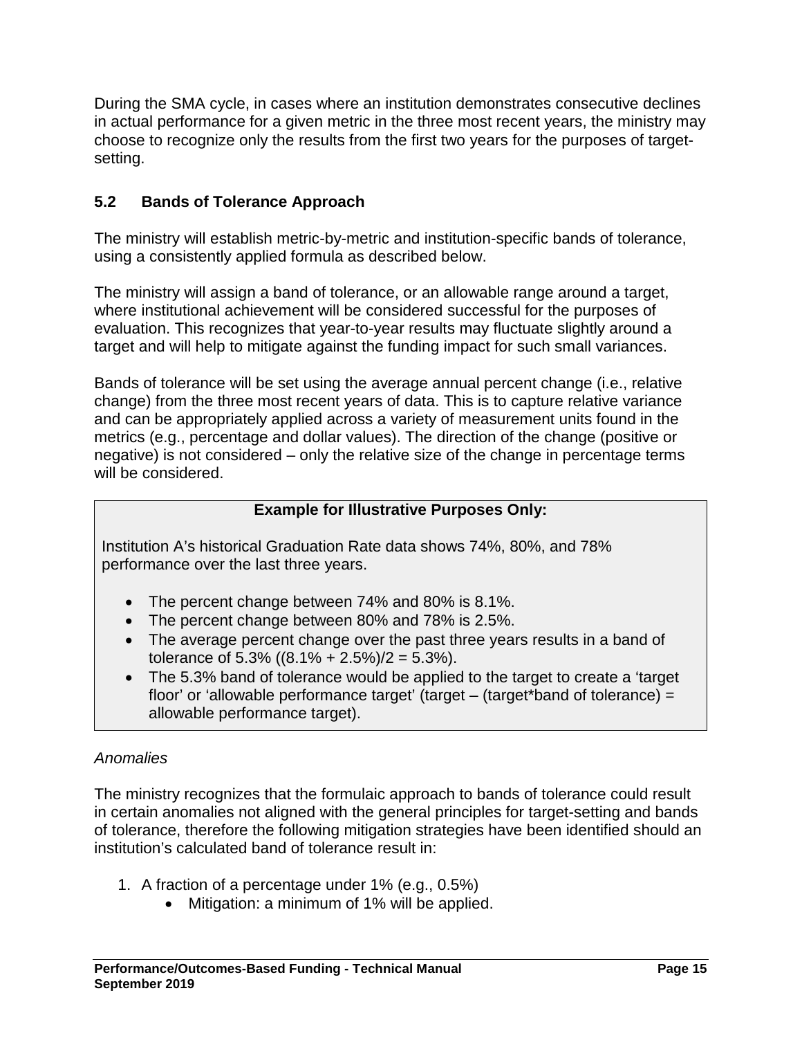During the SMA cycle, in cases where an institution demonstrates consecutive declines in actual performance for a given metric in the three most recent years, the ministry may choose to recognize only the results from the first two years for the purposes of target-setting.

## 5.2 Bands of Tolerance Approach

The ministry will establish metric-by-metric and institution-specific bands of tolerance, using a consistently applied formula as described below.

The ministry will assign a band of tolerance, or an allowable range around a target, where institutional achievement will be considered successful for the purposes of evaluation. This recognizes that year-to-year results may fluctuate slightly around a target and will help to mitigate against the funding impact for such small variances.

Bands of tolerance will be set using the average annual percent change (i.e., relative change) from the three most recent years of data. This is to capture relative variance and can be appropriately applied across a variety of measurement units found in the metrics (e.g., percentage and dollar values). The direction of the change (positive or negative) is not considered – only the relative size of the change in percentage terms will be considered.

**Example for Illustrative Purposes Only:**

Institution A's historical Graduation Rate data shows 74%, 80%, and 78% performance over the last three years.

- The percent change between 74% and 80% is 8.1%.
- The percent change between 80% and 78% is 2.5%.
- The average percent change over the past three years results in a band of tolerance of 5.3% ((8.1% + 2.5%)/2 = 5.3%).
- The 5.3% band of tolerance would be applied to the target to create a 'target floor' or 'allowable performance target' (target – (target*band of tolerance) = allowable performance target).

*Anomalies*

The ministry recognizes that the formulaic approach to bands of tolerance could result in certain anomalies not aligned with the general principles for target-setting and bands of tolerance, therefore the following mitigation strategies have been identified should an institution's calculated band of tolerance result in:

1. A fraction of a percentage under 1% (e.g., 0.5%)
   - Mitigation: a minimum of 1% will be applied.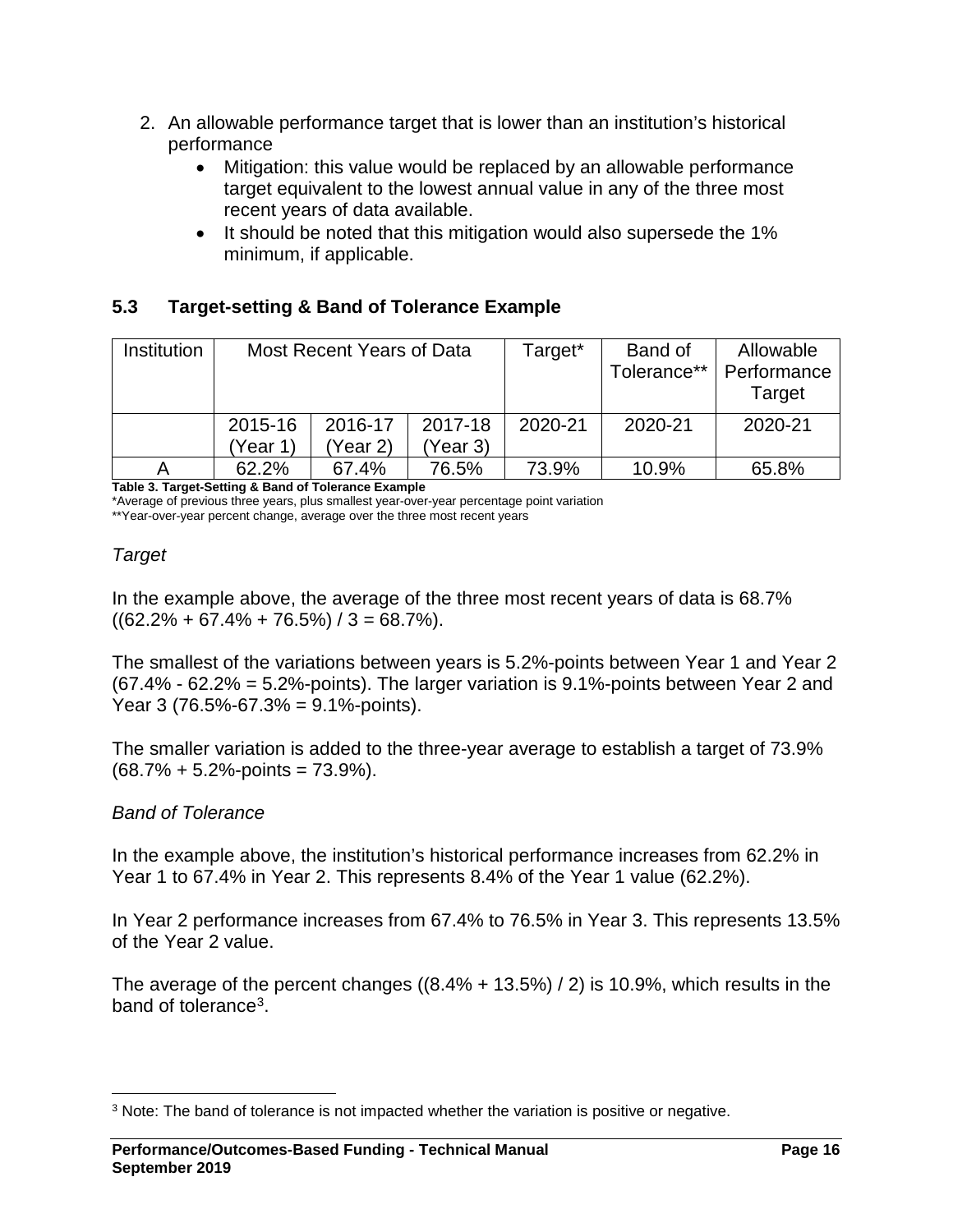2. An allowable performance target that is lower than an institution's historical performance
    - Mitigation: this value would be replaced by an allowable performance target equivalent to the lowest annual value in any of the three most recent years of data available.
    - It should be noted that this mitigation would also supersede the 1% minimum, if applicable.

### 5.3 Target-setting & Band of Tolerance Example

| Institution | Most Recent Years of Data | | | Target* | Band of Tolerance** | Allowable Performance Target |
|---|---|---|---|---|---|---|
| | 2015-16 (Year 1) | 2016-17 (Year 2) | 2017-18 (Year 3) | 2020-21 | 2020-21 | 2020-21 |
| A | 62.2% | 67.4% | 76.5% | 73.9% | 10.9% | 65.8% |

**Table 3. Target-Setting & Band of Tolerance Example**

*Average of previous three years, plus smallest year-over-year percentage point variation

**Year-over-year percent change, average over the three most recent years

*Target*

In the example above, the average of the three most recent years of data is 68.7% ((62.2% + 67.4% + 76.5%) / 3 = 68.7%).

The smallest of the variations between years is 5.2%-points between Year 1 and Year 2 (67.4% - 62.2% = 5.2%-points). The larger variation is 9.1%-points between Year 2 and Year 3 (76.5%-67.3% = 9.1%-points).

The smaller variation is added to the three-year average to establish a target of 73.9% (68.7% + 5.2%-points = 73.9%).

*Band of Tolerance*

In the example above, the institution's historical performance increases from 62.2% in Year 1 to 67.4% in Year 2. This represents 8.4% of the Year 1 value (62.2%).

In Year 2 performance increases from 67.4% to 76.5% in Year 3. This represents 13.5% of the Year 2 value.

The average of the percent changes ((8.4% + 13.5%) / 2) is 10.9%, which results in the band of tolerance[3].

[3] Note: The band of tolerance is not impacted whether the variation is positive or negative.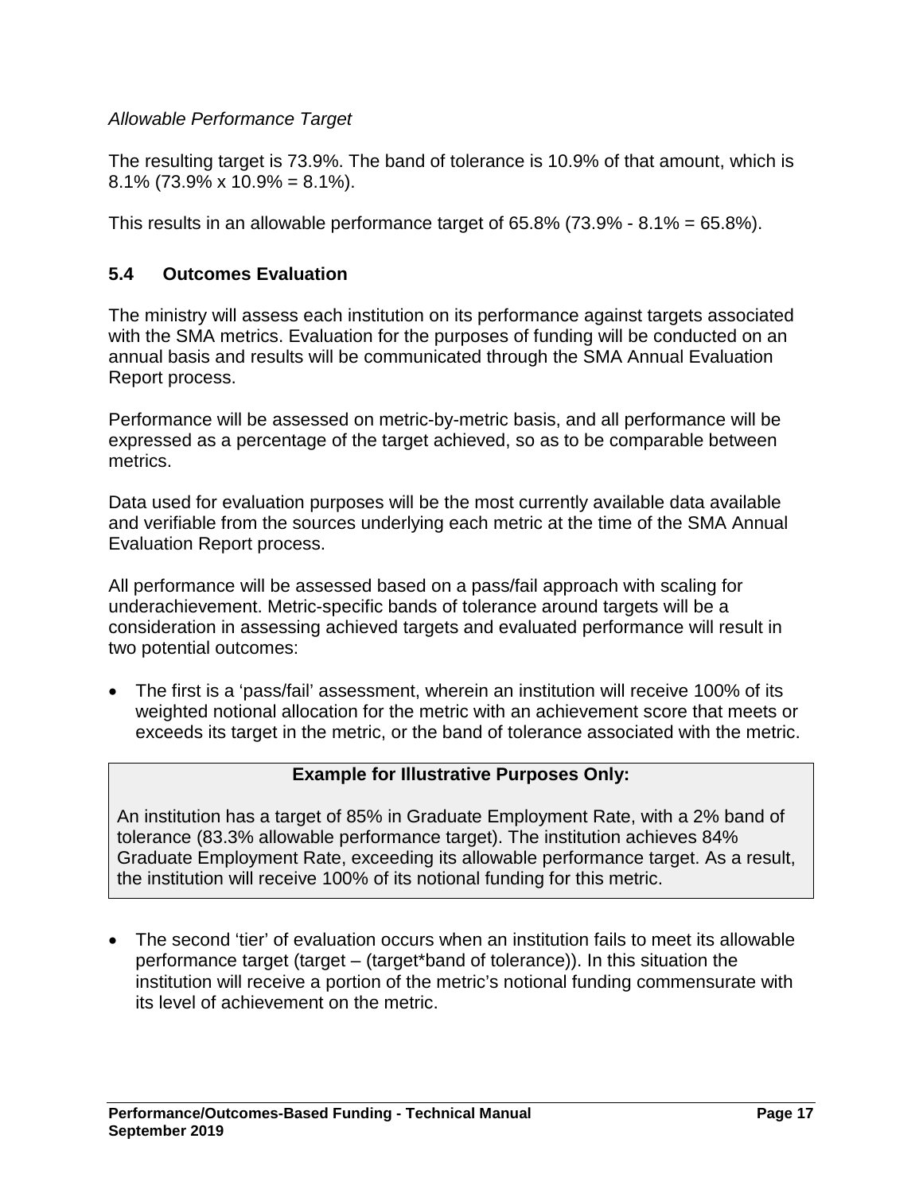*Allowable Performance Target*

The resulting target is 73.9%. The band of tolerance is 10.9% of that amount, which is 8.1% (73.9% x 10.9% = 8.1%).

This results in an allowable performance target of 65.8% (73.9% - 8.1% = 65.8%).

## 5.4 Outcomes Evaluation

The ministry will assess each institution on its performance against targets associated with the SMA metrics. Evaluation for the purposes of funding will be conducted on an annual basis and results will be communicated through the SMA Annual Evaluation Report process.

Performance will be assessed on metric-by-metric basis, and all performance will be expressed as a percentage of the target achieved, so as to be comparable between metrics.

Data used for evaluation purposes will be the most currently available data available and verifiable from the sources underlying each metric at the time of the SMA Annual Evaluation Report process.

All performance will be assessed based on a pass/fail approach with scaling for underachievement. Metric-specific bands of tolerance around targets will be a consideration in assessing achieved targets and evaluated performance will result in two potential outcomes:

- The first is a 'pass/fail' assessment, wherein an institution will receive 100% of its weighted notional allocation for the metric with an achievement score that meets or exceeds its target in the metric, or the band of tolerance associated with the metric.

> **Example for Illustrative Purposes Only:**
>
> An institution has a target of 85% in Graduate Employment Rate, with a 2% band of tolerance (83.3% allowable performance target). The institution achieves 84% Graduate Employment Rate, exceeding its allowable performance target. As a result, the institution will receive 100% of its notional funding for this metric.

- The second 'tier' of evaluation occurs when an institution fails to meet its allowable performance target (target – (target*band of tolerance)). In this situation the institution will receive a portion of the metric's notional funding commensurate with its level of achievement on the metric.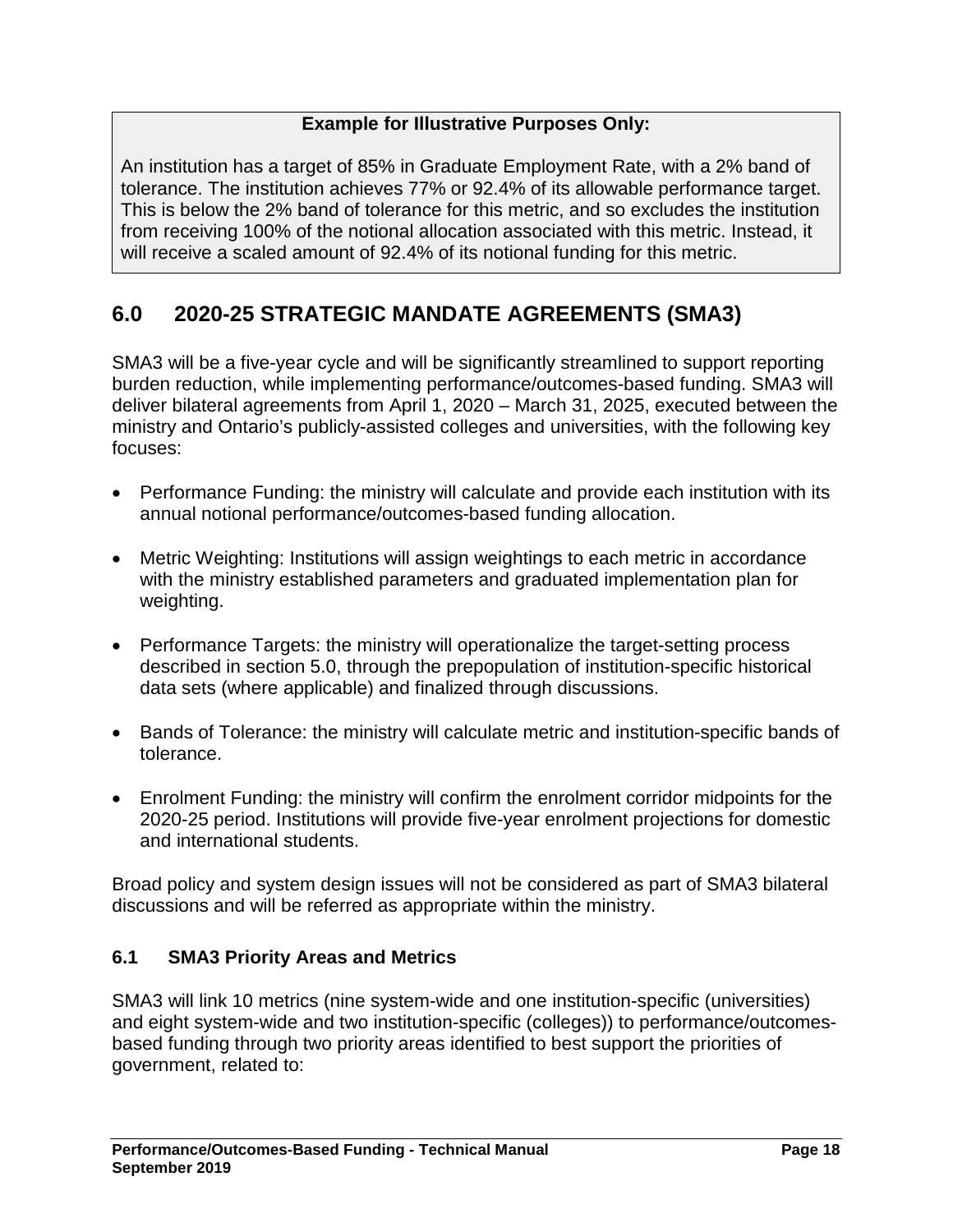**Example for Illustrative Purposes Only:**

An institution has a target of 85% in Graduate Employment Rate, with a 2% band of tolerance. The institution achieves 77% or 92.4% of its allowable performance target. This is below the 2% band of tolerance for this metric, and so excludes the institution from receiving 100% of the notional allocation associated with this metric. Instead, it will receive a scaled amount of 92.4% of its notional funding for this metric.

## 6.0 2020-25 STRATEGIC MANDATE AGREEMENTS (SMA3)

SMA3 will be a five-year cycle and will be significantly streamlined to support reporting burden reduction, while implementing performance/outcomes-based funding. SMA3 will deliver bilateral agreements from April 1, 2020 – March 31, 2025, executed between the ministry and Ontario's publicly-assisted colleges and universities, with the following key focuses:

- Performance Funding: the ministry will calculate and provide each institution with its annual notional performance/outcomes-based funding allocation.
- Metric Weighting: Institutions will assign weightings to each metric in accordance with the ministry established parameters and graduated implementation plan for weighting.
- Performance Targets: the ministry will operationalize the target-setting process described in section 5.0, through the prepopulation of institution-specific historical data sets (where applicable) and finalized through discussions.
- Bands of Tolerance: the ministry will calculate metric and institution-specific bands of tolerance.
- Enrolment Funding: the ministry will confirm the enrolment corridor midpoints for the 2020-25 period. Institutions will provide five-year enrolment projections for domestic and international students.

Broad policy and system design issues will not be considered as part of SMA3 bilateral discussions and will be referred as appropriate within the ministry.

### 6.1 SMA3 Priority Areas and Metrics

SMA3 will link 10 metrics (nine system-wide and one institution-specific (universities) and eight system-wide and two institution-specific (colleges)) to performance/outcomes-based funding through two priority areas identified to best support the priorities of government, related to: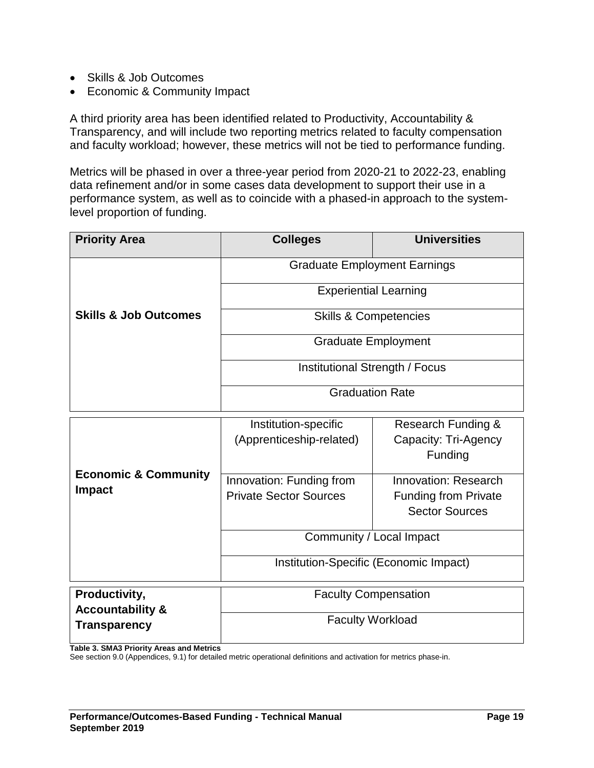- Skills & Job Outcomes
- Economic & Community Impact

A third priority area has been identified related to Productivity, Accountability & Transparency, and will include two reporting metrics related to faculty compensation and faculty workload; however, these metrics will not be tied to performance funding.

Metrics will be phased in over a three-year period from 2020-21 to 2022-23, enabling data refinement and/or in some cases data development to support their use in a performance system, as well as to coincide with a phased-in approach to the system-level proportion of funding.

| Priority Area | Colleges | Universities |
|---|---|---|
| **Skills & Job Outcomes** | Graduate Employment Earnings | |
| | Experiential Learning | |
| | Skills & Competencies | |
| | Graduate Employment | |
| | Institutional Strength / Focus | |
| | Graduation Rate | |
| **Economic & Community Impact** | Institution-specific (Apprenticeship-related) | Research Funding & Capacity: Tri-Agency Funding |
| | Innovation: Funding from Private Sector Sources | Innovation: Research Funding from Private Sector Sources |
| | Community / Local Impact | |
| | Institution-Specific (Economic Impact) | |
| **Productivity, Accountability & Transparency** | Faculty Compensation | |
| | Faculty Workload | |

**Table 3. SMA3 Priority Areas and Metrics**

See section 9.0 (Appendices, 9.1) for detailed metric operational definitions and activation for metrics phase-in.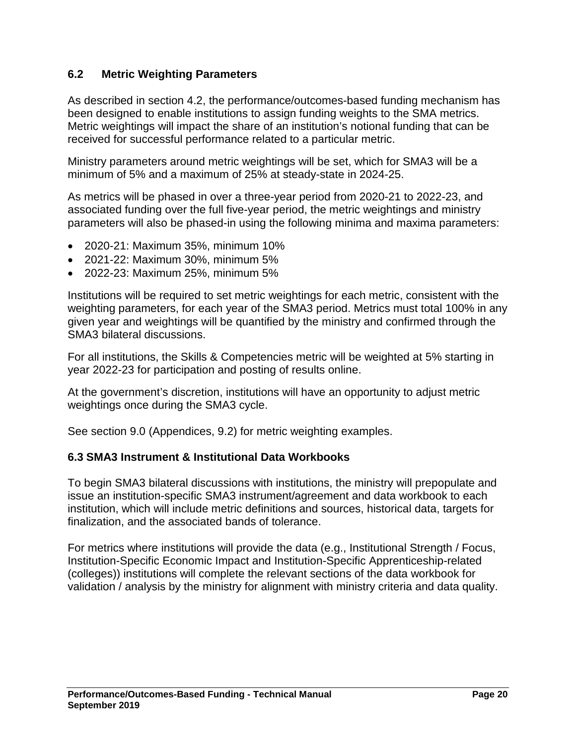### 6.2 Metric Weighting Parameters

As described in section 4.2, the performance/outcomes-based funding mechanism has been designed to enable institutions to assign funding weights to the SMA metrics. Metric weightings will impact the share of an institution's notional funding that can be received for successful performance related to a particular metric.

Ministry parameters around metric weightings will be set, which for SMA3 will be a minimum of 5% and a maximum of 25% at steady-state in 2024-25.

As metrics will be phased in over a three-year period from 2020-21 to 2022-23, and associated funding over the full five-year period, the metric weightings and ministry parameters will also be phased-in using the following minima and maxima parameters:

- 2020-21: Maximum 35%, minimum 10%
- 2021-22: Maximum 30%, minimum 5%
- 2022-23: Maximum 25%, minimum 5%

Institutions will be required to set metric weightings for each metric, consistent with the weighting parameters, for each year of the SMA3 period. Metrics must total 100% in any given year and weightings will be quantified by the ministry and confirmed through the SMA3 bilateral discussions.

For all institutions, the Skills & Competencies metric will be weighted at 5% starting in year 2022-23 for participation and posting of results online.

At the government's discretion, institutions will have an opportunity to adjust metric weightings once during the SMA3 cycle.

See section 9.0 (Appendices, 9.2) for metric weighting examples.

### 6.3 SMA3 Instrument & Institutional Data Workbooks

To begin SMA3 bilateral discussions with institutions, the ministry will prepopulate and issue an institution-specific SMA3 instrument/agreement and data workbook to each institution, which will include metric definitions and sources, historical data, targets for finalization, and the associated bands of tolerance.

For metrics where institutions will provide the data (e.g., Institutional Strength / Focus, Institution-Specific Economic Impact and Institution-Specific Apprenticeship-related (colleges)) institutions will complete the relevant sections of the data workbook for validation / analysis by the ministry for alignment with ministry criteria and data quality.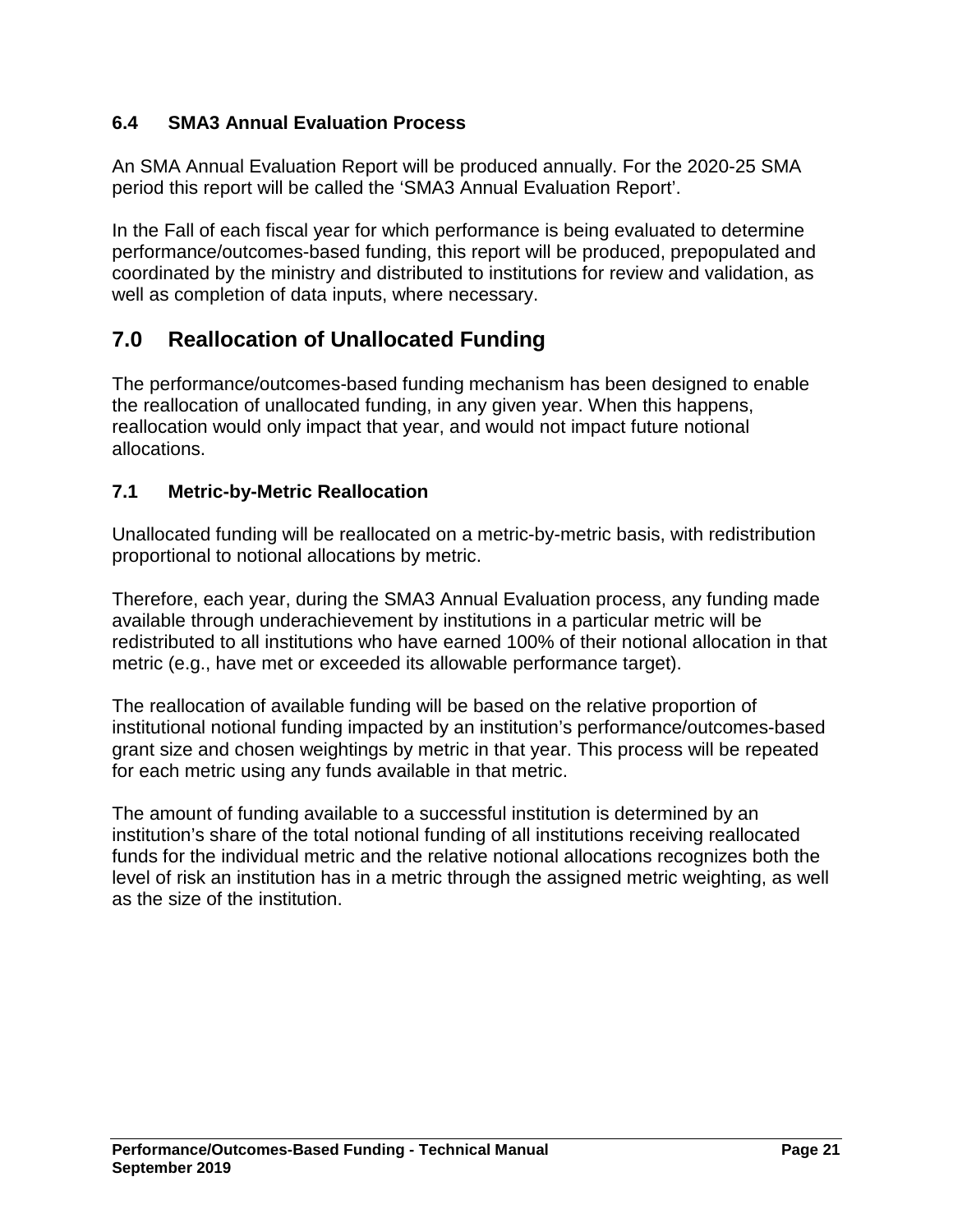### 6.4 SMA3 Annual Evaluation Process

An SMA Annual Evaluation Report will be produced annually. For the 2020-25 SMA period this report will be called the ‘SMA3 Annual Evaluation Report’.

In the Fall of each fiscal year for which performance is being evaluated to determine performance/outcomes-based funding, this report will be produced, prepopulated and coordinated by the ministry and distributed to institutions for review and validation, as well as completion of data inputs, where necessary.

## 7.0 Reallocation of Unallocated Funding

The performance/outcomes-based funding mechanism has been designed to enable the reallocation of unallocated funding, in any given year. When this happens, reallocation would only impact that year, and would not impact future notional allocations.

### 7.1 Metric-by-Metric Reallocation

Unallocated funding will be reallocated on a metric-by-metric basis, with redistribution proportional to notional allocations by metric.

Therefore, each year, during the SMA3 Annual Evaluation process, any funding made available through underachievement by institutions in a particular metric will be redistributed to all institutions who have earned 100% of their notional allocation in that metric (e.g., have met or exceeded its allowable performance target).

The reallocation of available funding will be based on the relative proportion of institutional notional funding impacted by an institution’s performance/outcomes-based grant size and chosen weightings by metric in that year. This process will be repeated for each metric using any funds available in that metric.

The amount of funding available to a successful institution is determined by an institution’s share of the total notional funding of all institutions receiving reallocated funds for the individual metric and the relative notional allocations recognizes both the level of risk an institution has in a metric through the assigned metric weighting, as well as the size of the institution.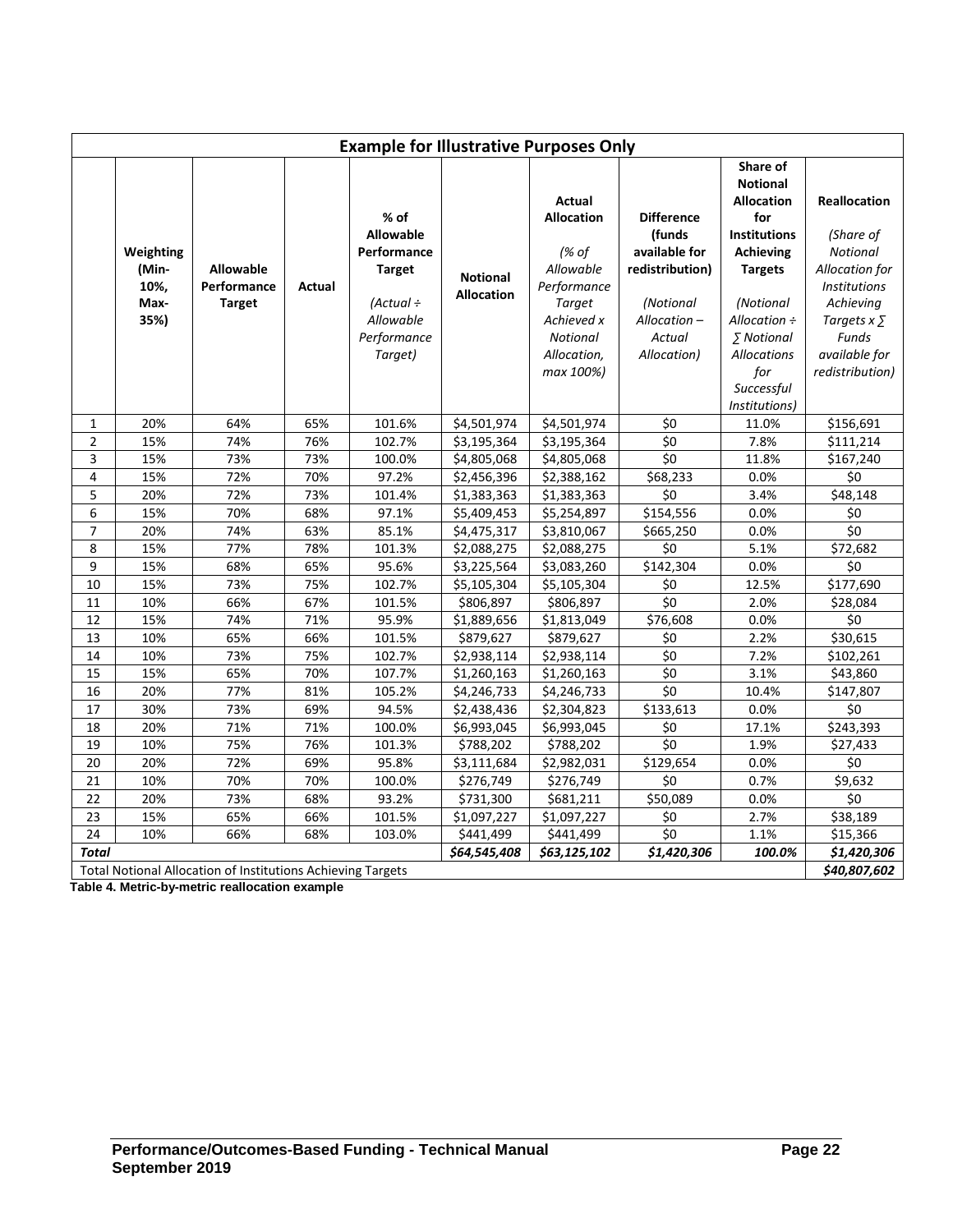| Example for Illustrative Purposes Only | | | | | | | | | |
|---|---|---|---|---|---|---|---|---|---|
| | **Weighting (Min-10%, Max-35%)** | **Allowable Performance Target** | **Actual** | **% of Allowable Performance Target** *(Actual ÷ Allowable Performance Target)* | **Notional Allocation** | **Actual Allocation** *(% of Allowable Performance Target Achieved x Notional Allocation, max 100%)* | **Difference (funds available for redistribution)** *(Notional Allocation – Actual Allocation)* | **Share of Notional Allocation for Institutions Achieving Targets** *(Notional Allocation ÷ ∑ Notional Allocations for Successful Institutions)* | **Reallocation** *(Share of Notional Allocation for Institutions Achieving Targets x ∑ Funds available for redistribution)* |
| 1 | 20% | 64% | 65% | 101.6% | $4,501,974 | $4,501,974 | $0 | 11.0% | $156,691 |
| 2 | 15% | 74% | 76% | 102.7% | $3,195,364 | $3,195,364 | $0 | 7.8% | $111,214 |
| 3 | 15% | 73% | 73% | 100.0% | $4,805,068 | $4,805,068 | $0 | 11.8% | $167,240 |
| 4 | 15% | 72% | 70% | 97.2% | $2,456,396 | $2,388,162 | $68,233 | 0.0% | $0 |
| 5 | 20% | 72% | 73% | 101.4% | $1,383,363 | $1,383,363 | $0 | 3.4% | $48,148 |
| 6 | 15% | 70% | 68% | 97.1% | $5,409,453 | $5,254,897 | $154,556 | 0.0% | $0 |
| 7 | 20% | 74% | 63% | 85.1% | $4,475,317 | $3,810,067 | $665,250 | 0.0% | $0 |
| 8 | 15% | 77% | 78% | 101.3% | $2,088,275 | $2,088,275 | $0 | 5.1% | $72,682 |
| 9 | 15% | 68% | 65% | 95.6% | $3,225,564 | $3,083,260 | $142,304 | 0.0% | $0 |
| 10 | 15% | 73% | 75% | 102.7% | $5,105,304 | $5,105,304 | $0 | 12.5% | $177,690 |
| 11 | 10% | 66% | 67% | 101.5% | $806,897 | $806,897 | $0 | 2.0% | $28,084 |
| 12 | 15% | 74% | 71% | 95.9% | $1,889,656 | $1,813,049 | $76,608 | 0.0% | $0 |
| 13 | 10% | 65% | 66% | 101.5% | $879,627 | $879,627 | $0 | 2.2% | $30,615 |
| 14 | 10% | 73% | 75% | 102.7% | $2,938,114 | $2,938,114 | $0 | 7.2% | $102,261 |
| 15 | 15% | 65% | 70% | 107.7% | $1,260,163 | $1,260,163 | $0 | 3.1% | $43,860 |
| 16 | 20% | 77% | 81% | 105.2% | $4,246,733 | $4,246,733 | $0 | 10.4% | $147,807 |
| 17 | 30% | 73% | 69% | 94.5% | $2,438,436 | $2,304,823 | $133,613 | 0.0% | $0 |
| 18 | 20% | 71% | 71% | 100.0% | $6,993,045 | $6,993,045 | $0 | 17.1% | $243,393 |
| 19 | 10% | 75% | 76% | 101.3% | $788,202 | $788,202 | $0 | 1.9% | $27,433 |
| 20 | 20% | 72% | 69% | 95.8% | $3,111,684 | $2,982,031 | $129,654 | 0.0% | $0 |
| 21 | 10% | 70% | 70% | 100.0% | $276,749 | $276,749 | $0 | 0.7% | $9,632 |
| 22 | 20% | 73% | 68% | 93.2% | $731,300 | $681,211 | $50,089 | 0.0% | $0 |
| 23 | 15% | 65% | 66% | 101.5% | $1,097,227 | $1,097,227 | $0 | 2.7% | $38,189 |
| 24 | 10% | 66% | 68% | 103.0% | $441,499 | $441,499 | $0 | 1.1% | $15,366 |
| ***Total*** | | | | | ***$64,545,408*** | ***$63,125,102*** | ***$1,420,306*** | ***100.0%*** | ***$1,420,306*** |
| Total Notional Allocation of Institutions Achieving Targets | | | | | | | | | ***$40,807,602*** |

**Table 4. Metric-by-metric reallocation example**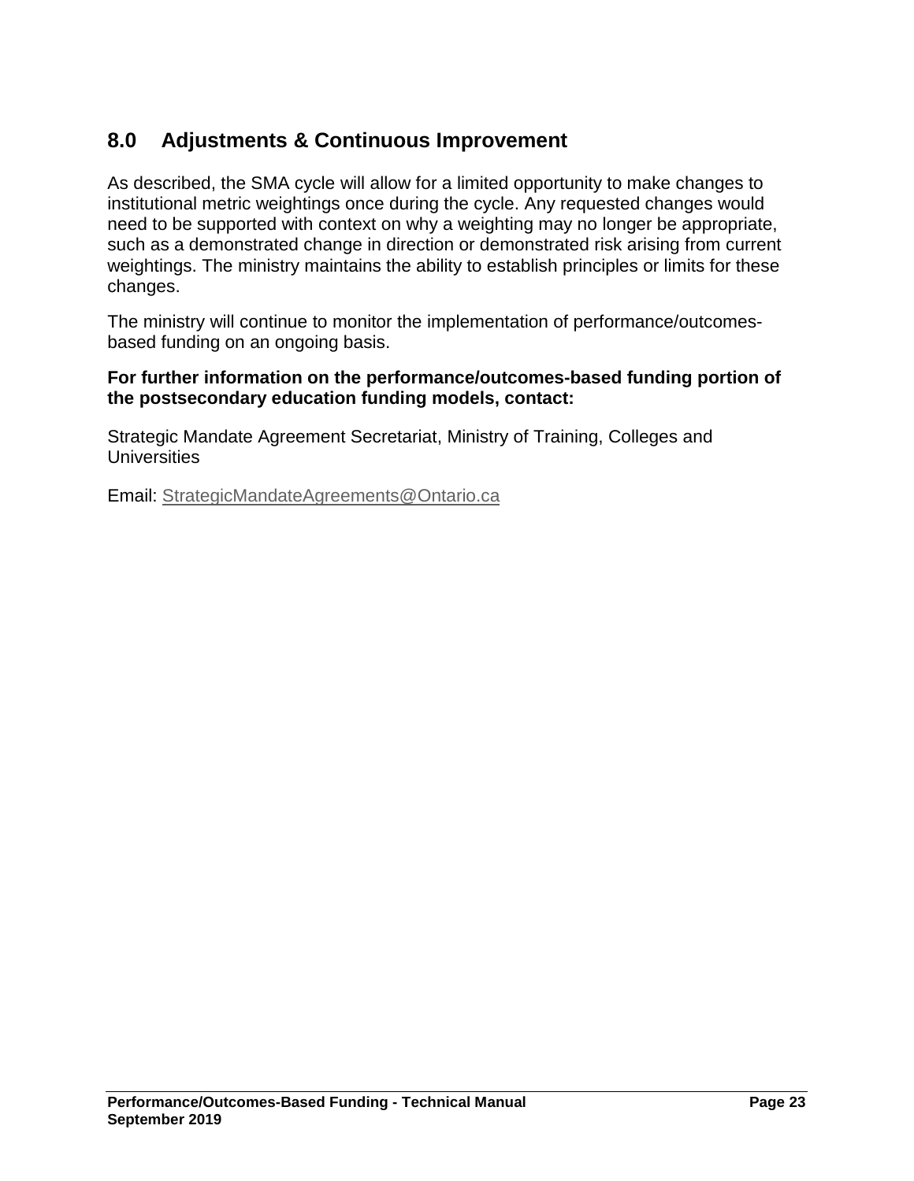## 8.0 Adjustments & Continuous Improvement

As described, the SMA cycle will allow for a limited opportunity to make changes to institutional metric weightings once during the cycle. Any requested changes would need to be supported with context on why a weighting may no longer be appropriate, such as a demonstrated change in direction or demonstrated risk arising from current weightings. The ministry maintains the ability to establish principles or limits for these changes.

The ministry will continue to monitor the implementation of performance/outcomes-based funding on an ongoing basis.

**For further information on the performance/outcomes-based funding portion of the postsecondary education funding models, contact:**

Strategic Mandate Agreement Secretariat, Ministry of Training, Colleges and Universities

Email: [StrategicMandateAgreements@Ontario.ca](mailto:StrategicMandateAgreements@Ontario.ca)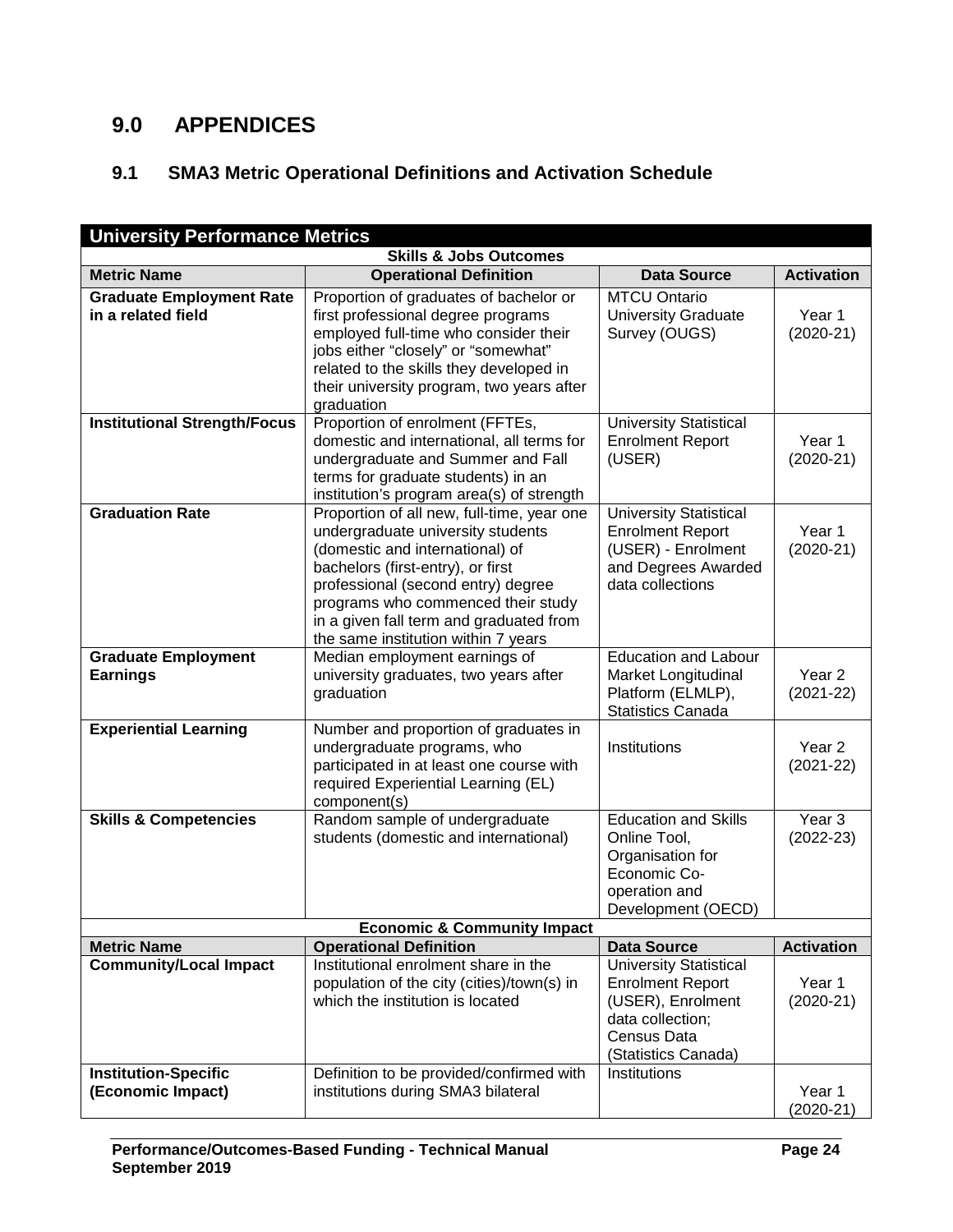# 9.0 APPENDICES

## 9.1 SMA3 Metric Operational Definitions and Activation Schedule

| University Performance Metrics | | | |
|---|---|---|---|
| **Skills & Jobs Outcomes** | | | |
| **Metric Name** | **Operational Definition** | **Data Source** | **Activation** |
| **Graduate Employment Rate in a related field** | Proportion of graduates of bachelor or first professional degree programs employed full-time who consider their jobs either "closely" or "somewhat" related to the skills they developed in their university program, two years after graduation | MTCU Ontario University Graduate Survey (OUGS) | Year 1 (2020-21) |
| **Institutional Strength/Focus** | Proportion of enrolment (FFTEs, domestic and international, all terms for undergraduate and Summer and Fall terms for graduate students) in an institution's program area(s) of strength | University Statistical Enrolment Report (USER) | Year 1 (2020-21) |
| **Graduation Rate** | Proportion of all new, full-time, year one undergraduate university students (domestic and international) of bachelors (first-entry), or first professional (second entry) degree programs who commenced their study in a given fall term and graduated from the same institution within 7 years | University Statistical Enrolment Report (USER) - Enrolment and Degrees Awarded data collections | Year 1 (2020-21) |
| **Graduate Employment Earnings** | Median employment earnings of university graduates, two years after graduation | Education and Labour Market Longitudinal Platform (ELMLP), Statistics Canada | Year 2 (2021-22) |
| **Experiential Learning** | Number and proportion of graduates in undergraduate programs, who participated in at least one course with required Experiential Learning (EL) component(s) | Institutions | Year 2 (2021-22) |
| **Skills & Competencies** | Random sample of undergraduate students (domestic and international) | Education and Skills Online Tool, Organisation for Economic Co-operation and Development (OECD) | Year 3 (2022-23) |
| **Economic & Community Impact** | | | |
| **Metric Name** | **Operational Definition** | **Data Source** | **Activation** |
| **Community/Local Impact** | Institutional enrolment share in the population of the city (cities)/town(s) in which the institution is located | University Statistical Enrolment Report (USER), Enrolment data collection; Census Data (Statistics Canada) | Year 1 (2020-21) |
| **Institution-Specific (Economic Impact)** | Definition to be provided/confirmed with institutions during SMA3 bilateral | Institutions | Year 1 (2020-21) |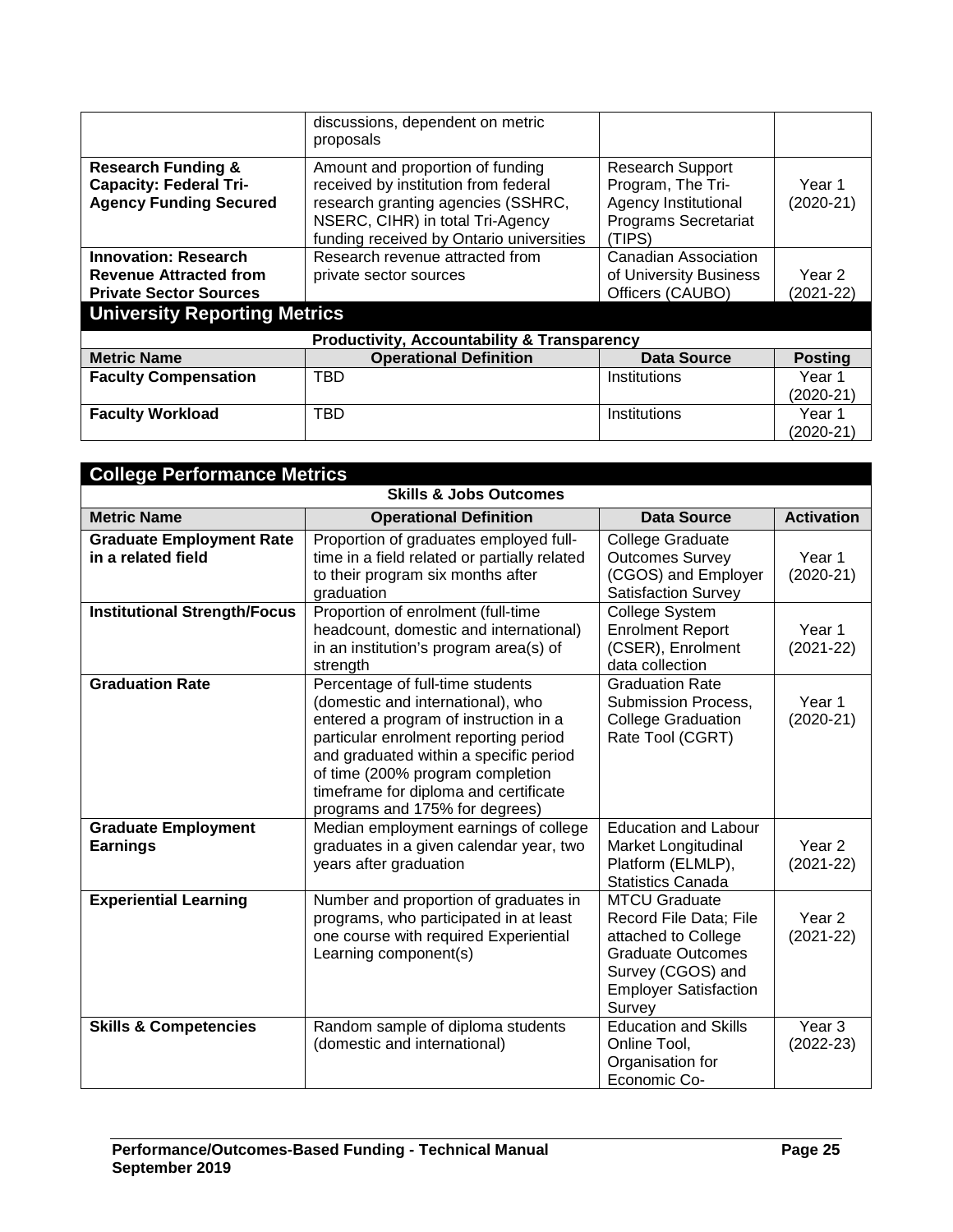| | discussions, dependent on metric proposals | | |
|---|---|---|---|
| **Research Funding & Capacity: Federal Tri-Agency Funding Secured** | Amount and proportion of funding received by institution from federal research granting agencies (SSHRC, NSERC, CIHR) in total Tri-Agency funding received by Ontario universities | Research Support Program, The Tri-Agency Institutional Programs Secretariat (TIPS) | Year 1 (2020-21) |
| **Innovation: Research Revenue Attracted from Private Sector Sources** | Research revenue attracted from private sector sources | Canadian Association of University Business Officers (CAUBO) | Year 2 (2021-22) |

## University Reporting Metrics

| Productivity, Accountability & Transparency | | | |
|---|---|---|---|
| **Metric Name** | **Operational Definition** | **Data Source** | **Posting** |
| **Faculty Compensation** | TBD | Institutions | Year 1 (2020-21) |
| **Faculty Workload** | TBD | Institutions | Year 1 (2020-21) |

## College Performance Metrics

| Skills & Jobs Outcomes | | | |
|---|---|---|---|
| **Metric Name** | **Operational Definition** | **Data Source** | **Activation** |
| **Graduate Employment Rate in a related field** | Proportion of graduates employed full-time in a field related or partially related to their program six months after graduation | College Graduate Outcomes Survey (CGOS) and Employer Satisfaction Survey | Year 1 (2020-21) |
| **Institutional Strength/Focus** | Proportion of enrolment (full-time headcount, domestic and international) in an institution's program area(s) of strength | College System Enrolment Report (CSER), Enrolment data collection | Year 1 (2021-22) |
| **Graduation Rate** | Percentage of full-time students (domestic and international), who entered a program of instruction in a particular enrolment reporting period and graduated within a specific period of time (200% program completion timeframe for diploma and certificate programs and 175% for degrees) | Graduation Rate Submission Process, College Graduation Rate Tool (CGRT) | Year 1 (2020-21) |
| **Graduate Employment Earnings** | Median employment earnings of college graduates in a given calendar year, two years after graduation | Education and Labour Market Longitudinal Platform (ELMLP), Statistics Canada | Year 2 (2021-22) |
| **Experiential Learning** | Number and proportion of graduates in programs, who participated in at least one course with required Experiential Learning component(s) | MTCU Graduate Record File Data; File attached to College Graduate Outcomes Survey (CGOS) and Employer Satisfaction Survey | Year 2 (2021-22) |
| **Skills & Competencies** | Random sample of diploma students (domestic and international) | Education and Skills Online Tool, Organisation for Economic Co- | Year 3 (2022-23) |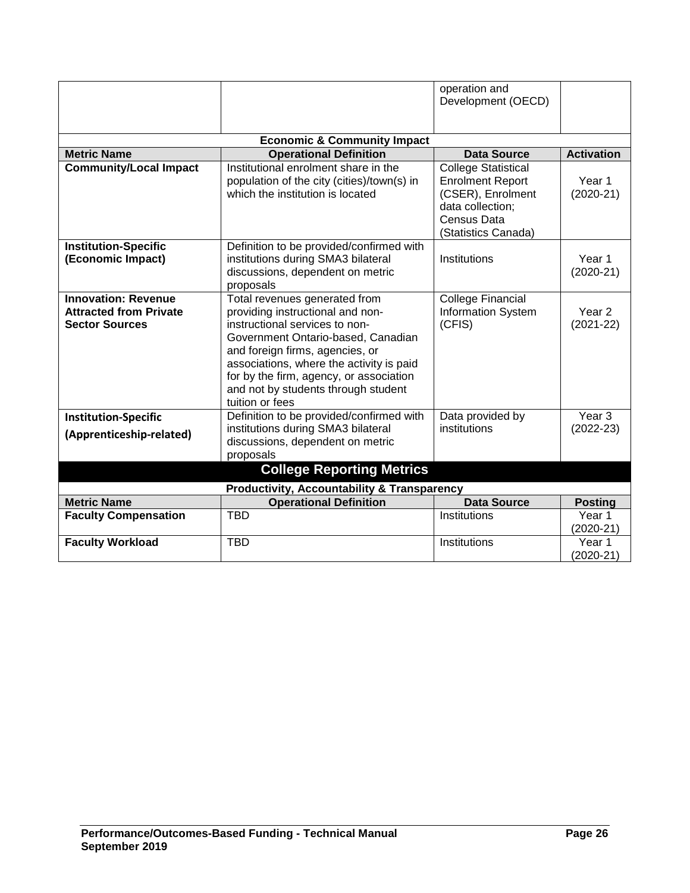| | | operation and Development (OECD) | |
|---|---|---|---|
| **Economic & Community Impact** | | | |
| **Metric Name** | **Operational Definition** | **Data Source** | **Activation** |
| **Community/Local Impact** | Institutional enrolment share in the population of the city (cities)/town(s) in which the institution is located | College Statistical Enrolment Report (CSER), Enrolment data collection; Census Data (Statistics Canada) | Year 1 (2020-21) |
| **Institution-Specific (Economic Impact)** | Definition to be provided/confirmed with institutions during SMA3 bilateral discussions, dependent on metric proposals | Institutions | Year 1 (2020-21) |
| **Innovation: Revenue Attracted from Private Sector Sources** | Total revenues generated from providing instructional and non-instructional services to non-Government Ontario-based, Canadian and foreign firms, agencies, or associations, where the activity is paid for by the firm, agency, or association and not by students through student tuition or fees | College Financial Information System (CFIS) | Year 2 (2021-22) |
| **Institution-Specific (Apprenticeship-related)** | Definition to be provided/confirmed with institutions during SMA3 bilateral discussions, dependent on metric proposals | Data provided by institutions | Year 3 (2022-23) |

## College Reporting Metrics

| **Productivity, Accountability & Transparency** | | | |
|---|---|---|---|
| **Metric Name** | **Operational Definition** | **Data Source** | **Posting** |
| **Faculty Compensation** | TBD | Institutions | Year 1 (2020-21) |
| **Faculty Workload** | TBD | Institutions | Year 1 (2020-21) |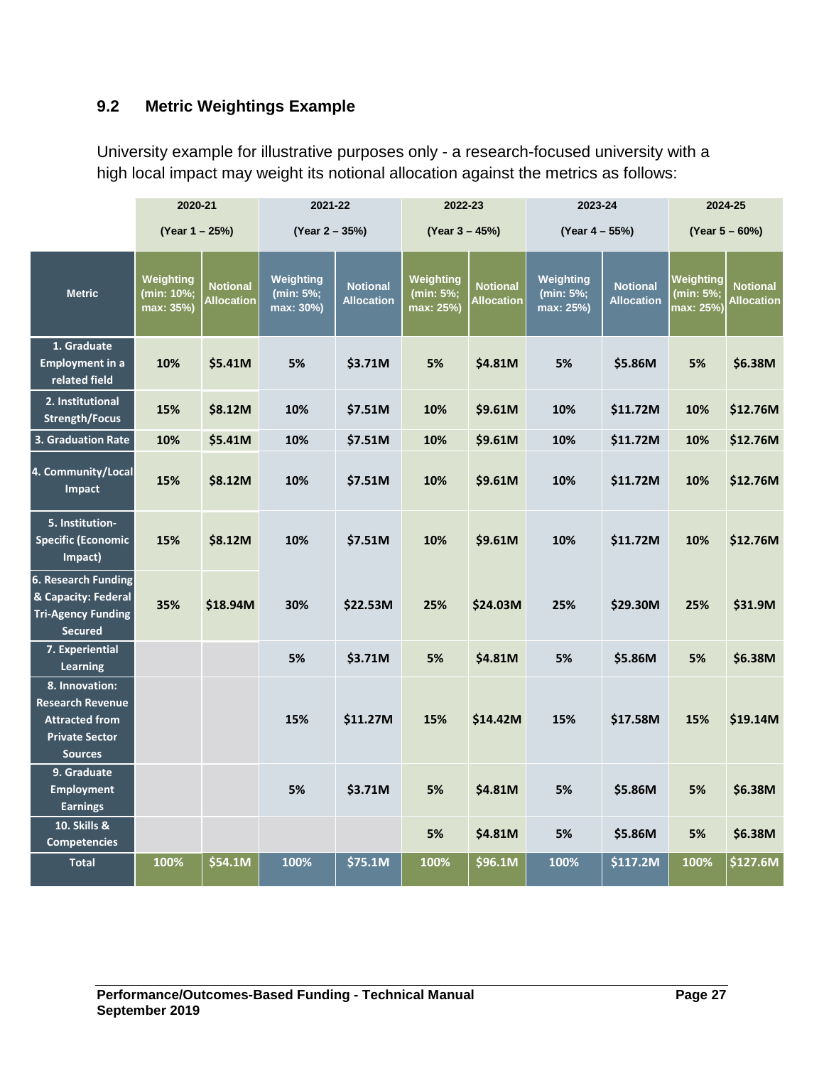## 9.2 Metric Weightings Example

University example for illustrative purposes only - a research-focused university with a high local impact may weight its notional allocation against the metrics as follows:

| | 2020-21 (Year 1 – 25%) | | 2021-22 (Year 2 – 35%) | | 2022-23 (Year 3 – 45%) | | 2023-24 (Year 4 – 55%) | | 2024-25 (Year 5 – 60%) | |
|---|---|---|---|---|---|---|---|---|---|---|
| **Metric** | **Weighting (min: 10%; max: 35%)** | **Notional Allocation** | **Weighting (min: 5%; max: 30%)** | **Notional Allocation** | **Weighting (min: 5%; max: 25%)** | **Notional Allocation** | **Weighting (min: 5%; max: 25%)** | **Notional Allocation** | **Weighting (min: 5%; max: 25%)** | **Notional Allocation** |
| 1. Graduate Employment in a related field | 10% | $5.41M | 5% | $3.71M | 5% | $4.81M | 5% | $5.86M | 5% | $6.38M |
| 2. Institutional Strength/Focus | 15% | $8.12M | 10% | $7.51M | 10% | $9.61M | 10% | $11.72M | 10% | $12.76M |
| 3. Graduation Rate | 10% | $5.41M | 10% | $7.51M | 10% | $9.61M | 10% | $11.72M | 10% | $12.76M |
| 4. Community/Local Impact | 15% | $8.12M | 10% | $7.51M | 10% | $9.61M | 10% | $11.72M | 10% | $12.76M |
| 5. Institution-Specific (Economic Impact) | 15% | $8.12M | 10% | $7.51M | 10% | $9.61M | 10% | $11.72M | 10% | $12.76M |
| 6. Research Funding & Capacity: Federal Tri-Agency Funding Secured | 35% | $18.94M | 30% | $22.53M | 25% | $24.03M | 25% | $29.30M | 25% | $31.9M |
| 7. Experiential Learning | | | 5% | $3.71M | 5% | $4.81M | 5% | $5.86M | 5% | $6.38M |
| 8. Innovation: Research Revenue Attracted from Private Sector Sources | | | 15% | $11.27M | 15% | $14.42M | 15% | $17.58M | 15% | $19.14M |
| 9. Graduate Employment Earnings | | | 5% | $3.71M | 5% | $4.81M | 5% | $5.86M | 5% | $6.38M |
| 10. Skills & Competencies | | | | | 5% | $4.81M | 5% | $5.86M | 5% | $6.38M |
| **Total** | **100%** | **$54.1M** | **100%** | **$75.1M** | **100%** | **$96.1M** | **100%** | **$117.2M** | **100%** | **$127.6M** |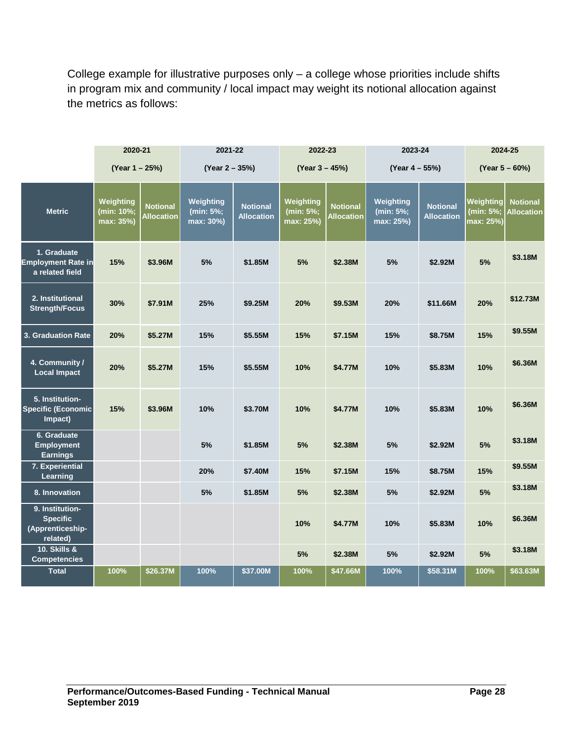College example for illustrative purposes only – a college whose priorities include shifts in program mix and community / local impact may weight its notional allocation against the metrics as follows:

| | 2020-21 (Year 1 – 25%) | | 2021-22 (Year 2 – 35%) | | 2022-23 (Year 3 – 45%) | | 2023-24 (Year 4 – 55%) | | 2024-25 (Year 5 – 60%) | |
|---|---|---|---|---|---|---|---|---|---|---|
| **Metric** | **Weighting (min: 10%; max: 35%)** | **Notional Allocation** | **Weighting (min: 5%; max: 30%)** | **Notional Allocation** | **Weighting (min: 5%; max: 25%)** | **Notional Allocation** | **Weighting (min: 5%; max: 25%)** | **Notional Allocation** | **Weighting (min: 5%; max: 25%)** | **Notional Allocation** |
| 1. Graduate Employment Rate in a related field | 15% | $3.96M | 5% | $1.85M | 5% | $2.38M | 5% | $2.92M | 5% | $3.18M |
| 2. Institutional Strength/Focus | 30% | $7.91M | 25% | $9.25M | 20% | $9.53M | 20% | $11.66M | 20% | $12.73M |
| 3. Graduation Rate | 20% | $5.27M | 15% | $5.55M | 15% | $7.15M | 15% | $8.75M | 15% | $9.55M |
| 4. Community / Local Impact | 20% | $5.27M | 15% | $5.55M | 10% | $4.77M | 10% | $5.83M | 10% | $6.36M |
| 5. Institution-Specific (Economic Impact) | 15% | $3.96M | 10% | $3.70M | 10% | $4.77M | 10% | $5.83M | 10% | $6.36M |
| 6. Graduate Employment Earnings | | | 5% | $1.85M | 5% | $2.38M | 5% | $2.92M | 5% | $3.18M |
| 7. Experiential Learning | | | 20% | $7.40M | 15% | $7.15M | 15% | $8.75M | 15% | $9.55M |
| 8. Innovation | | | 5% | $1.85M | 5% | $2.38M | 5% | $2.92M | 5% | $3.18M |
| 9. Institution-Specific (Apprenticeship-related) | | | | | 10% | $4.77M | 10% | $5.83M | 10% | $6.36M |
| 10. Skills & Competencies | | | | | 5% | $2.38M | 5% | $2.92M | 5% | $3.18M |
| **Total** | **100%** | **$26.37M** | **100%** | **$37.00M** | **100%** | **$47.66M** | **100%** | **$58.31M** | **100%** | **$63.63M** |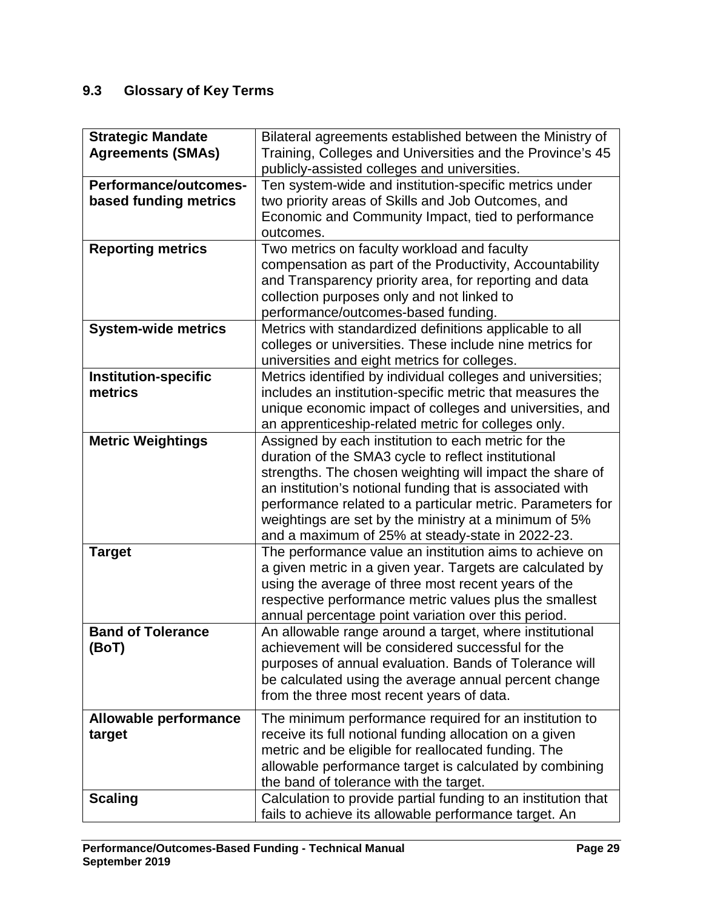### 9.3 Glossary of Key Terms

| | |
|---|---|
| **Strategic Mandate Agreements (SMAs)** | Bilateral agreements established between the Ministry of Training, Colleges and Universities and the Province's 45 publicly-assisted colleges and universities. |
| **Performance/outcomes-based funding metrics** | Ten system-wide and institution-specific metrics under two priority areas of Skills and Job Outcomes, and Economic and Community Impact, tied to performance outcomes. |
| **Reporting metrics** | Two metrics on faculty workload and faculty compensation as part of the Productivity, Accountability and Transparency priority area, for reporting and data collection purposes only and not linked to performance/outcomes-based funding. |
| **System-wide metrics** | Metrics with standardized definitions applicable to all colleges or universities. These include nine metrics for universities and eight metrics for colleges. |
| **Institution-specific metrics** | Metrics identified by individual colleges and universities; includes an institution-specific metric that measures the unique economic impact of colleges and universities, and an apprenticeship-related metric for colleges only. |
| **Metric Weightings** | Assigned by each institution to each metric for the duration of the SMA3 cycle to reflect institutional strengths. The chosen weighting will impact the share of an institution's notional funding that is associated with performance related to a particular metric. Parameters for weightings are set by the ministry at a minimum of 5% and a maximum of 25% at steady-state in 2022-23. |
| **Target** | The performance value an institution aims to achieve on a given metric in a given year. Targets are calculated by using the average of three most recent years of the respective performance metric values plus the smallest annual percentage point variation over this period. |
| **Band of Tolerance (BoT)** | An allowable range around a target, where institutional achievement will be considered successful for the purposes of annual evaluation. Bands of Tolerance will be calculated using the average annual percent change from the three most recent years of data. |
| **Allowable performance target** | The minimum performance required for an institution to receive its full notional funding allocation on a given metric and be eligible for reallocated funding. The allowable performance target is calculated by combining the band of tolerance with the target. |
| **Scaling** | Calculation to provide partial funding to an institution that fails to achieve its allowable performance target. An |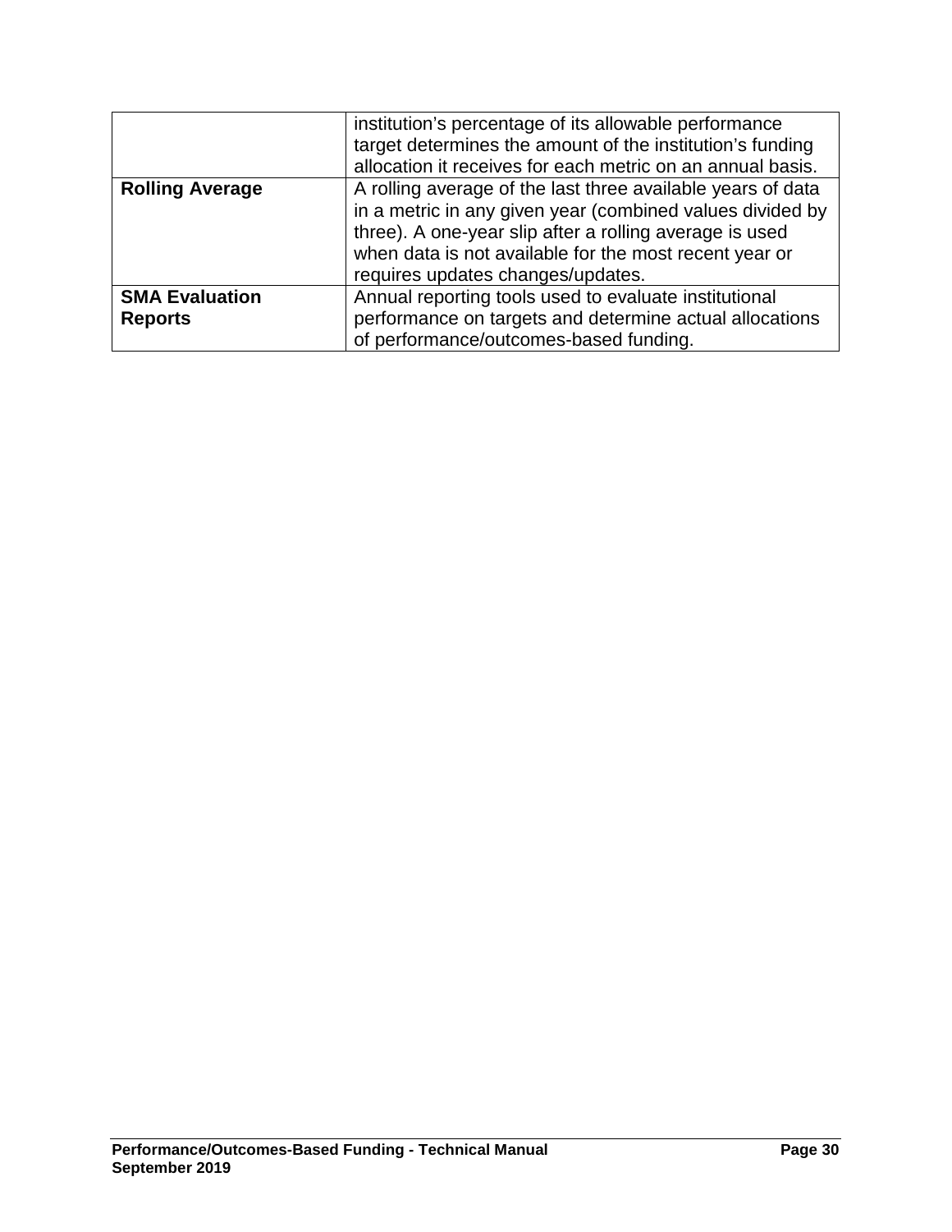| | |
|---|---|
| | institution's percentage of its allowable performance target determines the amount of the institution's funding allocation it receives for each metric on an annual basis. |
| **Rolling Average** | A rolling average of the last three available years of data in a metric in any given year (combined values divided by three). A one-year slip after a rolling average is used when data is not available for the most recent year or requires updates changes/updates. |
| **SMA Evaluation Reports** | Annual reporting tools used to evaluate institutional performance on targets and determine actual allocations of performance/outcomes-based funding. |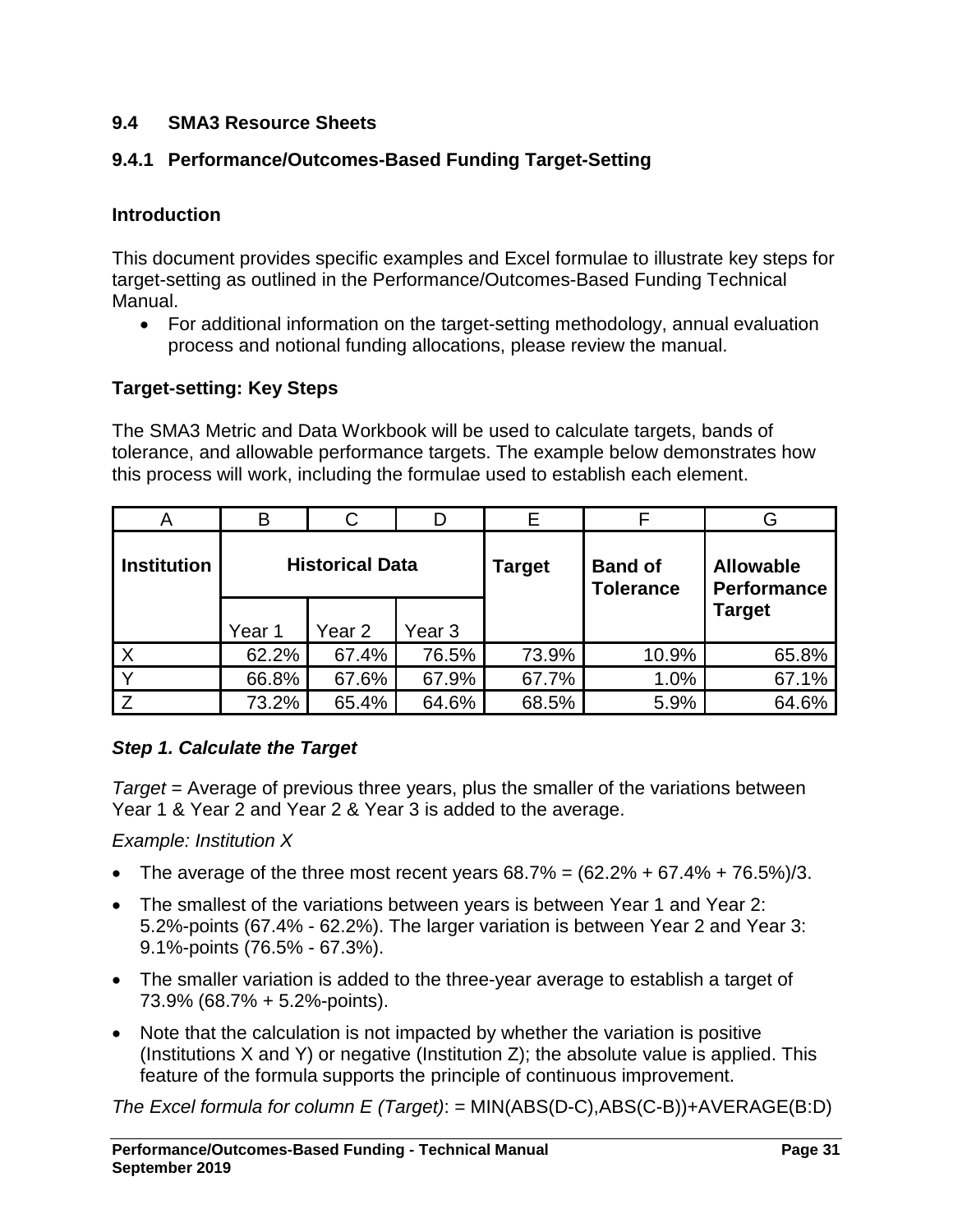### 9.4 SMA3 Resource Sheets

### 9.4.1 Performance/Outcomes-Based Funding Target-Setting

**Introduction**

This document provides specific examples and Excel formulae to illustrate key steps for target-setting as outlined in the Performance/Outcomes-Based Funding Technical Manual.

- For additional information on the target-setting methodology, annual evaluation process and notional funding allocations, please review the manual.

**Target-setting: Key Steps**

The SMA3 Metric and Data Workbook will be used to calculate targets, bands of tolerance, and allowable performance targets. The example below demonstrates how this process will work, including the formulae used to establish each element.

| A | B | C | D | E | F | G |
|---|---|---|---|---|---|---|
| **Institution** | **Historical Data** | | | **Target** | **Band of Tolerance** | **Allowable Performance Target** |
| | Year 1 | Year 2 | Year 3 | | | |
| X | 62.2% | 67.4% | 76.5% | 73.9% | 10.9% | 65.8% |
| Y | 66.8% | 67.6% | 67.9% | 67.7% | 1.0% | 67.1% |
| Z | 73.2% | 65.4% | 64.6% | 68.5% | 5.9% | 64.6% |

***Step 1. Calculate the Target***

*Target* = Average of previous three years, plus the smaller of the variations between Year 1 & Year 2 and Year 2 & Year 3 is added to the average.

*Example: Institution X*

- The average of the three most recent years 68.7% = (62.2% + 67.4% + 76.5%)/3.
- The smallest of the variations between years is between Year 1 and Year 2: 5.2%-points (67.4% - 62.2%). The larger variation is between Year 2 and Year 3: 9.1%-points (76.5% - 67.3%).
- The smaller variation is added to the three-year average to establish a target of 73.9% (68.7% + 5.2%-points).
- Note that the calculation is not impacted by whether the variation is positive (Institutions X and Y) or negative (Institution Z); the absolute value is applied. This feature of the formula supports the principle of continuous improvement.

*The Excel formula for column E (Target)*: = MIN(ABS(D-C),ABS(C-B))+AVERAGE(B:D)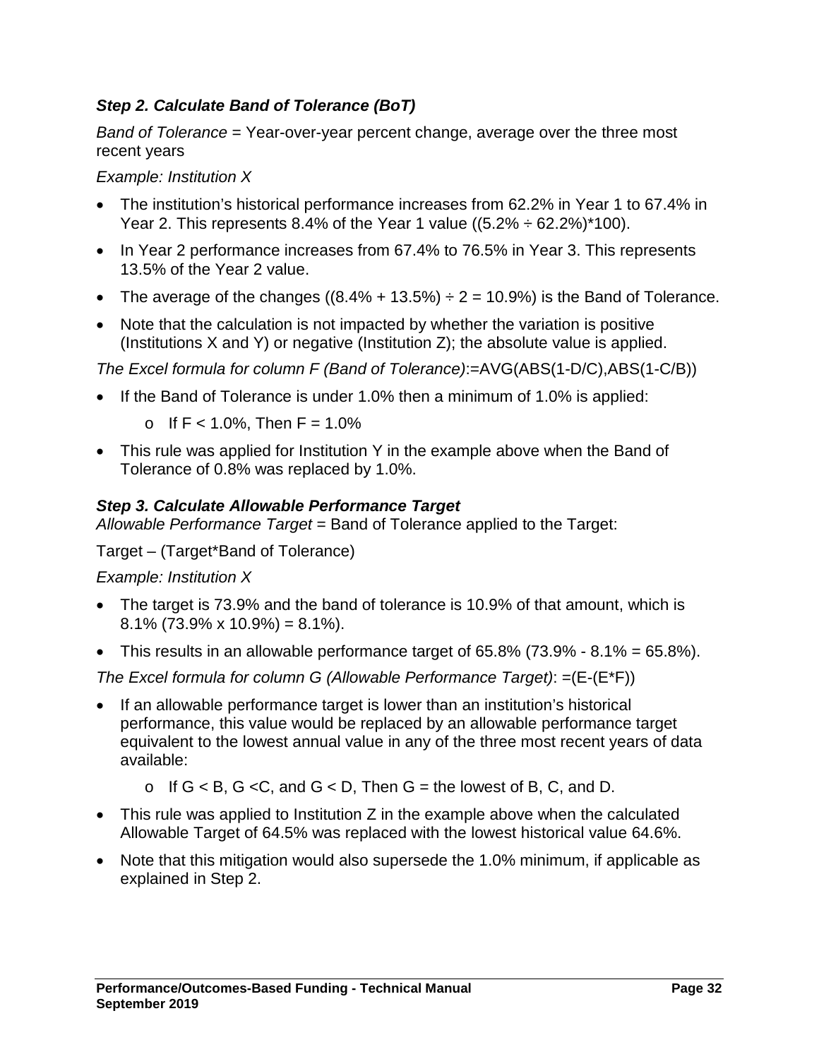### *Step 2. Calculate Band of Tolerance (BoT)*

*Band of Tolerance* = Year-over-year percent change, average over the three most recent years

*Example: Institution X*

- The institution's historical performance increases from 62.2% in Year 1 to 67.4% in Year 2. This represents 8.4% of the Year 1 value ((5.2% ÷ 62.2%)*100).
- In Year 2 performance increases from 67.4% to 76.5% in Year 3. This represents 13.5% of the Year 2 value.
- The average of the changes ((8.4% + 13.5%) ÷ 2 = 10.9%) is the Band of Tolerance.
- Note that the calculation is not impacted by whether the variation is positive (Institutions X and Y) or negative (Institution Z); the absolute value is applied.

*The Excel formula for column F (Band of Tolerance)*:=AVG(ABS(1-D/C),ABS(1-C/B))

- If the Band of Tolerance is under 1.0% then a minimum of 1.0% is applied:
  - If F < 1.0%, Then F = 1.0%
- This rule was applied for Institution Y in the example above when the Band of Tolerance of 0.8% was replaced by 1.0%.

### *Step 3. Calculate Allowable Performance Target*

*Allowable Performance Target* = Band of Tolerance applied to the Target:

Target – (Target*Band of Tolerance)

*Example: Institution X*

- The target is 73.9% and the band of tolerance is 10.9% of that amount, which is 8.1% (73.9% x 10.9%) = 8.1%).
- This results in an allowable performance target of 65.8% (73.9% - 8.1% = 65.8%).

*The Excel formula for column G (Allowable Performance Target)*: =(E-(E*F))

- If an allowable performance target is lower than an institution's historical performance, this value would be replaced by an allowable performance target equivalent to the lowest annual value in any of the three most recent years of data available:
  - If G < B, G <C, and G < D, Then G = the lowest of B, C, and D.
- This rule was applied to Institution Z in the example above when the calculated Allowable Target of 64.5% was replaced with the lowest historical value 64.6%.
- Note that this mitigation would also supersede the 1.0% minimum, if applicable as explained in Step 2.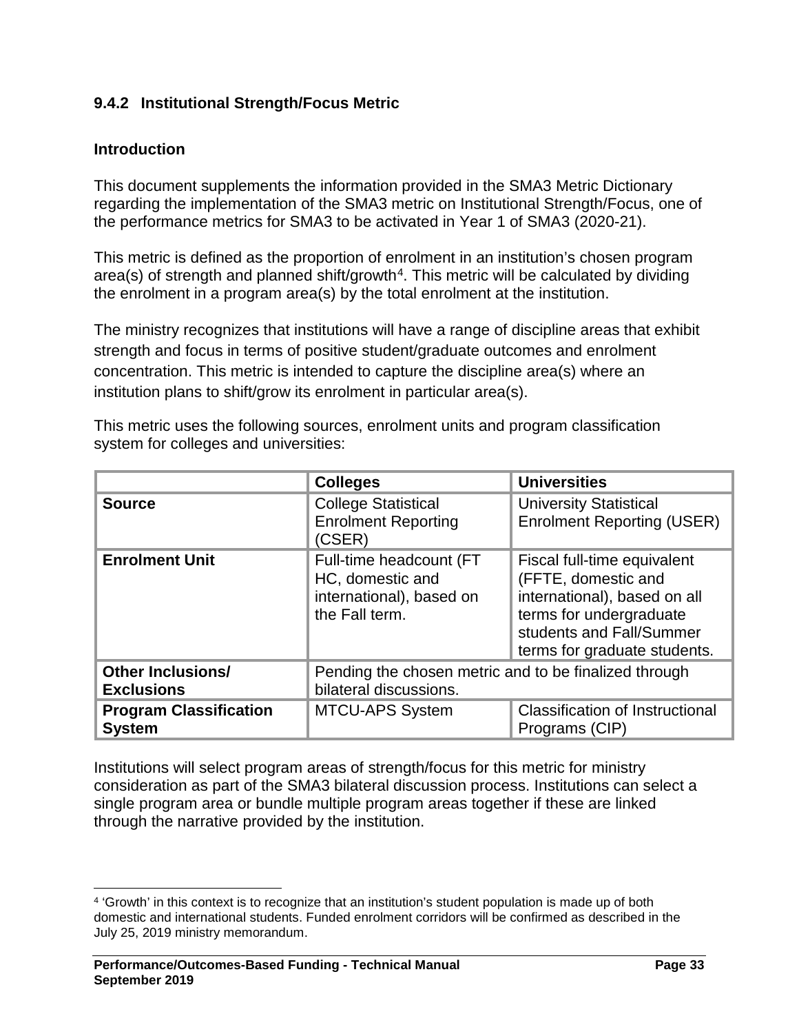### 9.4.2 Institutional Strength/Focus Metric

#### Introduction

This document supplements the information provided in the SMA3 Metric Dictionary regarding the implementation of the SMA3 metric on Institutional Strength/Focus, one of the performance metrics for SMA3 to be activated in Year 1 of SMA3 (2020-21).

This metric is defined as the proportion of enrolment in an institution's chosen program area(s) of strength and planned shift/growth[4]. This metric will be calculated by dividing the enrolment in a program area(s) by the total enrolment at the institution.

The ministry recognizes that institutions will have a range of discipline areas that exhibit strength and focus in terms of positive student/graduate outcomes and enrolment concentration. This metric is intended to capture the discipline area(s) where an institution plans to shift/grow its enrolment in particular area(s).

This metric uses the following sources, enrolment units and program classification system for colleges and universities:

| | Colleges | Universities |
|---|---|---|
| **Source** | College Statistical Enrolment Reporting (CSER) | University Statistical Enrolment Reporting (USER) |
| **Enrolment Unit** | Full-time headcount (FT HC, domestic and international), based on the Fall term. | Fiscal full-time equivalent (FFTE, domestic and international), based on all terms for undergraduate students and Fall/Summer terms for graduate students. |
| **Other Inclusions/ Exclusions** | Pending the chosen metric and to be finalized through bilateral discussions. | |
| **Program Classification System** | MTCU-APS System | Classification of Instructional Programs (CIP) |

Institutions will select program areas of strength/focus for this metric for ministry consideration as part of the SMA3 bilateral discussion process. Institutions can select a single program area or bundle multiple program areas together if these are linked through the narrative provided by the institution.

---

[4] 'Growth' in this context is to recognize that an institution's student population is made up of both domestic and international students. Funded enrolment corridors will be confirmed as described in the July 25, 2019 ministry memorandum.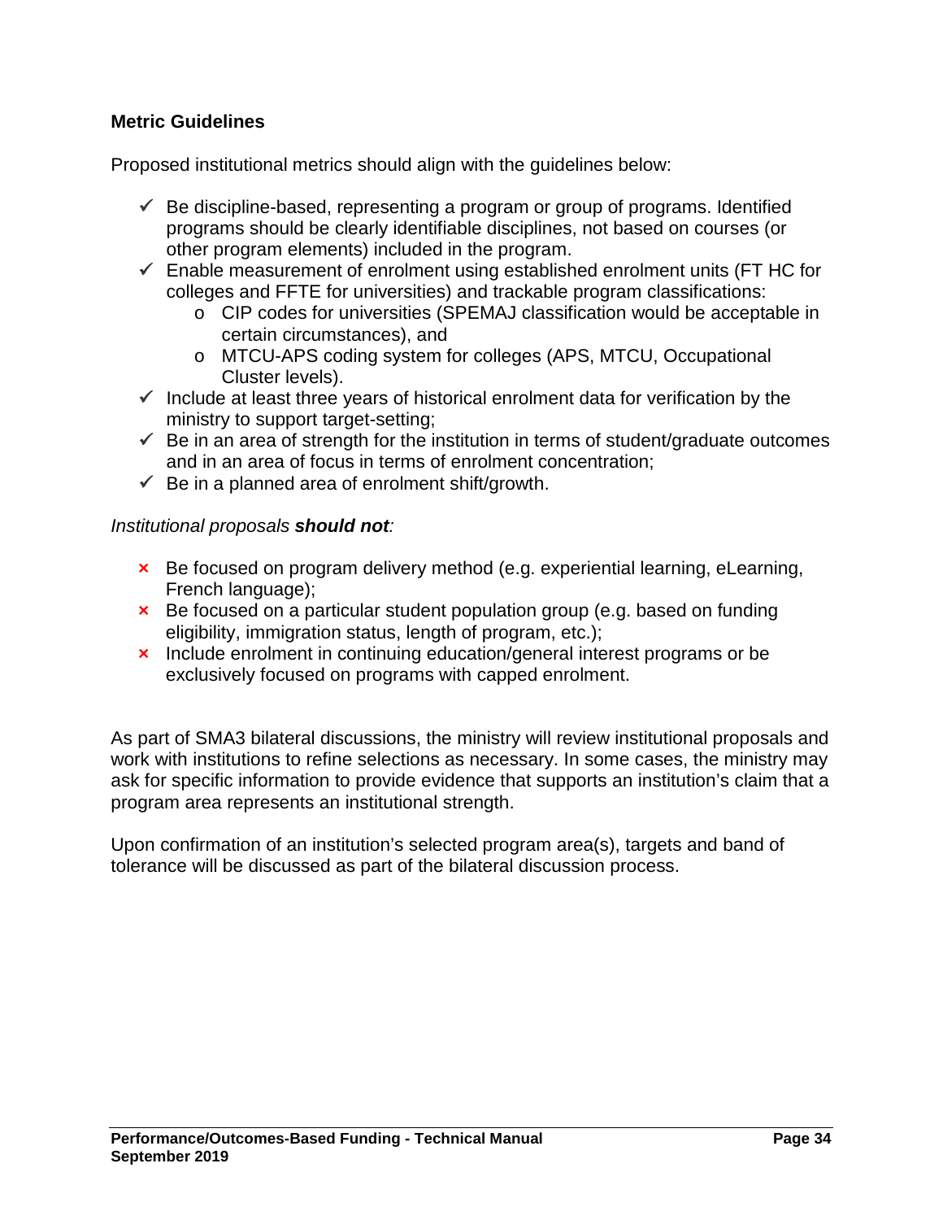**Metric Guidelines**

Proposed institutional metrics should align with the guidelines below:

- ✓ Be discipline-based, representing a program or group of programs. Identified programs should be clearly identifiable disciplines, not based on courses (or other program elements) included in the program.
- ✓ Enable measurement of enrolment using established enrolment units (FT HC for colleges and FFTE for universities) and trackable program classifications:
  - o CIP codes for universities (SPEMAJ classification would be acceptable in certain circumstances), and
  - o MTCU-APS coding system for colleges (APS, MTCU, Occupational Cluster levels).
- ✓ Include at least three years of historical enrolment data for verification by the ministry to support target-setting;
- ✓ Be in an area of strength for the institution in terms of student/graduate outcomes and in an area of focus in terms of enrolment concentration;
- ✓ Be in a planned area of enrolment shift/growth.

*Institutional proposals **should not**:*

- × Be focused on program delivery method (e.g. experiential learning, eLearning, French language);
- × Be focused on a particular student population group (e.g. based on funding eligibility, immigration status, length of program, etc.);
- × Include enrolment in continuing education/general interest programs or be exclusively focused on programs with capped enrolment.

As part of SMA3 bilateral discussions, the ministry will review institutional proposals and work with institutions to refine selections as necessary. In some cases, the ministry may ask for specific information to provide evidence that supports an institution's claim that a program area represents an institutional strength.

Upon confirmation of an institution's selected program area(s), targets and band of tolerance will be discussed as part of the bilateral discussion process.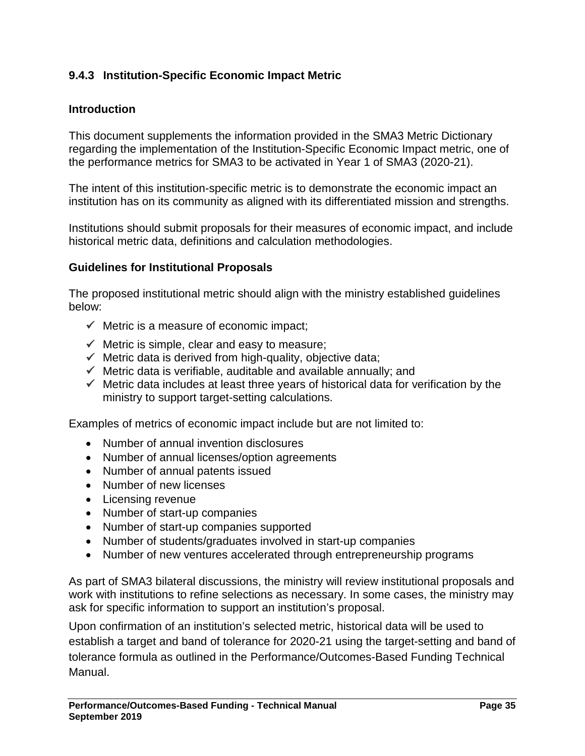### 9.4.3 Institution-Specific Economic Impact Metric

#### Introduction

This document supplements the information provided in the SMA3 Metric Dictionary regarding the implementation of the Institution-Specific Economic Impact metric, one of the performance metrics for SMA3 to be activated in Year 1 of SMA3 (2020-21).

The intent of this institution-specific metric is to demonstrate the economic impact an institution has on its community as aligned with its differentiated mission and strengths.

Institutions should submit proposals for their measures of economic impact, and include historical metric data, definitions and calculation methodologies.

#### Guidelines for Institutional Proposals

The proposed institutional metric should align with the ministry established guidelines below:

- ✓ Metric is a measure of economic impact;
- ✓ Metric is simple, clear and easy to measure;
- ✓ Metric data is derived from high-quality, objective data;
- ✓ Metric data is verifiable, auditable and available annually; and
- ✓ Metric data includes at least three years of historical data for verification by the ministry to support target-setting calculations.

Examples of metrics of economic impact include but are not limited to:

- Number of annual invention disclosures
- Number of annual licenses/option agreements
- Number of annual patents issued
- Number of new licenses
- Licensing revenue
- Number of start-up companies
- Number of start-up companies supported
- Number of students/graduates involved in start-up companies
- Number of new ventures accelerated through entrepreneurship programs

As part of SMA3 bilateral discussions, the ministry will review institutional proposals and work with institutions to refine selections as necessary. In some cases, the ministry may ask for specific information to support an institution's proposal.

Upon confirmation of an institution's selected metric, historical data will be used to establish a target and band of tolerance for 2020-21 using the target-setting and band of tolerance formula as outlined in the Performance/Outcomes-Based Funding Technical Manual.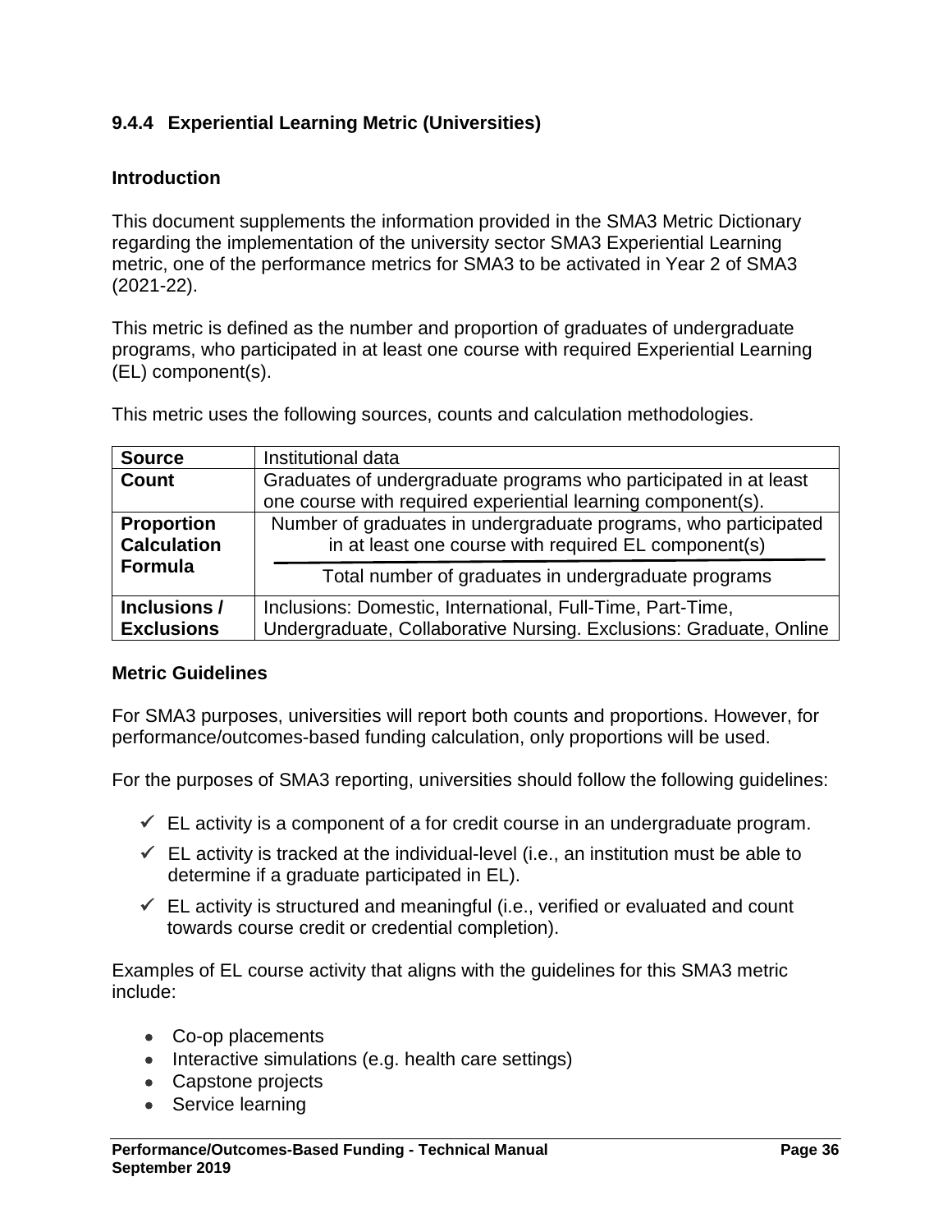### 9.4.4 Experiential Learning Metric (Universities)

#### Introduction

This document supplements the information provided in the SMA3 Metric Dictionary regarding the implementation of the university sector SMA3 Experiential Learning metric, one of the performance metrics for SMA3 to be activated in Year 2 of SMA3 (2021-22).

This metric is defined as the number and proportion of graduates of undergraduate programs, who participated in at least one course with required Experiential Learning (EL) component(s).

This metric uses the following sources, counts and calculation methodologies.

| | |
|---|---|
| **Source** | Institutional data |
| **Count** | Graduates of undergraduate programs who participated in at least one course with required experiential learning component(s). |
| **Proportion Calculation Formula** | $\frac{\text{Number of graduates in undergraduate programs, who participated in at least one course with required EL component(s)}}{\text{Total number of graduates in undergraduate programs}}$ |
| **Inclusions / Exclusions** | Inclusions: Domestic, International, Full-Time, Part-Time, Undergraduate, Collaborative Nursing. Exclusions: Graduate, Online |

#### Metric Guidelines

For SMA3 purposes, universities will report both counts and proportions. However, for performance/outcomes-based funding calculation, only proportions will be used.

For the purposes of SMA3 reporting, universities should follow the following guidelines:

- ✓ EL activity is a component of a for credit course in an undergraduate program.
- ✓ EL activity is tracked at the individual-level (i.e., an institution must be able to determine if a graduate participated in EL).
- ✓ EL activity is structured and meaningful (i.e., verified or evaluated and count towards course credit or credential completion).

Examples of EL course activity that aligns with the guidelines for this SMA3 metric include:

- Co-op placements
- Interactive simulations (e.g. health care settings)
- Capstone projects
- Service learning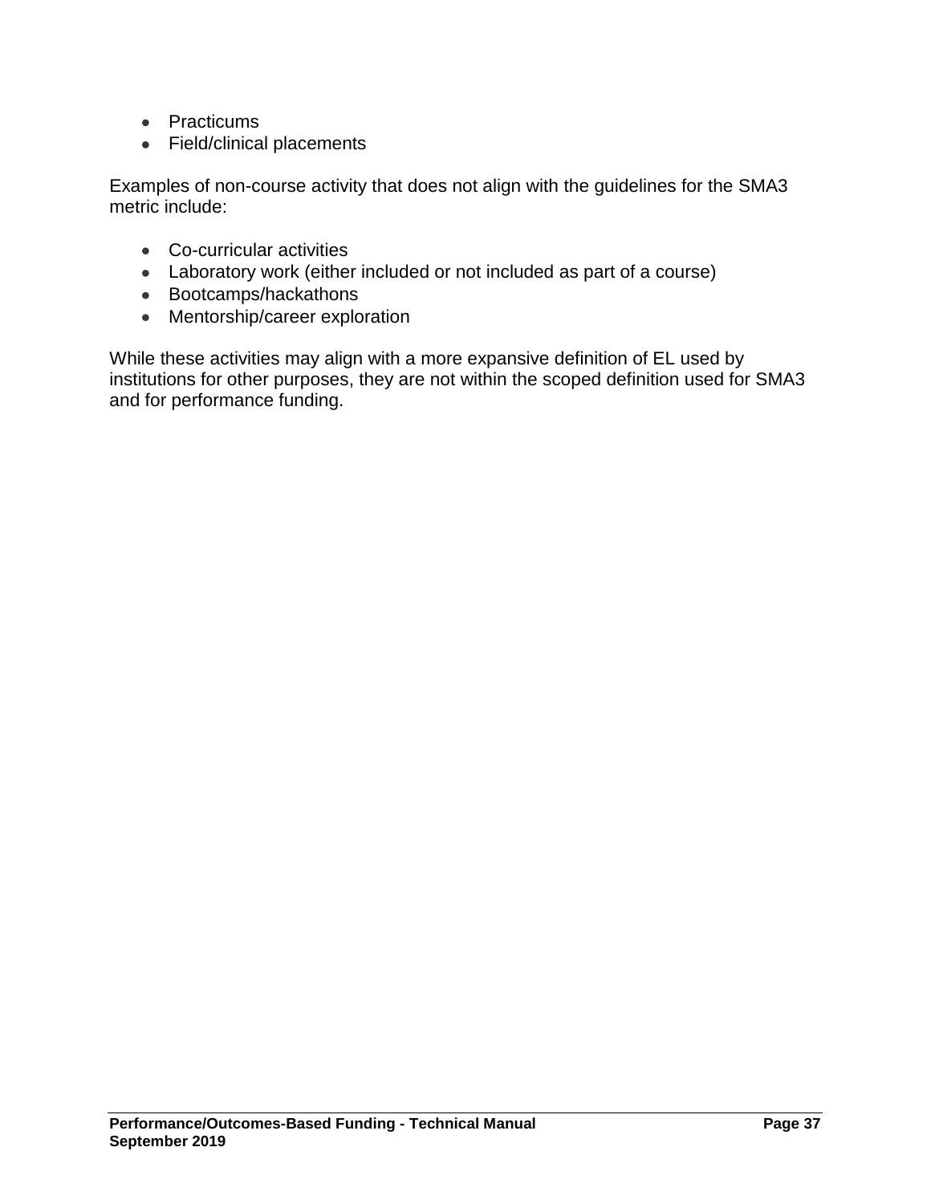- Practicums
- Field/clinical placements

Examples of non-course activity that does not align with the guidelines for the SMA3 metric include:

- Co-curricular activities
- Laboratory work (either included or not included as part of a course)
- Bootcamps/hackathons
- Mentorship/career exploration

While these activities may align with a more expansive definition of EL used by institutions for other purposes, they are not within the scoped definition used for SMA3 and for performance funding.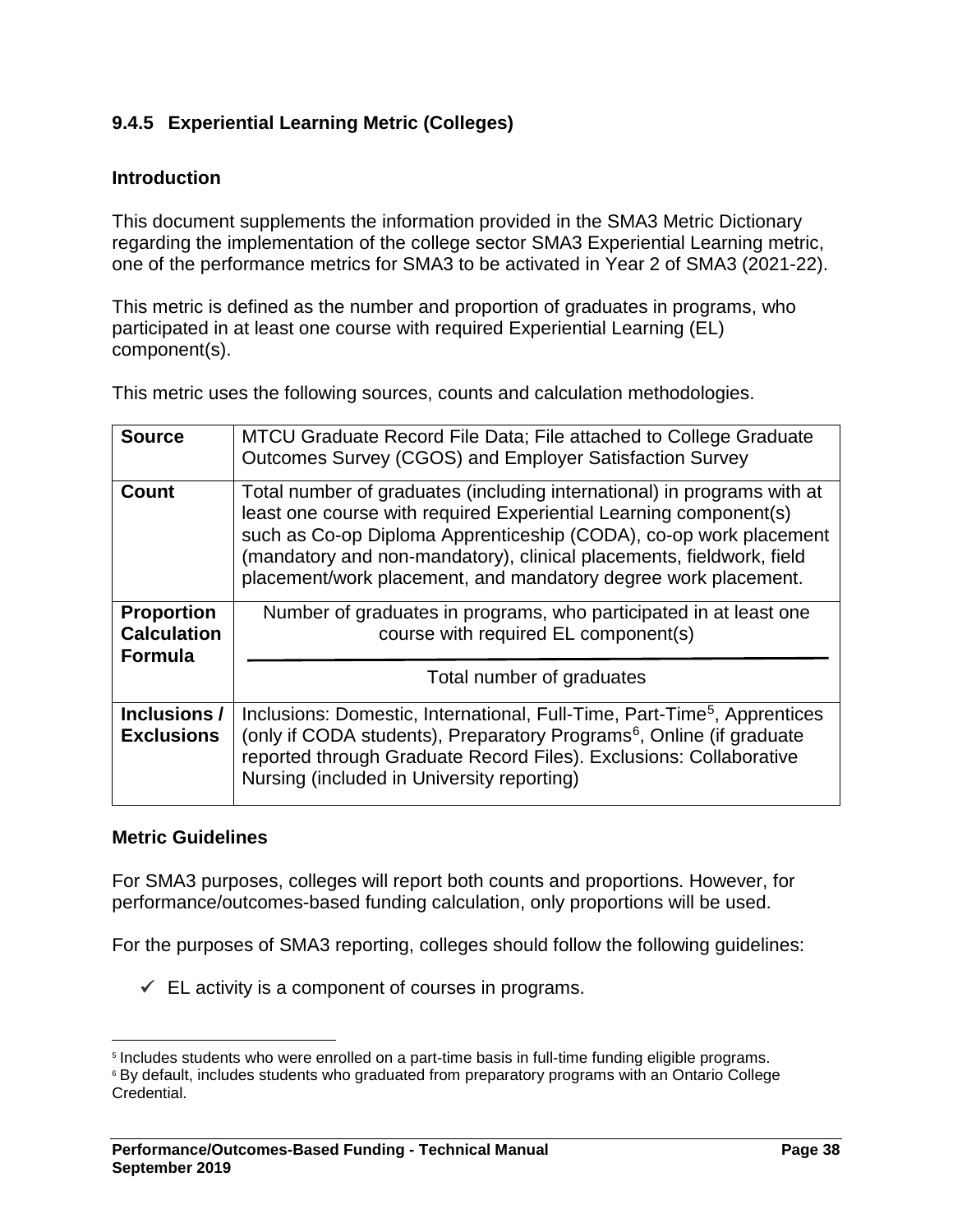### 9.4.5 Experiential Learning Metric (Colleges)

#### Introduction

This document supplements the information provided in the SMA3 Metric Dictionary regarding the implementation of the college sector SMA3 Experiential Learning metric, one of the performance metrics for SMA3 to be activated in Year 2 of SMA3 (2021-22).

This metric is defined as the number and proportion of graduates in programs, who participated in at least one course with required Experiential Learning (EL) component(s).

This metric uses the following sources, counts and calculation methodologies.

| | |
|---|---|
| **Source** | MTCU Graduate Record File Data; File attached to College Graduate Outcomes Survey (CGOS) and Employer Satisfaction Survey |
| **Count** | Total number of graduates (including international) in programs with at least one course with required Experiential Learning component(s) such as Co-op Diploma Apprenticeship (CODA), co-op work placement (mandatory and non-mandatory), clinical placements, fieldwork, field placement/work placement, and mandatory degree work placement. |
| **Proportion Calculation Formula** | $$\frac{\text{Number of graduates in programs, who participated in at least one course with required EL component(s)}}{\text{Total number of graduates}}$$ |
| **Inclusions / Exclusions** | Inclusions: Domestic, International, Full-Time, Part-Time[5], Apprentices (only if CODA students), Preparatory Programs[6], Online (if graduate reported through Graduate Record Files). Exclusions: Collaborative Nursing (included in University reporting) |

#### Metric Guidelines

For SMA3 purposes, colleges will report both counts and proportions. However, for performance/outcomes-based funding calculation, only proportions will be used.

For the purposes of SMA3 reporting, colleges should follow the following guidelines:

- ✓ EL activity is a component of courses in programs.

[5] Includes students who were enrolled on a part-time basis in full-time funding eligible programs.

[6] By default, includes students who graduated from preparatory programs with an Ontario College Credential.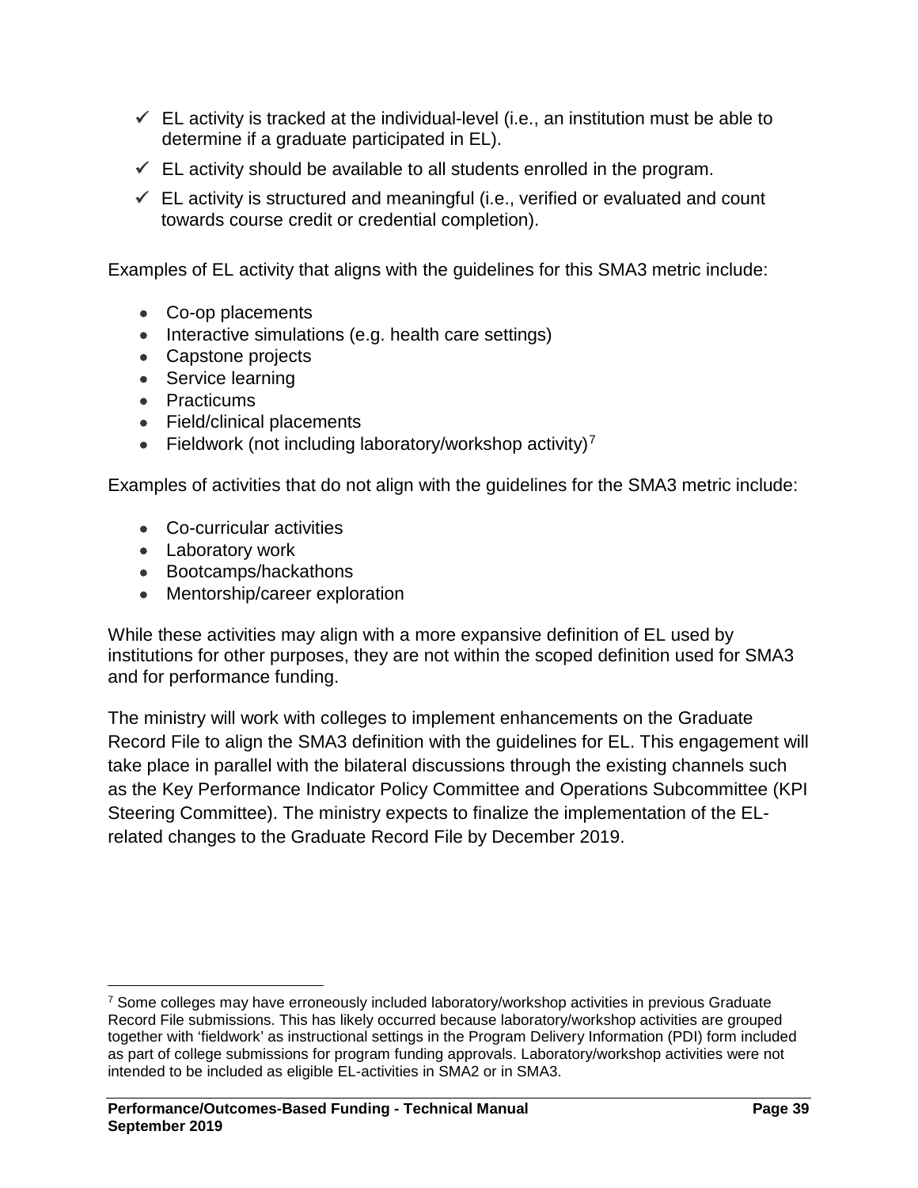- ✓ EL activity is tracked at the individual-level (i.e., an institution must be able to determine if a graduate participated in EL).
- ✓ EL activity should be available to all students enrolled in the program.
- ✓ EL activity is structured and meaningful (i.e., verified or evaluated and count towards course credit or credential completion).

Examples of EL activity that aligns with the guidelines for this SMA3 metric include:

- Co-op placements
- Interactive simulations (e.g. health care settings)
- Capstone projects
- Service learning
- Practicums
- Field/clinical placements
- Fieldwork (not including laboratory/workshop activity)[7]

Examples of activities that do not align with the guidelines for the SMA3 metric include:

- Co-curricular activities
- Laboratory work
- Bootcamps/hackathons
- Mentorship/career exploration

While these activities may align with a more expansive definition of EL used by institutions for other purposes, they are not within the scoped definition used for SMA3 and for performance funding.

The ministry will work with colleges to implement enhancements on the Graduate Record File to align the SMA3 definition with the guidelines for EL. This engagement will take place in parallel with the bilateral discussions through the existing channels such as the Key Performance Indicator Policy Committee and Operations Subcommittee (KPI Steering Committee). The ministry expects to finalize the implementation of the EL-related changes to the Graduate Record File by December 2019.

[7] Some colleges may have erroneously included laboratory/workshop activities in previous Graduate Record File submissions. This has likely occurred because laboratory/workshop activities are grouped together with 'fieldwork' as instructional settings in the Program Delivery Information (PDI) form included as part of college submissions for program funding approvals. Laboratory/workshop activities were not intended to be included as eligible EL-activities in SMA2 or in SMA3.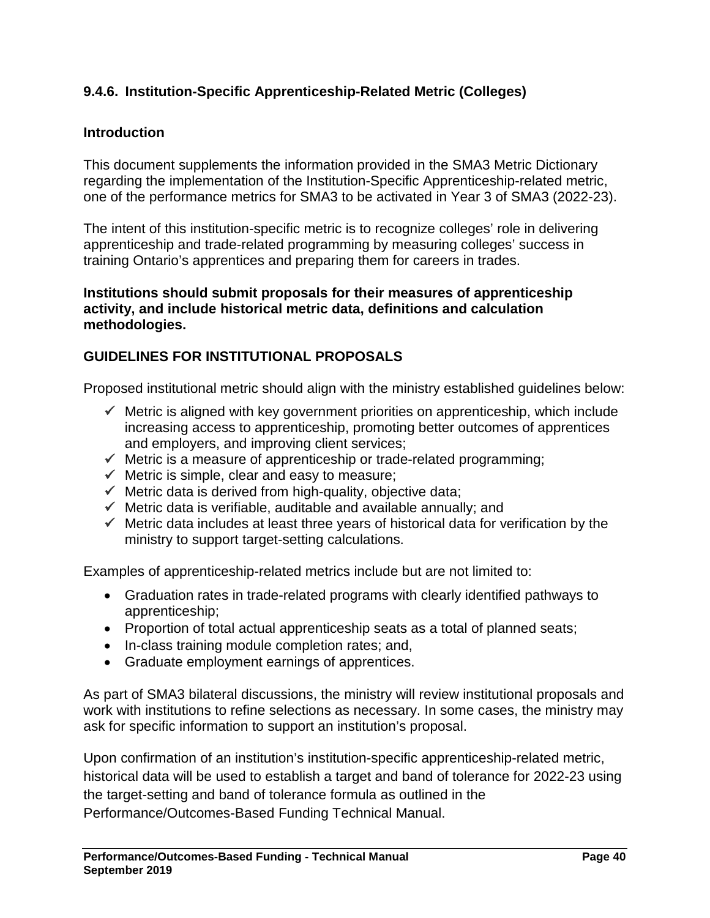### 9.4.6. Institution-Specific Apprenticeship-Related Metric (Colleges)

#### Introduction

This document supplements the information provided in the SMA3 Metric Dictionary regarding the implementation of the Institution-Specific Apprenticeship-related metric, one of the performance metrics for SMA3 to be activated in Year 3 of SMA3 (2022-23).

The intent of this institution-specific metric is to recognize colleges' role in delivering apprenticeship and trade-related programming by measuring colleges' success in training Ontario's apprentices and preparing them for careers in trades.

**Institutions should submit proposals for their measures of apprenticeship activity, and include historical metric data, definitions and calculation methodologies.**

#### GUIDELINES FOR INSTITUTIONAL PROPOSALS

Proposed institutional metric should align with the ministry established guidelines below:

- ✓ Metric is aligned with key government priorities on apprenticeship, which include increasing access to apprenticeship, promoting better outcomes of apprentices and employers, and improving client services;
- ✓ Metric is a measure of apprenticeship or trade-related programming;
- ✓ Metric is simple, clear and easy to measure;
- ✓ Metric data is derived from high-quality, objective data;
- ✓ Metric data is verifiable, auditable and available annually; and
- ✓ Metric data includes at least three years of historical data for verification by the ministry to support target-setting calculations.

Examples of apprenticeship-related metrics include but are not limited to:

- Graduation rates in trade-related programs with clearly identified pathways to apprenticeship;
- Proportion of total actual apprenticeship seats as a total of planned seats;
- In-class training module completion rates; and,
- Graduate employment earnings of apprentices.

As part of SMA3 bilateral discussions, the ministry will review institutional proposals and work with institutions to refine selections as necessary. In some cases, the ministry may ask for specific information to support an institution's proposal.

Upon confirmation of an institution's institution-specific apprenticeship-related metric, historical data will be used to establish a target and band of tolerance for 2022-23 using the target-setting and band of tolerance formula as outlined in the Performance/Outcomes-Based Funding Technical Manual.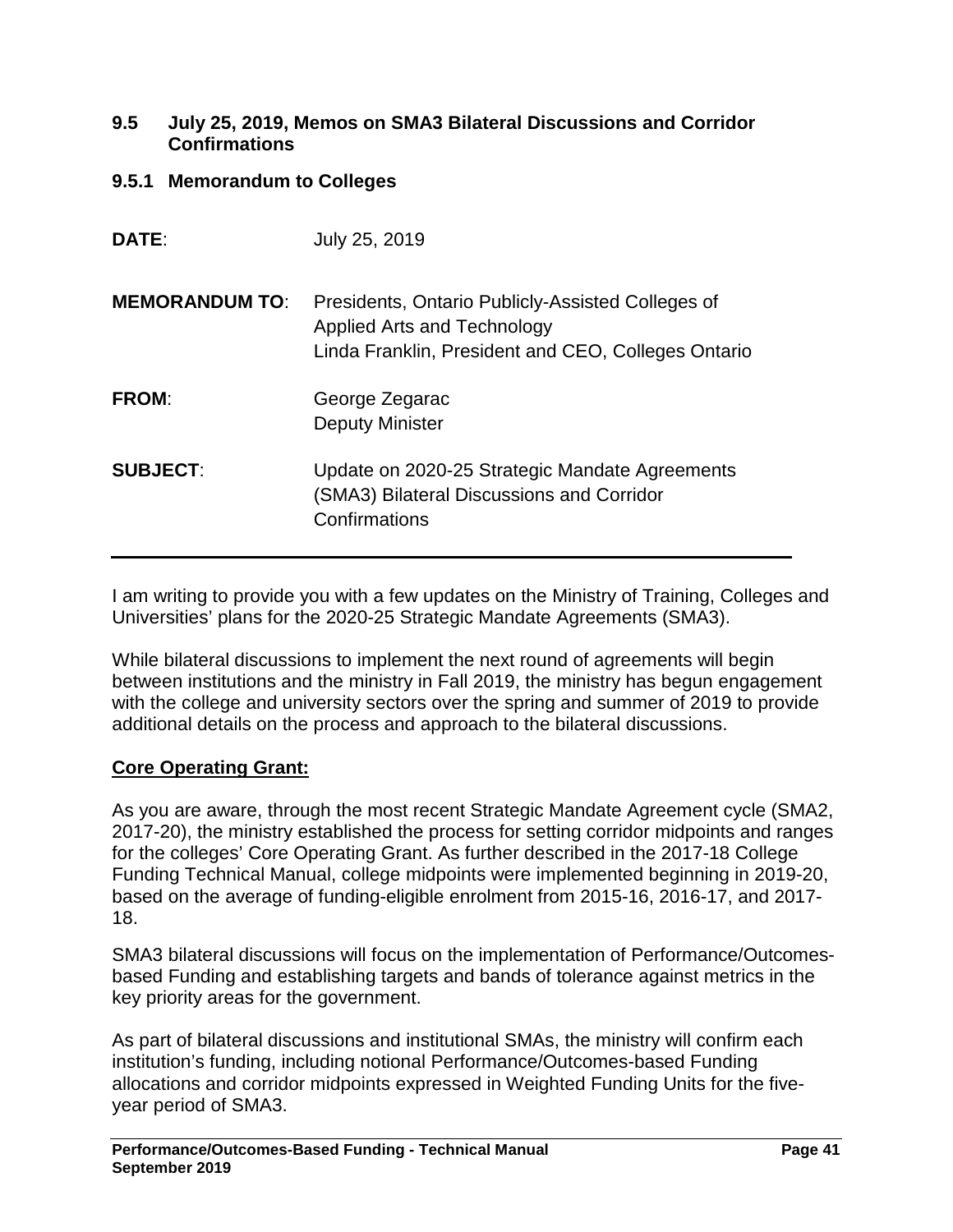### 9.5 July 25, 2019, Memos on SMA3 Bilateral Discussions and Corridor Confirmations

#### 9.5.1 Memorandum to Colleges

| | |
|---|---|
| **DATE**: | July 25, 2019 |
| **MEMORANDUM TO**: | Presidents, Ontario Publicly-Assisted Colleges of Applied Arts and Technology<br>Linda Franklin, President and CEO, Colleges Ontario |
| **FROM**: | George Zegarac<br>Deputy Minister |
| **SUBJECT**: | Update on 2020-25 Strategic Mandate Agreements (SMA3) Bilateral Discussions and Corridor Confirmations |

---

I am writing to provide you with a few updates on the Ministry of Training, Colleges and Universities' plans for the 2020-25 Strategic Mandate Agreements (SMA3).

While bilateral discussions to implement the next round of agreements will begin between institutions and the ministry in Fall 2019, the ministry has begun engagement with the college and university sectors over the spring and summer of 2019 to provide additional details on the process and approach to the bilateral discussions.

**Core Operating Grant:**

As you are aware, through the most recent Strategic Mandate Agreement cycle (SMA2, 2017-20), the ministry established the process for setting corridor midpoints and ranges for the colleges' Core Operating Grant. As further described in the 2017-18 College Funding Technical Manual, college midpoints were implemented beginning in 2019-20, based on the average of funding-eligible enrolment from 2015-16, 2016-17, and 2017-18.

SMA3 bilateral discussions will focus on the implementation of Performance/Outcomes-based Funding and establishing targets and bands of tolerance against metrics in the key priority areas for the government.

As part of bilateral discussions and institutional SMAs, the ministry will confirm each institution's funding, including notional Performance/Outcomes-based Funding allocations and corridor midpoints expressed in Weighted Funding Units for the five-year period of SMA3.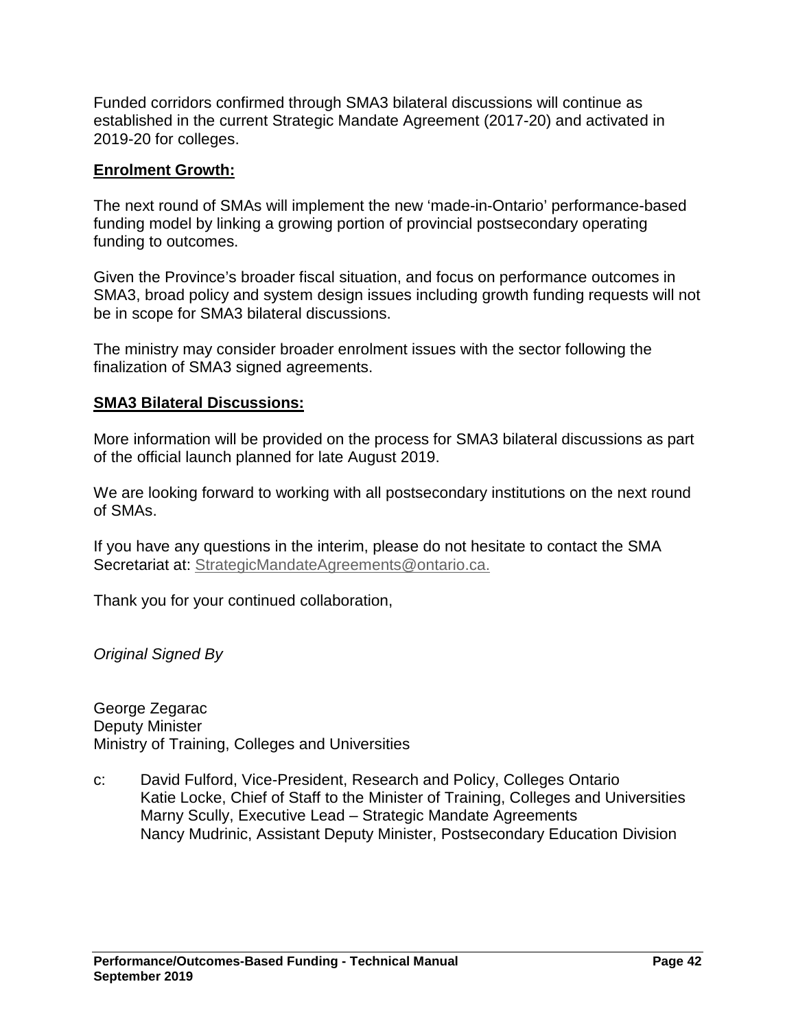Funded corridors confirmed through SMA3 bilateral discussions will continue as established in the current Strategic Mandate Agreement (2017-20) and activated in 2019-20 for colleges.

**Enrolment Growth:**

The next round of SMAs will implement the new ‘made-in-Ontario’ performance-based funding model by linking a growing portion of provincial postsecondary operating funding to outcomes.

Given the Province’s broader fiscal situation, and focus on performance outcomes in SMA3, broad policy and system design issues including growth funding requests will not be in scope for SMA3 bilateral discussions.

The ministry may consider broader enrolment issues with the sector following the finalization of SMA3 signed agreements.

**SMA3 Bilateral Discussions:**

More information will be provided on the process for SMA3 bilateral discussions as part of the official launch planned for late August 2019.

We are looking forward to working with all postsecondary institutions on the next round of SMAs.

If you have any questions in the interim, please do not hesitate to contact the SMA Secretariat at: StrategicMandateAgreements@ontario.ca.

Thank you for your continued collaboration,

*Original Signed By*

George Zegarac
Deputy Minister
Ministry of Training, Colleges and Universities

c: David Fulford, Vice-President, Research and Policy, Colleges Ontario
Katie Locke, Chief of Staff to the Minister of Training, Colleges and Universities
Marny Scully, Executive Lead – Strategic Mandate Agreements
Nancy Mudrinic, Assistant Deputy Minister, Postsecondary Education Division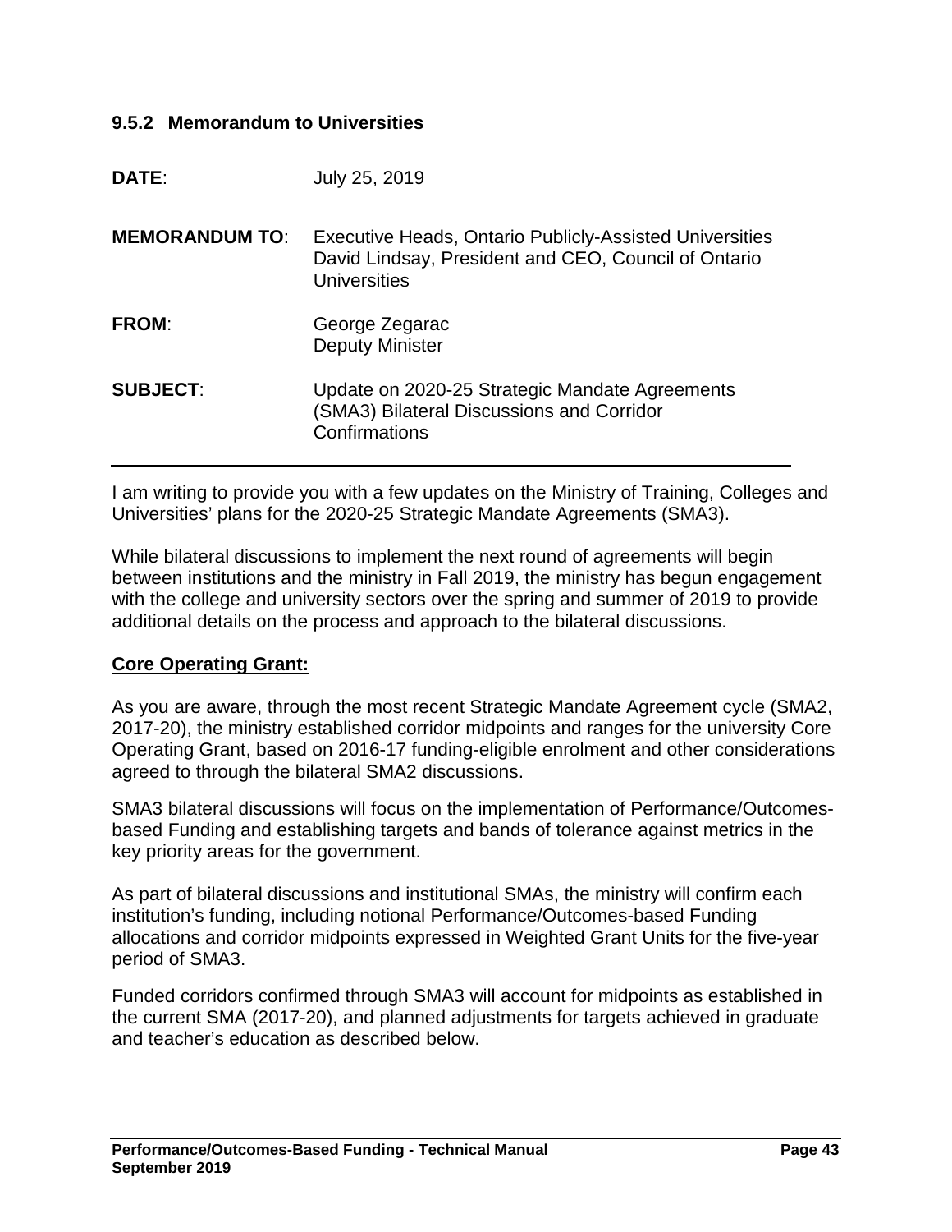### 9.5.2 Memorandum to Universities

| | |
|---|---|
| **DATE**: | July 25, 2019 |
| **MEMORANDUM TO**: | Executive Heads, Ontario Publicly-Assisted Universities<br>David Lindsay, President and CEO, Council of Ontario Universities |
| **FROM**: | George Zegarac<br>Deputy Minister |
| **SUBJECT**: | Update on 2020-25 Strategic Mandate Agreements (SMA3) Bilateral Discussions and Corridor Confirmations |

---

I am writing to provide you with a few updates on the Ministry of Training, Colleges and Universities' plans for the 2020-25 Strategic Mandate Agreements (SMA3).

While bilateral discussions to implement the next round of agreements will begin between institutions and the ministry in Fall 2019, the ministry has begun engagement with the college and university sectors over the spring and summer of 2019 to provide additional details on the process and approach to the bilateral discussions.

**Core Operating Grant:**

As you are aware, through the most recent Strategic Mandate Agreement cycle (SMA2, 2017-20), the ministry established corridor midpoints and ranges for the university Core Operating Grant, based on 2016-17 funding-eligible enrolment and other considerations agreed to through the bilateral SMA2 discussions.

SMA3 bilateral discussions will focus on the implementation of Performance/Outcomes-based Funding and establishing targets and bands of tolerance against metrics in the key priority areas for the government.

As part of bilateral discussions and institutional SMAs, the ministry will confirm each institution's funding, including notional Performance/Outcomes-based Funding allocations and corridor midpoints expressed in Weighted Grant Units for the five-year period of SMA3.

Funded corridors confirmed through SMA3 will account for midpoints as established in the current SMA (2017-20), and planned adjustments for targets achieved in graduate and teacher's education as described below.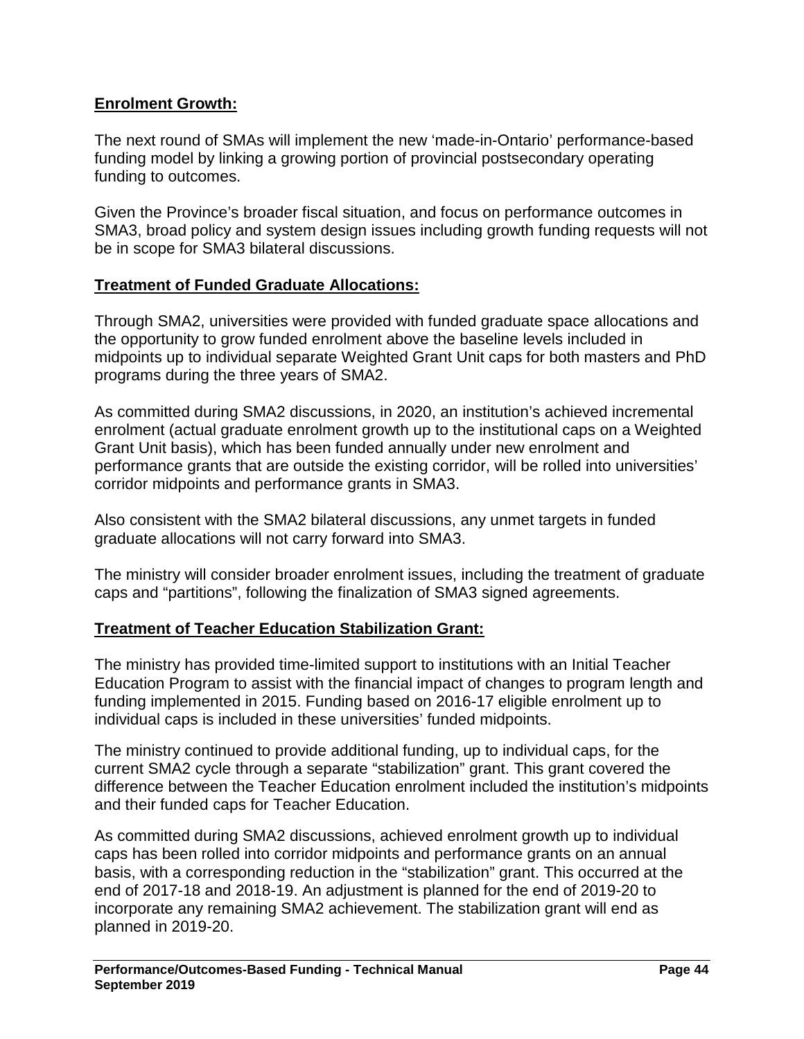**Enrolment Growth:**

The next round of SMAs will implement the new 'made-in-Ontario' performance-based funding model by linking a growing portion of provincial postsecondary operating funding to outcomes.

Given the Province's broader fiscal situation, and focus on performance outcomes in SMA3, broad policy and system design issues including growth funding requests will not be in scope for SMA3 bilateral discussions.

**Treatment of Funded Graduate Allocations:**

Through SMA2, universities were provided with funded graduate space allocations and the opportunity to grow funded enrolment above the baseline levels included in midpoints up to individual separate Weighted Grant Unit caps for both masters and PhD programs during the three years of SMA2.

As committed during SMA2 discussions, in 2020, an institution's achieved incremental enrolment (actual graduate enrolment growth up to the institutional caps on a Weighted Grant Unit basis), which has been funded annually under new enrolment and performance grants that are outside the existing corridor, will be rolled into universities' corridor midpoints and performance grants in SMA3.

Also consistent with the SMA2 bilateral discussions, any unmet targets in funded graduate allocations will not carry forward into SMA3.

The ministry will consider broader enrolment issues, including the treatment of graduate caps and "partitions", following the finalization of SMA3 signed agreements.

**Treatment of Teacher Education Stabilization Grant:**

The ministry has provided time-limited support to institutions with an Initial Teacher Education Program to assist with the financial impact of changes to program length and funding implemented in 2015. Funding based on 2016-17 eligible enrolment up to individual caps is included in these universities' funded midpoints.

The ministry continued to provide additional funding, up to individual caps, for the current SMA2 cycle through a separate "stabilization" grant. This grant covered the difference between the Teacher Education enrolment included the institution's midpoints and their funded caps for Teacher Education.

As committed during SMA2 discussions, achieved enrolment growth up to individual caps has been rolled into corridor midpoints and performance grants on an annual basis, with a corresponding reduction in the "stabilization" grant. This occurred at the end of 2017-18 and 2018-19. An adjustment is planned for the end of 2019-20 to incorporate any remaining SMA2 achievement. The stabilization grant will end as planned in 2019-20.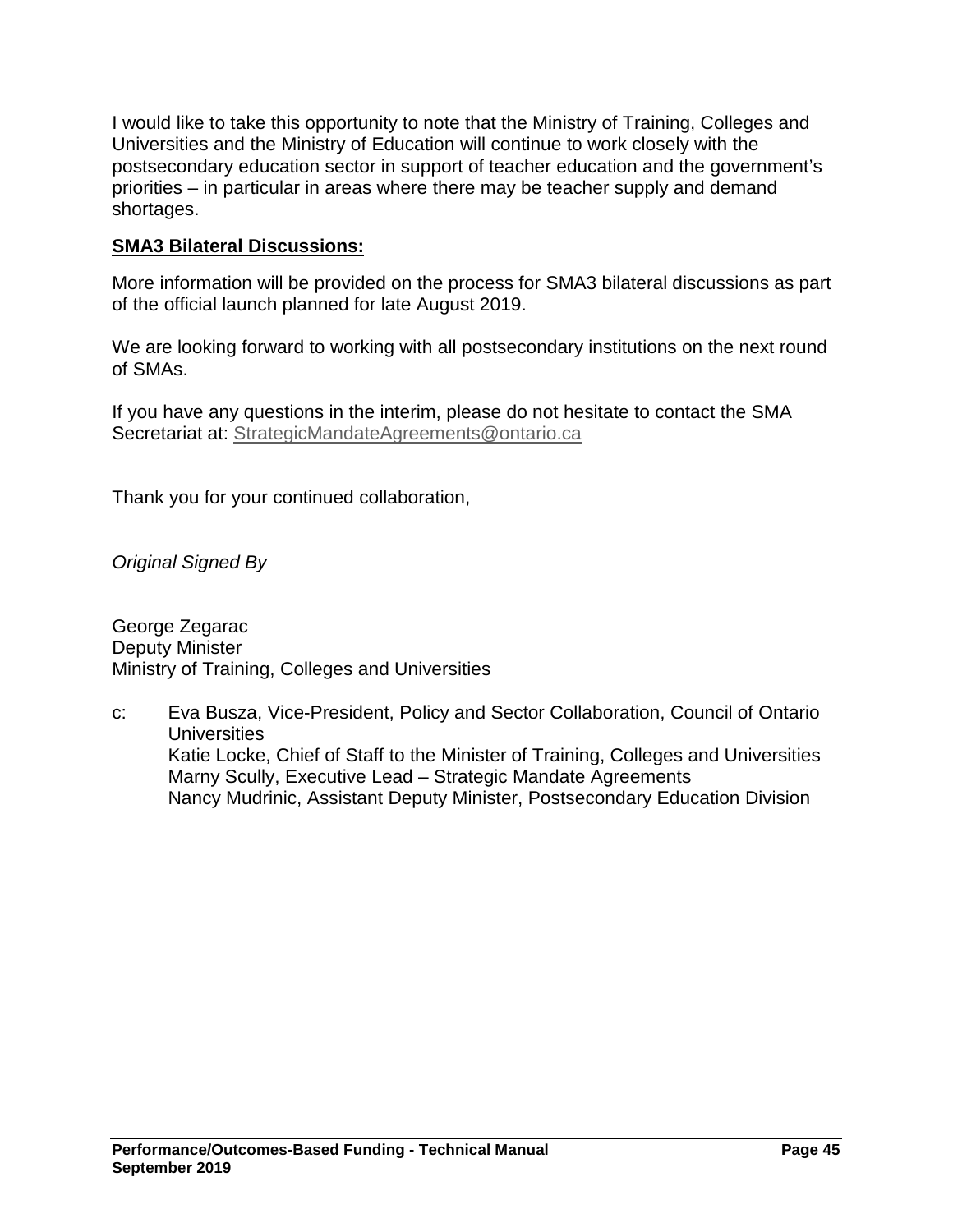I would like to take this opportunity to note that the Ministry of Training, Colleges and Universities and the Ministry of Education will continue to work closely with the postsecondary education sector in support of teacher education and the government's priorities – in particular in areas where there may be teacher supply and demand shortages.

**SMA3 Bilateral Discussions:**

More information will be provided on the process for SMA3 bilateral discussions as part of the official launch planned for late August 2019.

We are looking forward to working with all postsecondary institutions on the next round of SMAs.

If you have any questions in the interim, please do not hesitate to contact the SMA Secretariat at: StrategicMandateAgreements@ontario.ca

Thank you for your continued collaboration,

*Original Signed By*

George Zegarac
Deputy Minister
Ministry of Training, Colleges and Universities

c: Eva Busza, Vice-President, Policy and Sector Collaboration, Council of Ontario Universities
Katie Locke, Chief of Staff to the Minister of Training, Colleges and Universities
Marny Scully, Executive Lead – Strategic Mandate Agreements
Nancy Mudrinic, Assistant Deputy Minister, Postsecondary Education Division